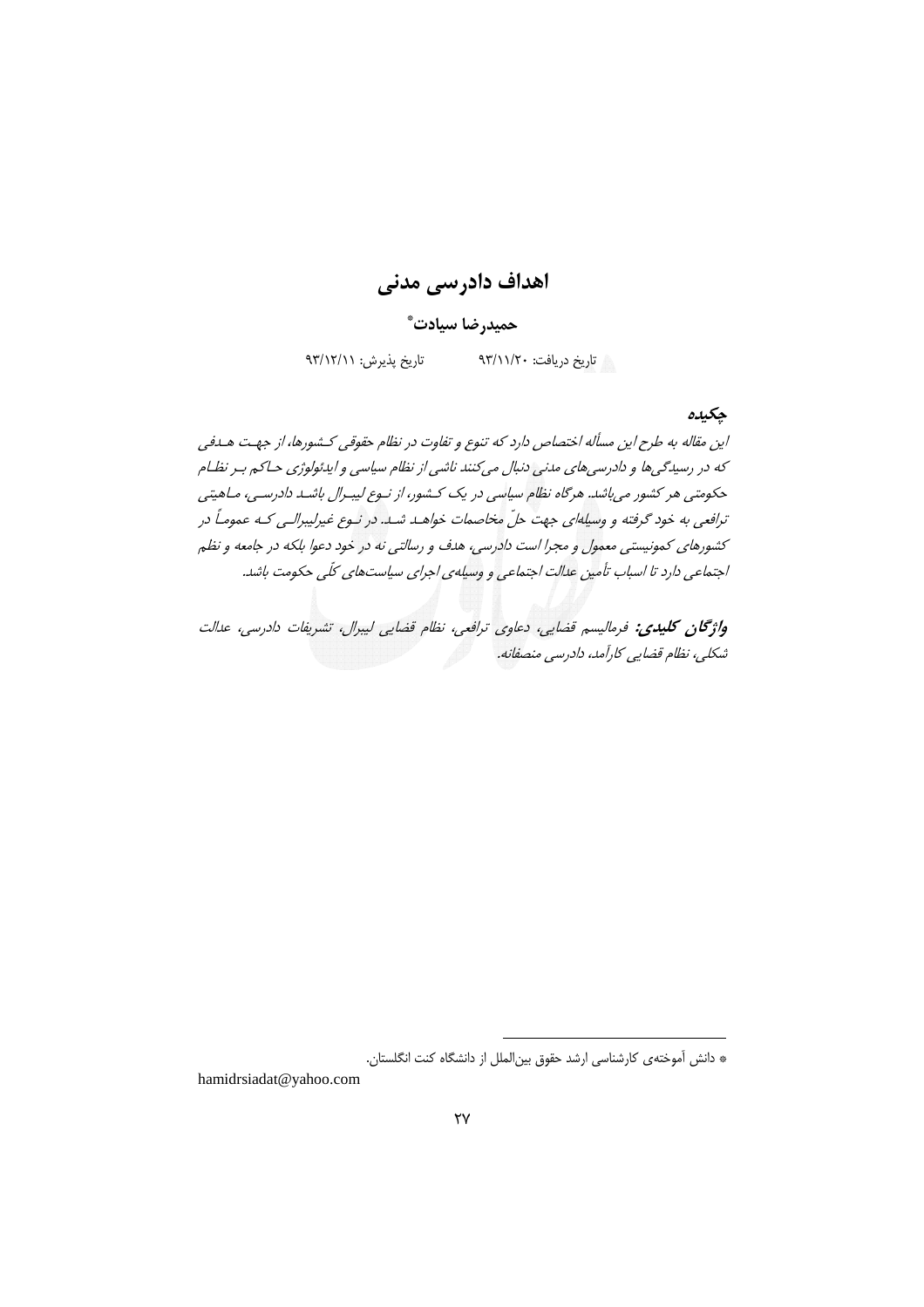# اهداف دادرسی مدنی

**حمیدرضا سیادت**[*]

تاریخ دریافت: ۹۳/۱۱/۲۰ &nbsp;&nbsp;&nbsp;&nbsp;&nbsp;&nbsp;&nbsp;&nbsp; تاریخ پذیرش: ۹۳/۱۲/۱۱

## چکیده

*این مقاله به طرح این مسأله اختصاص دارد که تنوع و تفاوت در نظام حقوقی کشورها، از جهت هدفی که در رسیدگی‌ها و دادرسی‌های مدنی دنبال می‌کنند ناشی از نظام سیاسی و ایدئولوژی حاکم بر نظام حکومتی هر کشور می‌باشد. هرگاه نظام سیاسی در یک کشور، از نوع لیبرال باشد دادرسی، ماهیتی ترافعی به خود گرفته و وسیله‌ای جهت حلّ مخاصمات خواهد شد. در نوع غیرلیبرالی که عموماً در کشورهای کمونیستی معمول و مجرا است دادرسی، هدف و رسالتی نه در خود دعوا بلکه در جامعه و نظم اجتماعی دارد تا اسباب تأمین عدالت اجتماعی و وسیله‌ی اجرای سیاست‌های کلّی حکومت باشد.*

***واژگان کلیدی:*** *فرمالیسم قضایی، دعاوی ترافعی، نظام قضایی لیبرال، تشریفات دادرسی، عدالت شکلی، نظام قضایی کارآمد، دادرسی منصفانه.*

---

[*] دانش آموخته‌ی کارشناسی ارشد حقوق بین‌الملل از دانشگاه کنت انگلستان.

hamidrsiadat@yahoo.com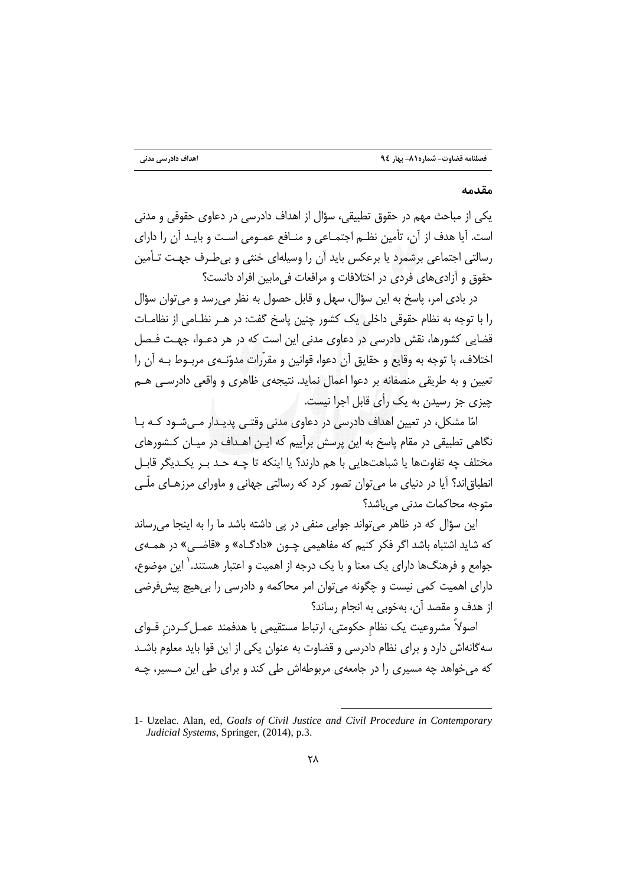## مقدمه

یکی از مباحث مهم در حقوق تطبیقی، سؤال از اهداف دادرسی در دعاوی حقوقی و مدنی است. آیا هدف از آن، تأمین نظـم اجتمـاعی و منـافع عمـومی اسـت و بایـد آن را دارای رسالتی اجتماعی برشمرد یا برعکس باید آن را وسیله‌ای خنثی و بی‌طـرف جهـت تـأمین حقوق و آزادی‌های فردی در اختلافات و مرافعات فی‌مابین افراد دانست؟

در بادی امر، پاسخ به این سؤال، سهل و قابل حصول به نظر می‌رسد و می‌توان سؤال را با توجه به نظام حقوقی داخلی یک کشور چنین پاسخ گفت: در هـر نظـامی از نظامـات قضایی کشورها، نقش دادرسی در دعاوی مدنی این است که در هر دعـوا، جهـت فـصل اختلاف، با توجه به وقایع و حقایق آن دعوا، قوانین و مقرّرات مدوّنـه‌ی مربـوط بـه آن را تعیین و به طریقی منصفانه بر دعوا اعمال نماید. نتیجه‌ی ظاهری و واقعی دادرسـی هـم چیزی جز رسیدن به یک رأی قابل اجرا نیست.

امّا مشکل، در تعیین اهداف دادرسی در دعاوی مدنی وقتـی پدیـدار مـی‌شـود کـه بـا نگاهی تطبیقی در مقام پاسخ به این پرسش برآییم که ایـن اهـداف در میـان کـشورهای مختلف چه تفاوت‌ها یا شباهت‌هایی با هم دارند؟ یا اینکه تا چـه حـد بـر یکـدیگر قابـل انطباق‌اند؟ آیا در دنیای ما می‌توان تصور کرد که رسالتی جهانی و ماورای مرزهـای ملّـی متوجه محاکمات مدنی می‌باشد؟

این سؤال که در ظاهر می‌تواند جوابی منفی در پی داشته باشد ما را به اینجا می‌رساند که شاید اشتباه باشد اگر فکر کنیم که مفاهیمی چـون «دادگـاه» و «قاضـی» در همـه‌ی جوامع و فرهنگ‌ها دارای یک معنا و با یک درجه از اهمیت و اعتبار هستند.[1] این موضوع، دارای اهمیت کمی نیست و چگونه می‌توان امر محاکمه و دادرسی را بی‌هیچ پیش‌فرضی از هدف و مقصد آن، به‌خوبی به انجام رساند؟

اصولاً مشروعیت یک نظامِ حکومتی، ارتباط مستقیمی با هدفمند عمـل‌کـردنِ قـوای سه‌گانه‌اش دارد و برای نظام دادرسی و قضاوت به عنوان یکی از این قوا باید معلوم باشـد که می‌خواهد چه مسیری را در جامعه‌ی مربوطه‌اش طی کند و برای طی این مـسیر، چـه

---

1- Uzelac. Alan, ed, *Goals of Civil Justice and Civil Procedure in Contemporary Judicial Systems*, Springer, (2014), p.3.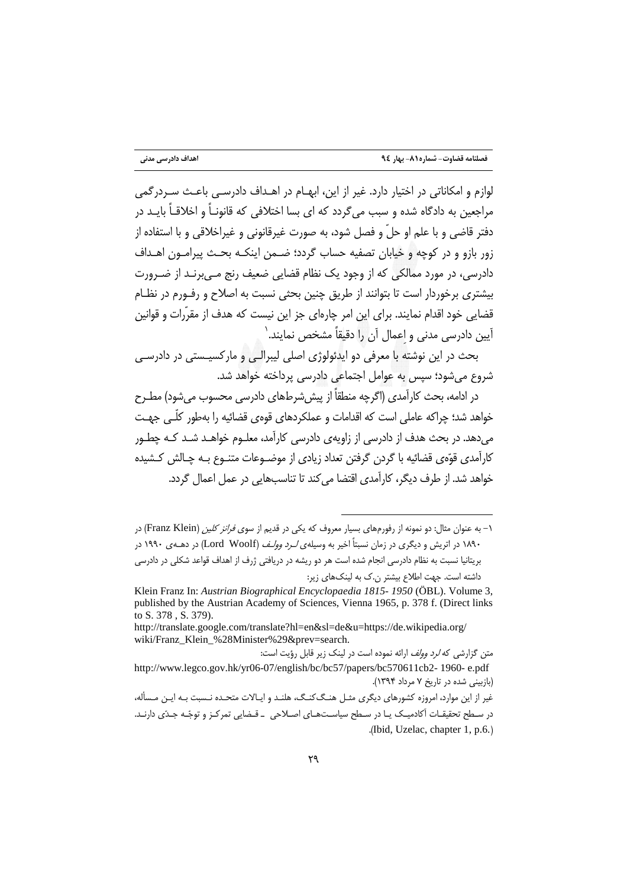لوازم و امکاناتی در اختیار دارد. غیر از این، ابهـام در اهـداف دادرسـی باعـث سـردرگمی مراجعین به دادگاه شده و سبب می‌گردد که ای بسا اختلافی که قانوناً و اخلاقاً بایـد در دفتر قاضی و با علم او حلّ و فصل شود، به صورت غیرقانونی و غیراخلاقی و با استفاده از زور بازو و در کوچه و خیابان تصفیه حساب گردد؛ ضـمن اینکـه بحـث پیرامـون اهـداف دادرسی، در مورد ممالکی که از وجود یک نظام قضایی ضعیف رنج مـی‌برنـد از ضـرورت بیشتری برخوردار است تا بتوانند از طریق چنین بحثی نسبت به اصلاح و رفـورم در نظـام قضایی خود اقدام نمایند. برای این امر چاره‌ای جز این نیست که هدف از مقرّرات و قوانین آیین دادرسی مدنی و اِعمال آن را دقیقاً مشخص نمایند.[1]

بحث در این نوشته با معرفی دو ایدئولوژی اصلی لیبرالـی و مارکسیـستی در دادرسـی شروع می‌شود؛ سپس به عوامل اجتماعی دادرسی پرداخته خواهد شد.

در ادامه، بحث کارآمدی (اگرچه منطقاً از پیش‌شرطهای دادرسی محسوب می‌شود) مطـرح خواهد شد؛ چراکه عاملی است که اقدامات و عملکردهای قوه‌ی قضائیه را به‌طور کلّـی جهـت می‌دهد. در بحث هدف از دادرسی از زاویه‌ی دادرسی کارآمد، معلـوم خواهـد شـد کـه چطـور کارآمدی قوّه‌ی قضائیه با گردن گرفتن تعداد زیادی از موضـوعات متنـوع بـه چـالش کـشیده خواهد شد. از طرف دیگر، کارآمدی اقتضا می‌کند تا تناسب‌هایی در عمل اعمال گردد.

---

۱- به عنوان مثال: دو نمونه از رفورم‌های بسیار معروف که یکی در قدیم از سوی *فرانز کلین* (Franz Klein) در ۱۸۹۰ در اتریش و دیگری در زمان نسبتاً اخیر به وسیله‌ی *لـرد وولـف* (Lord Woolf) در دهـه‌ی ۱۹۹۰ در بریتانیا نسبت به نظام دادرسی انجام شده است هر دو ریشه در دریافتی ژرف از اهداف قواعد شکلی در دادرسی داشته است. جهت اطلاع بیشتر ن.ک به لینک‌های زیر:

Klein Franz In: *Austrian Biographical Encyclopaedia 1815- 1950* (ÖBL). Volume 3, published by the Austrian Academy of Sciences, Vienna 1965, p. 378 f. (Direct links to S. 378 , S. 379).

http://translate.google.com/translate?hl=en&sl=de&u=https://de.wikipedia.org/wiki/Franz_Klein_%28Minister%29&prev=search.

متن گزارشی که *لرد وولف* ارائه نموده است در لینک زیر قابل رؤیت است:

http://www.legco.gov.hk/yr06-07/english/bc/bc57/papers/bc570611cb2- 1960- e.pdf (بازبینی شده در تاریخ ۷ مرداد ۱۳۹۴).

غیر از این موارد، امروزه کشورهای دیگری مثـل هنـگ‌کنـگ، هلنـد و ایـالات متحـده نـسبت بـه ایـن مـسأله، در سـطح تحقیقـات آکادمیـک یـا در سـطح سیاسـت‌هـای اصـلاحی ـ قـضایی تمرکـز و توجّـه جـدّی دارنـد. (Ibid, Uzelac, chapter 1, p.6.)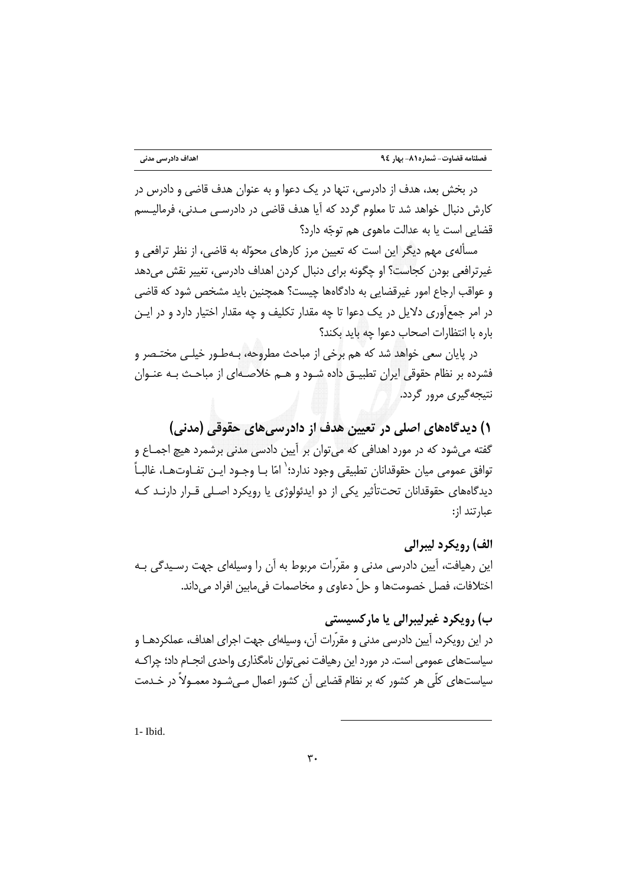در بخش بعد، هدف از دادرسی، تنها در یک دعوا و به عنوان هدف قاضی و دادرس در کارش دنبال خواهد شد تا معلوم گردد که آیا هدف قاضی در دادرسی مدنی، فرمالیسم قضایی است یا به عدالت ماهوی هم توجّه دارد؟

مسأله‌ی مهم دیگر این است که تعیین مرز کارهای محوّله به قاضی، از نظر ترافعی و غیرترافعی بودن کجاست؟ او چگونه برای دنبال کردن اهداف دادرسی، تغییر نقش می‌دهد و عواقب ارجاع امور غیرقضایی به دادگاه‌ها چیست؟ همچنین باید مشخص شود که قاضی در امر جمع‌آوری دلایل در یک دعوا تا چه مقدار تکلیف و چه مقدار اختیار دارد و در این باره با انتظارات اصحاب دعوا چه باید بکند؟

در پایان سعی خواهد شد که هم برخی از مباحث مطروحه، به‌طور خیلی مختصر و فشرده بر نظام حقوقی ایران تطبیق داده شود و هم خلاصه‌ای از مباحث به عنوان نتیجه‌گیری مرور گردد.

## ۱) دیدگاه‌های اصلی در تعیین هدف از دادرسی‌های حقوقی (مدنی)

گفته می‌شود که در مورد اهدافی که می‌توان بر آیین دادسی مدنی برشمرد هیچ اجماع و توافق عمومی میان حقوقدانان تطبیقی وجود ندارد;[1] امّا با وجود این تفاوت‌ها، غالباً دیدگاه‌های حقوقدانان تحت‌تأثیر یکی از دو ایدئولوژی یا رویکرد اصلی قرار دارند که عبارتند از:

### الف) رویکرد لیبرالی

این رهیافت، آیین دادرسی مدنی و مقرّرات مربوط به آن را وسیله‌ای جهت رسیدگی به اختلافات، فصل خصومت‌ها و حلّ دعاوی و مخاصمات فی‌مابین افراد می‌داند.

### ب) رویکرد غیرلیبرالی یا مارکسیستی

در این رویکرد، آیین دادرسی مدنی و مقرّرات آن، وسیله‌ای جهت اجرای اهداف، عملکردها و سیاست‌های عمومی است. در مورد این رهیافت نمی‌توان نامگذاری واحدی انجام داد؛ چراکه سیاست‌های کلّی هر کشور که بر نظام قضایی آن کشور اعمال می‌شود معمولاً در خدمت

---

1- Ibid.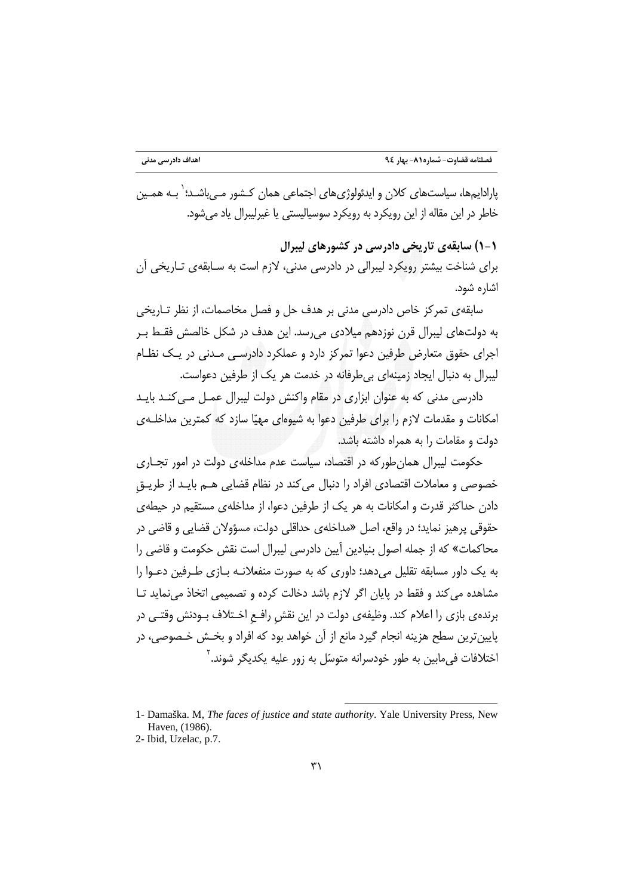پارادایم‌ها، سیاست‌های کلان و ایدئولوژی‌های اجتماعی همان کشور می‌باشد؛[1] به همین خاطر در این مقاله از این رویکرد به رویکرد سوسیالیستی یا غیرلیبرال یاد می‌شود.

### ۱-۱) سابقه‌ی تاریخی دادرسی در کشورهای لیبرال

برای شناخت بیشتر رویکرد لیبرالی در دادرسی مدنی، لازم است به سابقه‌ی تاریخی آن اشاره شود.

سابقه‌ی تمرکز خاص دادرسی مدنی بر هدف حل و فصل مخاصمات، از نظر تاریخی به دولت‌های لیبرال قرن نوزدهم میلادی می‌رسد. این هدف در شکل خالصش فقط بر اجرای حقوق متعارض طرفین دعوا تمرکز دارد و عملکرد دادرسی مدنی در یک نظام لیبرال به دنبال ایجاد زمینه‌ای بی‌طرفانه در خدمت هر یک از طرفین دعواست.

دادرسی مدنی که به عنوان ابزاری در مقام واکنش دولت لیبرال عمل می‌کند باید امکانات و مقدمات لازم را برای طرفین دعوا به شیوه‌ای مهیّا سازد که کمترین مداخله‌ی دولت و مقامات را به همراه داشته باشد.

حکومت لیبرال همان‌طورکه در اقتصاد، سیاست عدم مداخله‌ی دولت در امور تجاری خصوصی و معاملات اقتصادی افراد را دنبال می‌کند در نظام قضایی هم باید از طریقِ دادن حداکثر قدرت و امکانات به هر یک از طرفین دعوا، از مداخله‌ی مستقیم در حیطه‌ی حقوقی پرهیز نماید؛ در واقع، اصل «مداخله‌ی حداقلی دولت، مسؤولان قضایی و قاضی در محاکمات» که از جمله اصول بنیادین آیین دادرسی لیبرال است نقش حکومت و قاضی را به یک داور مسابقه تقلیل می‌دهد؛ داوری که به صورت منفعلانه بازی طرفین دعوا را مشاهده می‌کند و فقط در پایان اگر لازم باشد دخالت کرده و تصمیمی اتخاذ می‌نماید تا برنده‌ی بازی را اعلام کند. وظیفه‌ی دولت در این نقشِ رافعِ اختلاف بودنش وقتی در پایین‌ترین سطح هزینه انجام گیرد مانع از آن خواهد بود که افراد و بخش خصوصی، در اختلافات فی‌مابین به طور خودسرانه متوسّل به زور علیه یکدیگر شوند.[2]

---

1- Damaška. M, *The faces of justice and state authority*. Yale University Press, New Haven, (1986).

2- Ibid, Uzelac, p.7.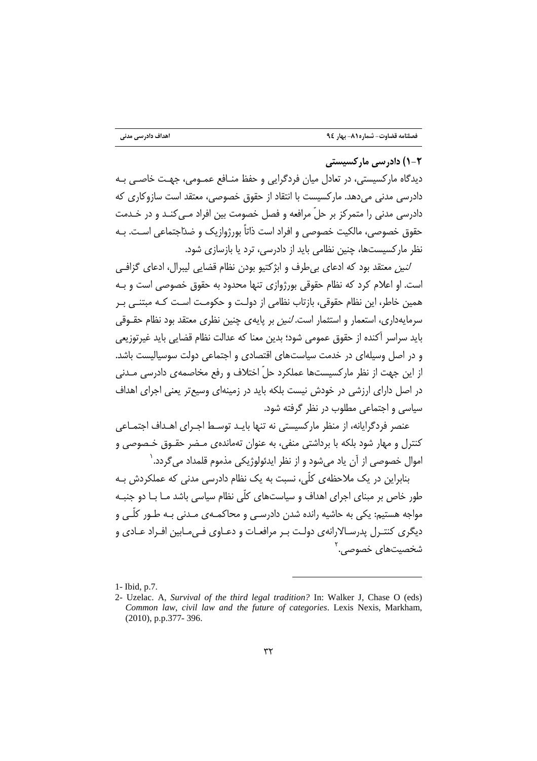### ۲-۱) دادرسی مارکسیستی

دیدگاه مارکسیستی، در تعادل میان فردگرایی و حفظ منافع عمومی، جهت خاصی به دادرسی مدنی می‌دهد. مارکسیست با انتقاد از حقوق خصوصی، معتقد است سازوکاری که دادرسی مدنی را متمرکز بر حلّ مرافعه و فصل خصومت بین افراد می‌کند و در خدمت حقوق خصوصی، مالکیت خصوصی و افراد است ذاتاً بورژوازیک و ضدّاجتماعی است. به نظر مارکسیست‌ها، چنین نظامی باید از دادرسی، ترد یا بازسازی شود.

*لنین* معتقد بود که ادعای بی‌طرف و ابژکتیو بودن نظام قضایی لیبرال، ادعای گزافی است. او اعلام کرد که نظام حقوقی بورژوازی تنها محدود به حقوق خصوصی است و به همین خاطر، این نظام حقوقی، بازتاب نظامی از دولت و حکومت است که مبتنی بر سرمایه‌داری، استعمار و استثمار است. *لنین* بر پایه‌ی چنین نظری معتقد بود نظام حقوقی باید سراسر آکنده از حقوق عمومی شود؛ بدین معنا که عدالت نظام قضایی باید غیرتوزیعی و در اصل وسیله‌ای در خدمت سیاست‌های اقتصادی و اجتماعی دولت سوسیالیست باشد. از این جهت از نظر مارکسیست‌ها عملکرد حلّ اختلاف و رفع مخاصمه‌ی دادرسی مدنی در اصل دارای ارزشی در خودش نیست بلکه باید در زمینه‌ای وسیع‌تر یعنی اجرای اهداف سیاسی و اجتماعی مطلوب در نظر گرفته شود.

عنصر فردگرایانه، از منظر مارکسیستی نه تنها باید توسط اجرای اهداف اجتماعی کنترل و مهار شود بلکه با برداشتی منفی، به عنوان تهمانده‌ی مضر حقوق خصوصی و اموال خصوصی از آن یاد می‌شود و از نظر ایدئولوژیکی مذموم قلمداد می‌گردد.[1]

بنابراین در یک ملاحظه‌ی کلّی، نسبت به یک نظام دادرسی مدنی که عملکردش به طور خاص بر مبنای اجرای اهداف و سیاست‌های کلّی نظام سیاسی باشد ما با دو جنبه مواجه هستیم: یکی به حاشیه رانده شدن دادرسی و محاکمه‌ی مدنی به طور کلّی و دیگری کنترل پدرسالارانه‌ی دولت بر مرافعات و دعاوی فی‌مابین افراد عادی و شخصیت‌های خصوصی.[2]

---

1- Ibid, p.7.

2- Uzelac. A, *Survival of the third legal tradition?* In: Walker J, Chase O (eds) *Common law, civil law and the future of categories*. Lexis Nexis, Markham, (2010), p.p.377- 396.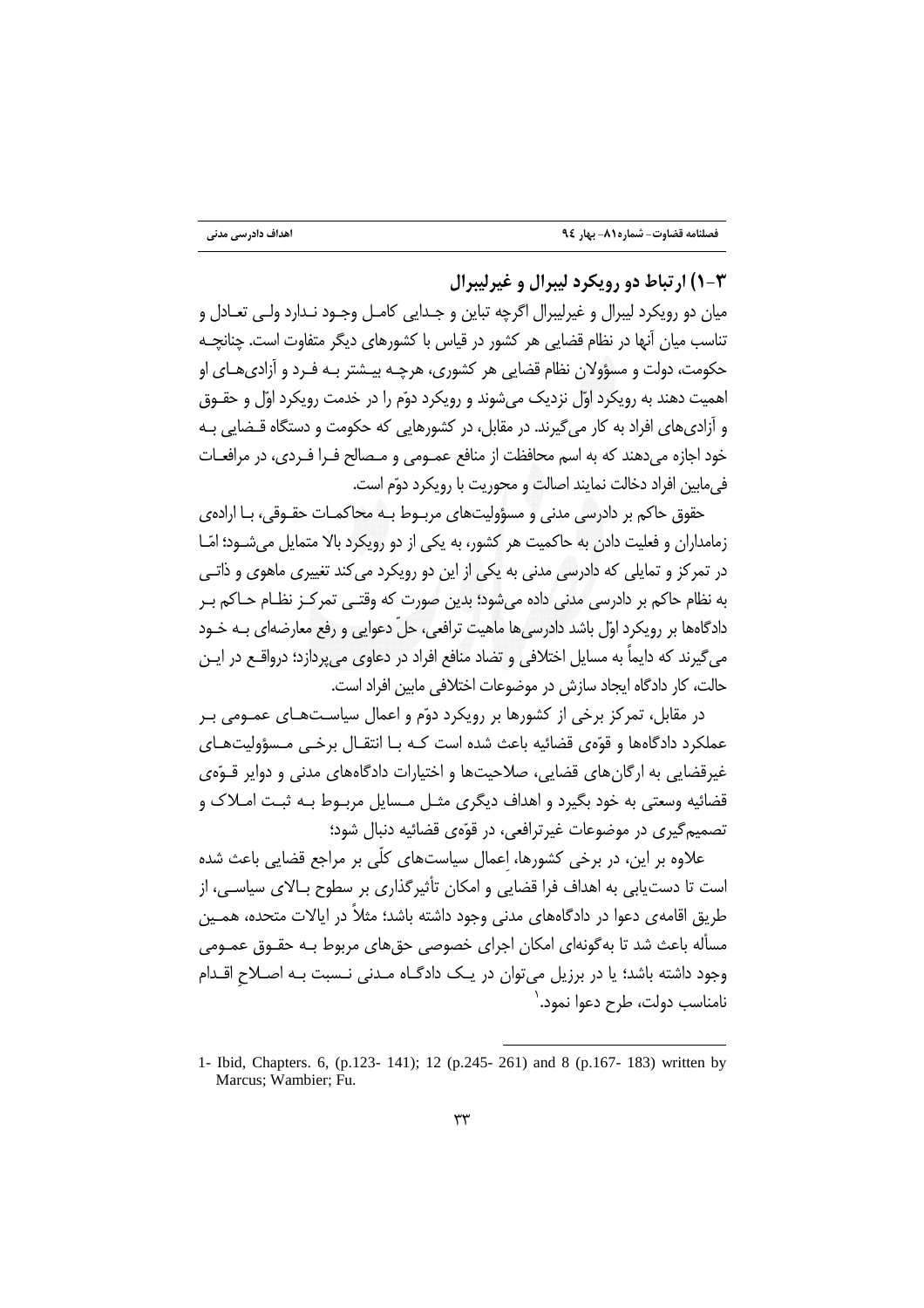## ۳-۱) ارتباط دو رویکرد لیبرال و غیرلیبرال

میان دو رویکرد لیبرال و غیرلیبرال اگرچه تباین و جدایی کامل وجود ندارد ولی تعادل و تناسب میان آنها در نظام قضایی هر کشور در قیاس با کشورهای دیگر متفاوت است. چنانچه حکومت، دولت و مسؤولان نظام قضایی هر کشوری، هرچه بیشتر به فرد و آزادی‌های او اهمیت دهند به رویکرد اوّل نزدیک می‌شوند و رویکرد دوّم را در خدمت رویکرد اوّل و حقوق و آزادی‌های افراد به کار می‌گیرند. در مقابل، در کشورهایی که حکومت و دستگاه قضایی به خود اجازه می‌دهند که به اسم محافظت از منافع عمومی و مصالح فرا فردی، در مرافعات فی‌مابین افراد دخالت نمایند اصالت و محوریت با رویکرد دوّم است.

حقوق حاکم بر دادرسی مدنی و مسؤولیت‌های مربوط به محاکمات حقوقی، با اراده‌ی زمامداران و فعلیت دادن به حاکمیت هر کشور، به یکی از دو رویکرد بالا متمایل می‌شود؛ امّا در تمرکز و تمایلی که دادرسی مدنی به یکی از این دو رویکرد می‌کند تغییری ماهوی و ذاتی به نظام حاکم بر دادرسی مدنی داده می‌شود؛ بدین صورت که وقتی تمرکز نظام حاکم بر دادگاه‌ها بر رویکرد اوّل باشد دادرسی‌ها ماهیت ترافعی، حلّ دعوایی و رفع معارضه‌ای به خود می‌گیرند که دایماً به مسایل اختلافی و تضاد منافع افراد در دعاوی می‌پردازد؛ درواقع در این حالت، کار دادگاه ایجاد سازش در موضوعات اختلافی مابین افراد است.

در مقابل، تمرکز برخی از کشورها بر رویکرد دوّم و اعمال سیاست‌های عمومی بر عملکرد دادگاه‌ها و قوّه‌ی قضائیه باعث شده است که با انتقال برخی مسؤولیت‌های غیرقضایی به ارگان‌های قضایی، صلاحیت‌ها و اختیارات دادگاه‌های مدنی و دوایر قوّه‌ی قضائیه وسعتی به خود بگیرد و اهداف دیگری مثل مسایل مربوط به ثبت املاک و تصمیم‌گیری در موضوعات غیرترافعی، در قوّه‌ی قضائیه دنبال شود؛

علاوه بر این، در برخی کشورها، اِعمال سیاست‌های کلّی بر مراجع قضایی باعث شده است تا دست‌یابی به اهداف فرا قضایی و امکان تأثیرگذاری بر سطوح بالای سیاسی، از طریق اقامه‌ی دعوا در دادگاه‌های مدنی وجود داشته باشد؛ مثلاً در ایالات متحده، همین مسأله باعث شد تا به‌گونه‌ای امکان اجرای خصوصی حق‌های مربوط به حقوق عمومی وجود داشته باشد؛ یا در برزیل می‌توان در یک دادگاه مدنی نسبت به اصلاحِ اقدام نامناسب دولت، طرح دعوا نمود.[1]

---

1- Ibid, Chapters. 6, (p.123- 141); 12 (p.245- 261) and 8 (p.167- 183) written by Marcus; Wambier; Fu.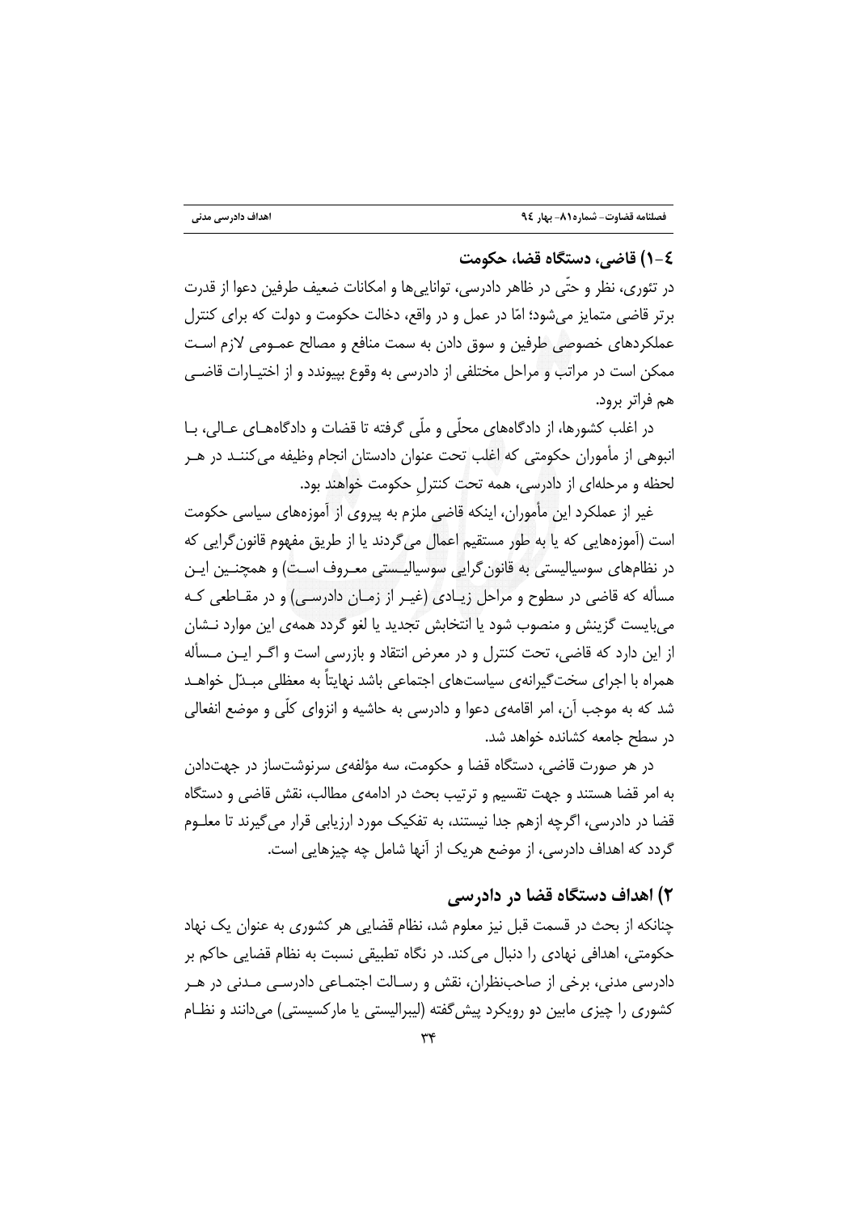### ٤-١) قاضی، دستگاه قضا، حکومت

در تئوری، نظر و حتّی در ظاهر دادرسی، توانایی‌ها و امکانات ضعیف طرفین دعوا از قدرت برتر قاضی متمایز می‌شود؛ امّا در عمل و در واقع، دخالت حکومت و دولت که برای کنترل عملکردهای خصوصی طرفین و سوق دادن به سمت منافع و مصالح عمومی لازم است ممکن است در مراتب و مراحل مختلفی از دادرسی به وقوع بپیوندد و از اختیارات قاضی هم فراتر برود.

در اغلب کشورها، از دادگاه‌های محلّی و ملّی گرفته تا قضات و دادگاه‌های عالی، با انبوهی از مأموران حکومتی که اغلب تحت عنوان دادستان انجام وظیفه می‌کنند در هر لحظه و مرحله‌ای از دادرسی، همه تحت کنترلِ حکومت خواهند بود.

غیر از عملکرد این مأموران، اینکه قاضی ملزم به پیروی از آموزه‌های سیاسی حکومت است (آموزه‌هایی که یا به طور مستقیم اعمال می‌گردند یا از طریق مفهوم قانون‌گرایی که در نظام‌های سوسیالیستی به قانون‌گرایی سوسیالیستی معروف است) و همچنین این مسأله که قاضی در سطوح و مراحل زیادی (غیر از زمان دادرسی) و در مقاطعی که می‌بایست گزینش و منصوب شود یا انتخابش تجدید یا لغو گردد همه‌ی این موارد نشان از این دارد که قاضی، تحت کنترل و در معرض انتقاد و بازرسی است و اگر این مسأله همراه با اجرای سخت‌گیرانه‌ی سیاست‌های اجتماعی باشد نهایتاً به معظلی مبدّل خواهد شد که به موجب آن، امر اقامه‌ی دعوا و دادرسی به حاشیه و انزوای کلّی و موضع انفعالی در سطح جامعه کشانده خواهد شد.

در هر صورت قاضی، دستگاه قضا و حکومت، سه مؤلفه‌ی سرنوشت‌ساز در جهت‌دادن به امر قضا هستند و جهت تقسیم و ترتیب بحث در ادامه‌ی مطالب، نقش قاضی و دستگاه قضا در دادرسی، اگرچه ازهم جدا نیستند، به تفکیک مورد ارزیابی قرار می‌گیرند تا معلوم گردد که اهداف دادرسی، از موضع هریک از آنها شامل چه چیزهایی است.

## ٢) اهداف دستگاه قضا در دادرسی

چنانکه از بحث در قسمت قبل نیز معلوم شد، نظام قضایی هر کشوری به عنوان یک نهاد حکومتی، اهدافی نهادی را دنبال می‌کند. در نگاه تطبیقی نسبت به نظام قضایی حاکم بر دادرسی مدنی، برخی از صاحب‌نظران، نقش و رسالت اجتماعی دادرسی مدنی در هر کشوری را چیزی مابین دو رویکرد پیش‌گفته (لیبرالیستی یا مارکسیستی) می‌دانند و نظام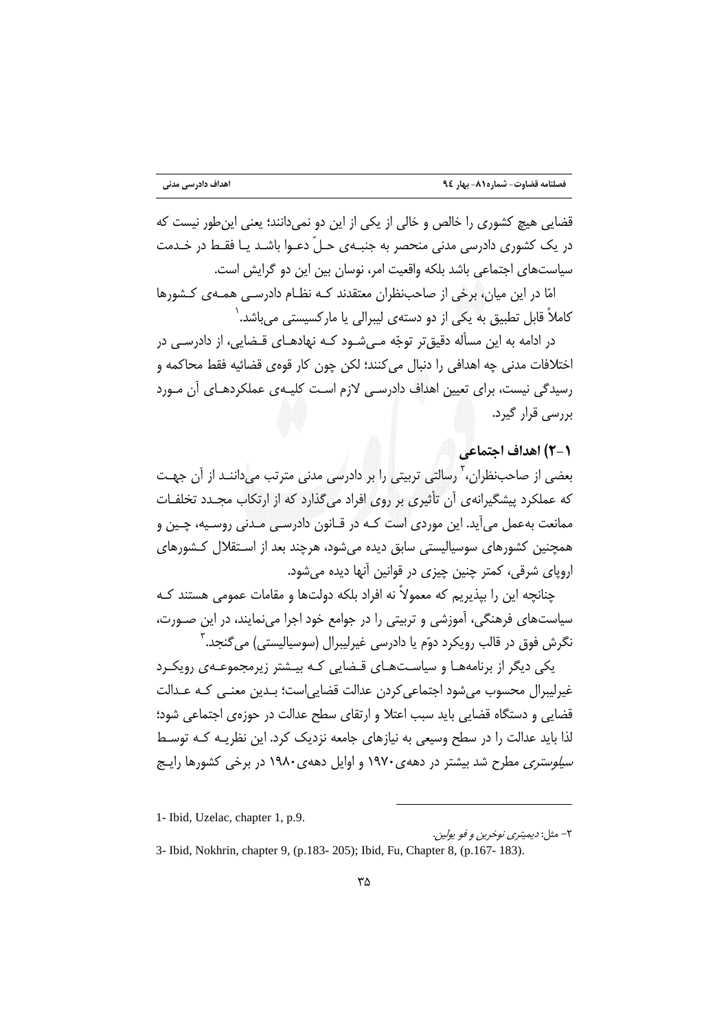قضایی هیچ کشوری را خالص و خالی از یکی از این دو نمی‌دانند؛ یعنی این‌طور نیست که در یک کشوری دادرسی مدنی منحصر به جنبه‌ی حلّ دعوا باشد یا فقط در خدمت سیاست‌های اجتماعی باشد بلکه واقعیت امر، نوسان بین این دو گرایش است.

امّا در این میان، برخی از صاحب‌نظران معتقدند که نظام دادرسی همه‌ی کشورها کاملاً قابل تطبیق به یکی از دو دسته‌ی لیبرالی یا مارکسیستی می‌باشد.[1]

در ادامه به این مسأله دقیق‌تر توجّه می‌شود که نهادهای قضایی، از دادرسی در اختلافات مدنی چه اهدافی را دنبال می‌کنند؛ لکن چون کار قوه‌ی قضائیه فقط محاکمه و رسیدگی نیست، برای تعیین اهداف دادرسی لازم است کلیه‌ی عملکردهای آن مورد بررسی قرار گیرد.

## ۱-۲) اهداف اجتماعی

بعضی از صاحب‌نظران،[2] رسالتی تربیتی را بر دادرسی مدنی مترتب می‌دانند از آن جهت که عملکرد پیشگیرانه‌ی آن تأثیری بر روی افراد می‌گذارد که از ارتکاب مجدد تخلفات ممانعت به‌عمل می‌آید. این موردی است که در قانون دادرسی مدنی روسیه، چین و همچنین کشورهای سوسیالیستی سابق دیده می‌شود، هرچند بعد از استقلال کشورهای اروپای شرقی، کمتر چنین چیزی در قوانین آنها دیده می‌شود.

چنانچه این را بپذیریم که معمولاً نه افراد بلکه دولت‌ها و مقامات عمومی هستند که سیاست‌های فرهنگی، آموزشی و تربیتی را در جوامع خود اجرا می‌نمایند، در این صورت، نگرش فوق در قالب رویکرد دوّم یا دادرسی غیرلیبرال (سوسیالیستی) می‌گنجد.[3]

یکی دیگر از برنامه‌ها و سیاست‌های قضایی که بیشتر زیرمجموعه‌ی رویکرد غیرلیبرال محسوب می‌شود اجتماعی‌کردن عدالت قضایی‌است؛ بدین معنی که عدالت قضایی و دستگاه قضایی باید سبب اعتلا و ارتقای سطح عدالت در حوزه‌ی اجتماعی شود؛ لذا باید عدالت را در سطح وسیعی به نیازهای جامعه نزدیک کرد. این نظریه که توسط *سیلوستری* مطرح شد بیشتر در دهه‌ی ۱۹۷۰ و اوایل دهه‌ی ۱۹۸۰ در برخی کشورها رایج

---

1- Ibid, Uzelac, chapter 1, p.9.

۲- مثل: *دیمیتری نوخرین و فو یولین.*

3- Ibid, Nokhrin, chapter 9, (p.183- 205); Ibid, Fu, Chapter 8, (p.167- 183).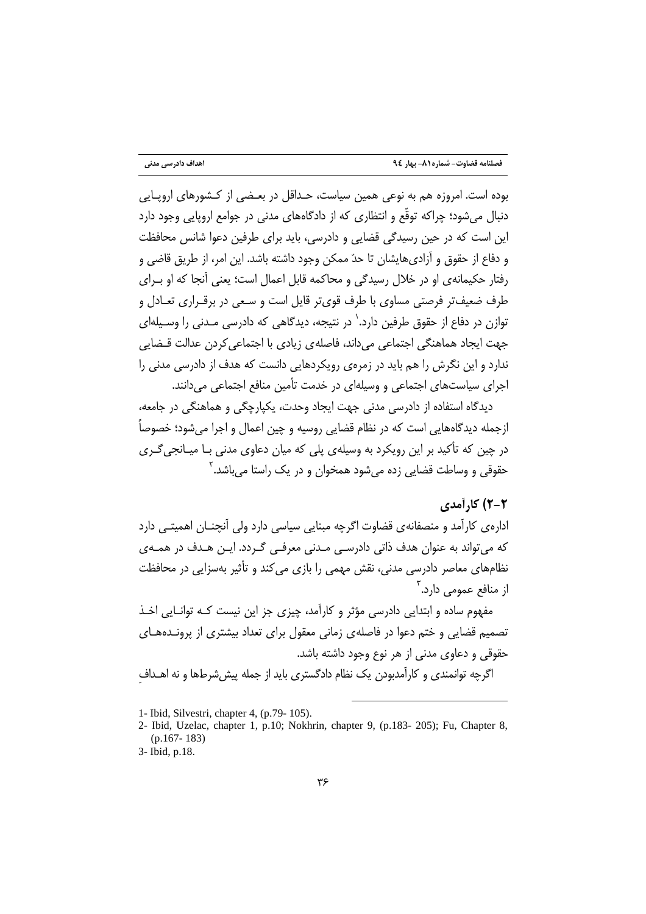بوده است. امروزه هم به نوعی همین سیاست، حداقل در بعضی از کشورهای اروپایی دنبال می‌شود؛ چراکه توقّع و انتظاری که از دادگاه‌های مدنی در جوامع اروپایی وجود دارد این است که در حین رسیدگی قضایی و دادرسی، باید برای طرفین دعوا شانس محافظت و دفاع از حقوق و آزادی‌هایشان تا حدّ ممکن وجود داشته باشد. این امر، از طریق قاضی و رفتار حکیمانه‌ی او در خلال رسیدگی و محاکمه قابل اعمال است؛ یعنی آنجا که او برای طرف ضعیف‌تر فرصتی مساوی با طرف قوی‌تر قایل است و سعی در برقراری تعادل و توازن در دفاع از حقوق طرفین دارد.[1] در نتیجه، دیدگاهی که دادرسی مدنی را وسیله‌ای جهت ایجاد هماهنگی اجتماعی می‌داند، فاصله‌ی زیادی با اجتماعی‌کردن عدالت قضایی ندارد و این نگرش را هم باید در زمره‌ی رویکردهایی دانست که هدف از دادرسی مدنی را اجرای سیاست‌های اجتماعی و وسیله‌ای در خدمت تأمین منافع اجتماعی می‌دانند.

دیدگاه استفاده از دادرسی مدنی جهت ایجاد وحدت، یکپارچگی و هماهنگی در جامعه، ازجمله دیدگاه‌هایی است که در نظام قضایی روسیه و چین اعمال و اجرا می‌شود؛ خصوصاً در چین که تأکید بر این رویکرد به وسیله‌ی پلی که میان دعاوی مدنی با میانجی‌گری حقوقی و وساطت قضایی زده می‌شود همخوان و در یک راستا می‌باشد.[2]

## ۲-۲) کارآمدی

اداره‌ی کارآمد و منصفانه‌ی قضاوت اگرچه مبنایی سیاسی دارد ولی آنچنان اهمیتی دارد که می‌تواند به عنوان هدف ذاتی دادرسی مدنی معرفی گردد. این هدف در همه‌ی نظام‌های معاصر دادرسی مدنی، نقش مهمی را بازی می‌کند و تأثیر به‌سزایی در محافظت از منافع عمومی دارد.[3]

مفهوم ساده و ابتدایی دادرسی مؤثر و کارآمد، چیزی جز این نیست که توانایی اخذ تصمیم قضایی و ختم دعوا در فاصله‌ی زمانی معقول برای تعداد بیشتری از پرونده‌های حقوقی و دعاوی مدنی از هر نوع وجود داشته باشد.

اگرچه توانمندی و کارآمدبودن یک نظام دادگستری باید از جمله پیش‌شرط‌ها و نه اهدافِ

---

1- Ibid, Silvestri, chapter 4, (p.79- 105).

2- Ibid, Uzelac, chapter 1, p.10; Nokhrin, chapter 9, (p.183- 205); Fu, Chapter 8, (p.167- 183)

3- Ibid, p.18.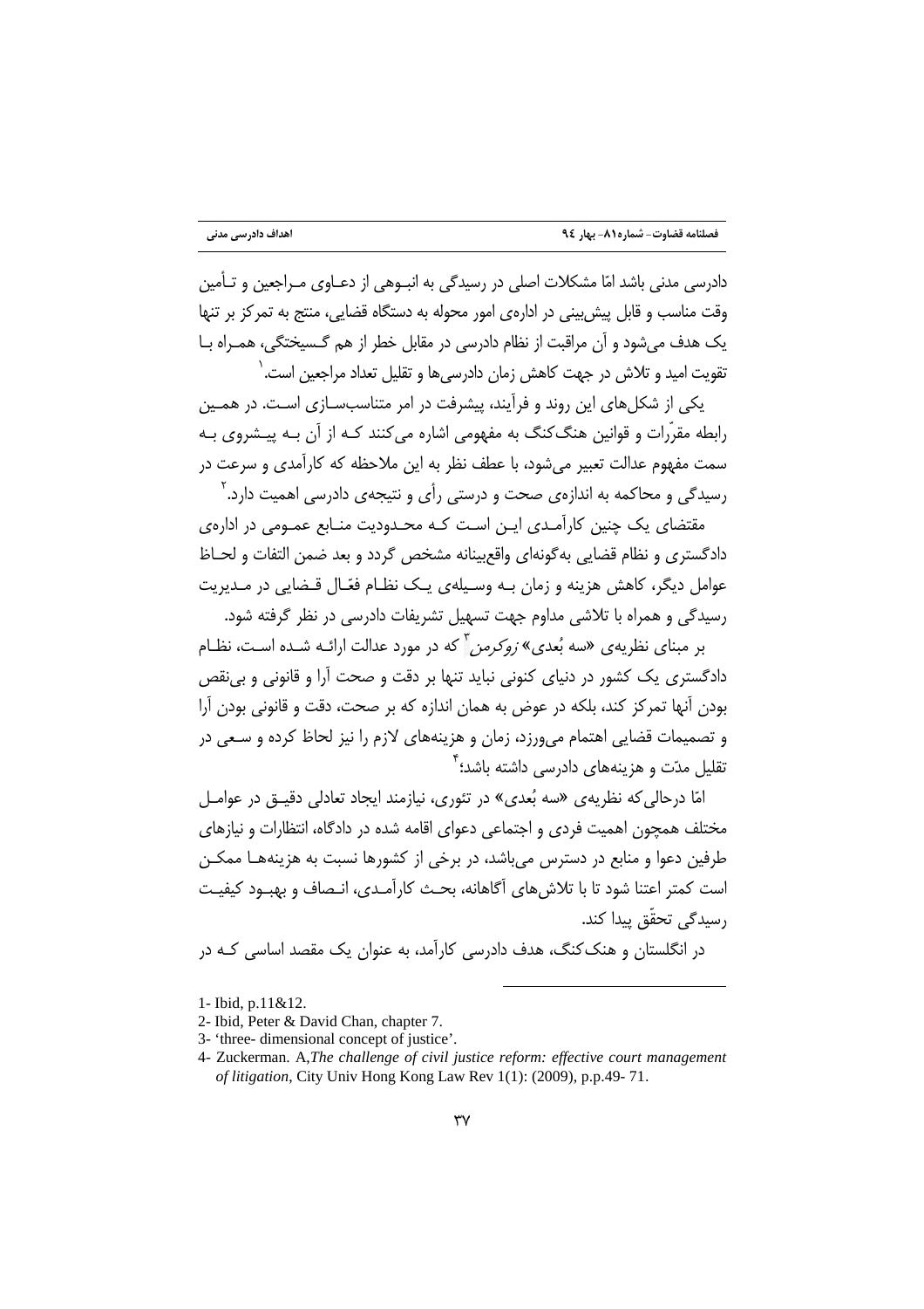دادرسی مدنی باشد امّا مشکلات اصلی در رسیدگی به انبوهی از دعاوی مراجعین و تأمین وقت مناسب و قابل پیش‌بینی در اداره‌ی امور محوله به دستگاه قضایی، منتج به تمرکز بر تنها یک هدف می‌شود و آن مراقبت از نظام دادرسی در مقابل خطر از هم گسیختگی، همراه با تقویت امید و تلاش در جهت کاهش زمان دادرسی‌ها و تقلیل تعداد مراجعین است.[1]

یکی از شکل‌های این روند و فرآیند، پیشرفت در امر متناسب‌سازی است. در همین رابطه مقرّرات و قوانین هنگ‌کنگ به مفهومی اشاره می‌کنند که از آن به پیشروی به سمت مفهوم عدالت تعبیر می‌شود، با عطف نظر به این ملاحظه که کارآمدی و سرعت در رسیدگی و محاکمه به اندازه‌ی صحت و درستی رأی و نتیجه‌ی دادرسی اهمیت دارد.[2]

مقتضای یک چنین کارآمدی این است که محدودیت منابع عمومی در اداره‌ی دادگستری و نظام قضایی به‌گونه‌ای واقع‌بینانه مشخص گردد و بعد ضمن التفات و لحاظ عوامل دیگر، کاهش هزینه و زمان به وسیله‌ی یک نظام فعّال قضایی در مدیریت رسیدگی و همراه با تلاشی مداوم جهت تسهیل تشریفات دادرسی در نظر گرفته شود.

بر مبنای نظریه‌ی «سه بُعدی» *زوکرمن*[3] که در مورد عدالت ارائه شده است، نظام دادگستری یک کشور در دنیای کنونی نباید تنها بر دقت و صحت آرا و قانونی و بی‌نقص بودن آنها تمرکز کند، بلکه در عوض به همان اندازه که بر صحت، دقت و قانونی بودن آرا و تصمیمات قضایی اهتمام می‌ورزد، زمان و هزینه‌های لازم را نیز لحاظ کرده و سعی در تقلیل مدّت و هزینه‌های دادرسی داشته باشد؛[4]

امّا درحالی‌که نظریه‌ی «سه بُعدی» در تئوری، نیازمند ایجاد تعادلی دقیق در عوامل مختلف همچون اهمیت فردی و اجتماعی دعوای اقامه شده در دادگاه، انتظارات و نیازهای طرفین دعوا و منابع در دسترس می‌باشد، در برخی از کشورها نسبت به هزینه‌ها ممکن است کمتر اعتنا شود تا با تلاش‌های آگاهانه، بحث کارآمدی، انصاف و بهبود کیفیت رسیدگی تحقّق پیدا کند.

در انگلستان و هنگ‌کنگ، هدف دادرسی کارآمد، به عنوان یک مقصد اساسی که در

---

1- Ibid, p.11&12.

2- Ibid, Peter & David Chan, chapter 7.

3- 'three- dimensional concept of justice'.

4- Zuckerman. A,*The challenge of civil justice reform: effective court management of litigation*, City Univ Hong Kong Law Rev 1(1): (2009), p.p.49- 71.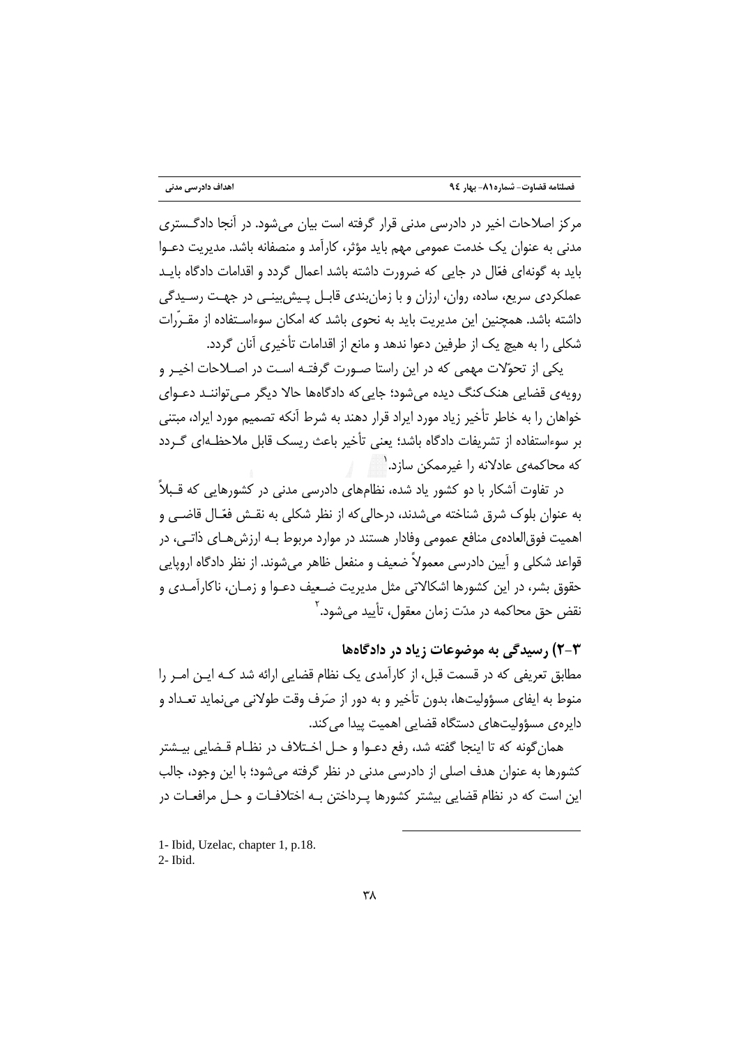مرکز اصلاحات اخیر در دادرسی مدنی قرار گرفته است بیان می‌شود. در آنجا دادگستری مدنی به عنوان یک خدمت عمومی مهم باید مؤثر، کارآمد و منصفانه باشد. مدیریت دعوا باید به گونه‌ای فعّال در جایی که ضرورت داشته باشد اعمال گردد و اقدامات دادگاه باید عملکردی سریع، ساده، روان، ارزان و با زمان‌بندی قابل پیش‌بینی در جهت رسیدگی داشته باشد. همچنین این مدیریت باید به نحوی باشد که امکان سوءاستفاده از مقرّرات شکلی را به هیچ یک از طرفین دعوا ندهد و مانع از اقدامات تأخیری آنان گردد.

یکی از تحوّلات مهمی که در این راستا صورت گرفته است در اصلاحات اخیر و رویه‌ی قضایی هنک‌کنگ دیده می‌شود؛ جایی‌که دادگاه‌ها حالا دیگر می‌توانند دعوای خواهان را به خاطر تأخیر زیاد مورد ایراد قرار دهند به شرط آنکه تصمیم مورد ایراد، مبتنی بر سوءاستفاده از تشریفات دادگاه باشد؛ یعنی تأخیر باعث ریسک قابل ملاحظه‌ای گردد که محاکمه‌ی عادلانه را غیرممکن سازد.[1]

در تفاوت آشکار با دو کشور یاد شده، نظام‌های دادرسی مدنی در کشورهایی که قبلاً به عنوان بلوک شرق شناخته می‌شدند، درحالی‌که از نظر شکلی به نقش فعّال قاضی و اهمیت فوق‌العاده‌ی منافع عمومی وفادار هستند در موارد مربوط به ارزش‌های ذاتی، در قواعد شکلی و آیین دادرسی معمولاً ضعیف و منفعل ظاهر می‌شوند. از نظر دادگاه اروپایی حقوق بشر، در این کشورها اشکالاتی مثل مدیریت ضعیف دعوا و زمان، ناکارآمدی و نقض حق محاکمه در مدّت زمان معقول، تأیید می‌شود.[2]

## ۳-۲) رسیدگی به موضوعات زیاد در دادگاه‌ها

مطابق تعریفی که در قسمت قبل، از کارآمدی یک نظام قضایی ارائه شد که این امر را منوط به ایفای مسؤولیت‌ها، بدون تأخیر و به دور از صَرف وقت طولانی می‌نماید تعداد و دایره‌ی مسؤولیت‌های دستگاه قضایی اهمیت پیدا می‌کند.

همان‌گونه که تا اینجا گفته شد، رفع دعوا و حل اختلاف در نظام قضایی بیشتر کشورها به عنوان هدف اصلی از دادرسی مدنی در نظر گرفته می‌شود؛ با این وجود، جالب این است که در نظام قضایی بیشتر کشورها پرداختن به اختلافات و حل مرافعات در

---

1- Ibid, Uzelac, chapter 1, p.18.

2- Ibid.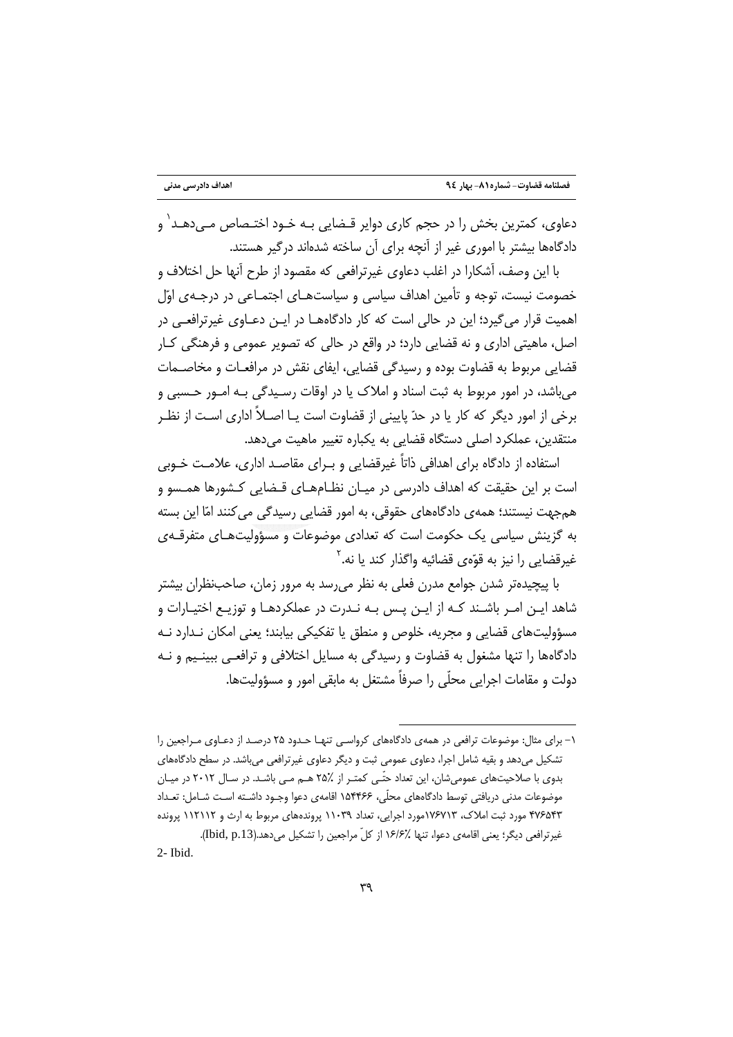دعاوی، کمترین بخش را در حجم کاری دوایر قضایی به خود اختصاص می‌دهد[1] و دادگاه‌ها بیشتر با اموری غیر از آنچه برای آن ساخته شده‌اند درگیر هستند.

با این وصف، آشکارا در اغلب دعاوی غیرترافعی که مقصود از طرح آنها حل اختلاف و خصومت نیست، توجه و تأمین اهداف سیاسی و سیاست‌های اجتماعی در درجه‌ی اوّل اهمیت قرار می‌گیرد؛ این در حالی است که کار دادگاه‌ها در این دعاوی غیرترافعی در اصل، ماهیتی اداری و نه قضایی دارد؛ در واقع در حالی که تصویر عمومی و فرهنگی کار قضایی مربوط به قضاوت بوده و رسیدگی قضایی، ایفای نقش در مرافعات و مخاصمات می‌باشد، در امور مربوط به ثبت اسناد و املاک یا در اوقات رسیدگی به امور حسبی و برخی از امور دیگر که کار یا در حدّ پایینی از قضاوت است یا اصلاً اداری است از نظر منتقدین، عملکرد اصلی دستگاه قضایی به یکباره تغییر ماهیت می‌دهد.

استفاده از دادگاه برای اهدافی ذاتاً غیرقضایی و برای مقاصد اداری، علامت خوبی است بر این حقیقت که اهداف دادرسی در میان نظام‌های قضایی کشورها همسو و هم‌جهت نیستند؛ همه‌ی دادگاه‌های حقوقی، به امور قضایی رسیدگی می‌کنند امّا این بسته به گزینش سیاسی یک حکومت است که تعدادی موضوعات و مسؤولیت‌های متفرقه‌ی غیرقضایی را نیز به قوّه‌ی قضائیه واگذار کند یا نه.[2]

با پیچیده‌تر شدن جوامع مدرن فعلی به نظر می‌رسد به مرور زمان، صاحب‌نظران بیشتر شاهد این امر باشند که از این پس به ندرت در عملکردها و توزیع اختیارات و مسؤولیت‌های قضایی و مجریه، خلوص و منطق یا تفکیکی بیابند؛ یعنی امکان ندارد نه دادگاه‌ها را تنها مشغول به قضاوت و رسیدگی به مسایل اختلافی و ترافعی ببینیم و نه دولت و مقامات اجرایی محلّی را صرفاً مشتغل به مابقی امور و مسؤولیت‌ها.

---

۱- برای مثال: موضوعات ترافعی در همه‌ی دادگاه‌های کرواسی تنها حدود ۲۵ درصد از دعاوی مراجعین را تشکیل می‌دهد و بقیه شامل اجرا، دعاوی عمومی ثبت و دیگر دعاوی غیرترافعی می‌باشد. در سطح دادگاه‌های بدوی با صلاحیت‌های عمومی‌شان، این تعداد حتّی کمتر از ۲۵٪ هم می باشد. در سال ۲۰۱۲ در میان موضوعات مدنی دریافتی توسط دادگاه‌های محلّی، ۱۵۴۴۶۶ اقامه‌ی دعوا وجود داشته است شامل: تعداد ۴۷۶۵۴۳ مورد ثبت املاک، ۱۷۶۷۱۳مورد اجرایی، تعداد ۱۱۰۳۹ پرونده‌های مربوط به ارث و ۱۱۲۱۱۲ پرونده غیرترافعی دیگر؛ یعنی اقامه‌ی دعوا، تنها ۱۶/۶٪ از کلّ مراجعین را تشکیل می‌دهد.(Ibid, p.13).

2- Ibid.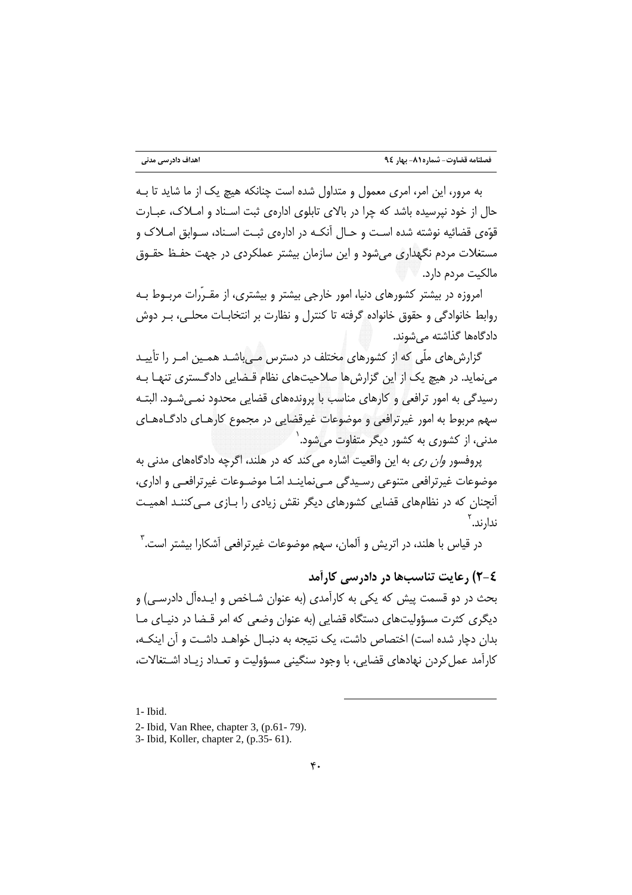به مرور، این امر، امری معمول و متداول شده است چنانکه هیچ یک از ما شاید تا بـه حال از خود نپرسیده باشد که چرا در بالای تابلوی اداره‌ی ثبت اسـناد و امـلاک، عبـارت قوّه‌ی قضائیه نوشته شده اسـت و حـال آنکـه در اداره‌ی ثبـت اسـناد، سـوابق امـلاک و مستغلات مردم نگهداری می‌شود و این سازمان بیشتر عملکردی در جهت حفـظ حقـوق مالکیت مردم دارد.

امروزه در بیشتر کشورهای دنیا، امور خارجی بیشتر و بیشتری، از مقـرّرات مربـوط بـه روابط خانوادگی و حقوق خانواده گرفته تا کنترل و نظارت بر انتخابـات محلـی، بـر دوش دادگاهها گذاشته می‌شوند.

گزارش‌های ملّی که از کشورهای مختلف در دسترس مـی‌باشـد همـین امـر را تأییـد می‌نماید. در هیچ یک از این گزارش‌ها صلاحیت‌های نظام قـضایی دادگـستری تنهـا بـه رسیدگی به امور ترافعی و کارهای مناسب با پرونده‌های قضایی محدود نمـی‌شـود. البتـه سهم مربوط به امور غیرترافعی و موضوعات غیرقضایی در مجموع کارهـای دادگـاه‌هـای مدنی، از کشوری به کشور دیگر متفاوت می‌شود.[1]

پروفسور *وان ری* به این واقعیت اشاره می‌کند که در هلند، اگرچه دادگاه‌های مدنی به موضوعات غیرترافعی متنوعی رسـیدگی مـی‌نماینـد امّـا موضـوعات غیرترافعـی و اداری، آنچنان که در نظام‌های قضایی کشورهای دیگر نقش زیادی را بـازی مـی‌کننـد اهمیـت ندارند.[2]

در قیاس با هلند، در اتریش و آلمان، سهم موضوعات غیرترافعی آشکارا بیشتر است.[3]

### ۴-۲) رعایت تناسب‌ها در دادرسی کارآمد

بحث در دو قسمت پیش که یکی به کارآمدی (به عنوان شـاخص و ایـده‌آل دادرسـی) و دیگری کثرت مسؤولیت‌های دستگاه قضایی (به عنوان وضعی که امر قـضا در دنیـای مـا بدان دچار شده است) اختصاص داشت، یک نتیجه به دنبـال خواهـد داشـت و آن اینکـه، کارآمد عمل‌کردن نهادهای قضایی، با وجود سنگینی مسؤولیت و تعـداد زیـاد اشـتغالات،

---

1- Ibid.

2- Ibid, Van Rhee, chapter 3, (p.61- 79).

3- Ibid, Koller, chapter 2, (p.35- 61).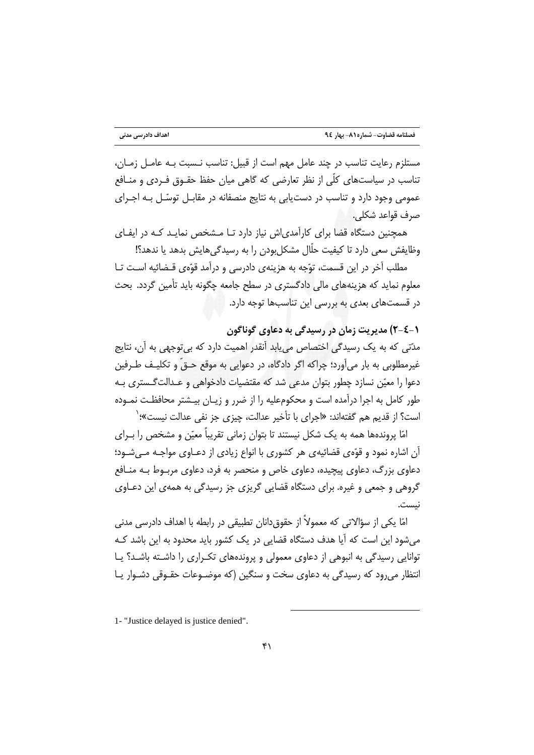مستلزم رعایت تناسب در چند عامل مهم است از قبیل: تناسب نسبت به عامل زمان، تناسب در سیاست‌های کلّی از نظر تعارضی که گاهی میان حفظ حقوق فردی و منافع عمومی وجود دارد و تناسب در دست‌یابی به نتایج منصفانه در مقابل توسّل به اجرای صرف قواعد شکلی.

همچنین دستگاه قضا برای کارآمدی‌اش نیاز دارد تا مشخص نماید که در ایفای وظایفش سعی دارد تا کیفیت حلّال مشکل‌بودن را به رسیدگی‌هایش بدهد یا ندهد؟!

مطلب آخر در این قسمت، توّجه به هزینه‌ی دادرسی و درآمد قوّه‌ی قضائیه است تا معلوم نماید که هزینه‌های مالی دادگستری در سطح جامعه چگونه باید تأمین گردد. بحث در قسمت‌های بعدی به بررسی این تناسب‌ها توجه دارد.

### ۱-٤-۲) مدیریت زمان در رسیدگی به دعاوی گوناگون

مدّتی که به یک رسیدگی اختصاص می‌یابد آنقدر اهمیت دارد که بی‌توجهی به آن، نتایج غیرمطلوبی به بار می‌آورد؛ چراکه اگر دادگاه، در دعوایی به موقع حقّ و تکلیف طرفین دعوا را معیّن نسازد چطور بتوان مدعی شد که مقتضیات دادخواهی و عدالت‌گستری به طور کامل به اجرا درآمده است و محکوم‌علیه را از ضرر و زیان بیشتر محافظت نموده است؟ از قدیم هم گفته‌اند: «اجرای با تأخیر عدالت، چیزی جز نفی عدالت نیست»؛[1]

امّا پرونده‌ها همه به یک شکل نیستند تا بتوان زمانی تقریباً معیّن و مشخص را برای آن اشاره نمود و قوّه‌ی قضائیه‌ی هر کشوری با انواع زیادی از دعاوی مواجه می‌شود؛ دعاوی بزرگ، دعاوی پیچیده، دعاوی خاص و منحصر به فرد، دعاوی مربوط به منافع گروهی و جمعی و غیره. برای دستگاه قضایی گریزی جز رسیدگی به همه‌ی این دعاوی نیست.

امّا یکی از سؤالاتی که معمولاً از حقوق‌دانان تطبیقی در رابطه با اهداف دادرسی مدنی می‌شود این است که آیا هدف دستگاه قضایی در یک کشور باید محدود به این باشد که توانایی رسیدگی به انبوهی از دعاوی معمولی و پرونده‌های تکراری را داشته باشد؟ یا انتظار می‌رود که رسیدگی به دعاوی سخت و سنگین (که موضوعات حقوقی دشوار یا

---

1- "Justice delayed is justice denied".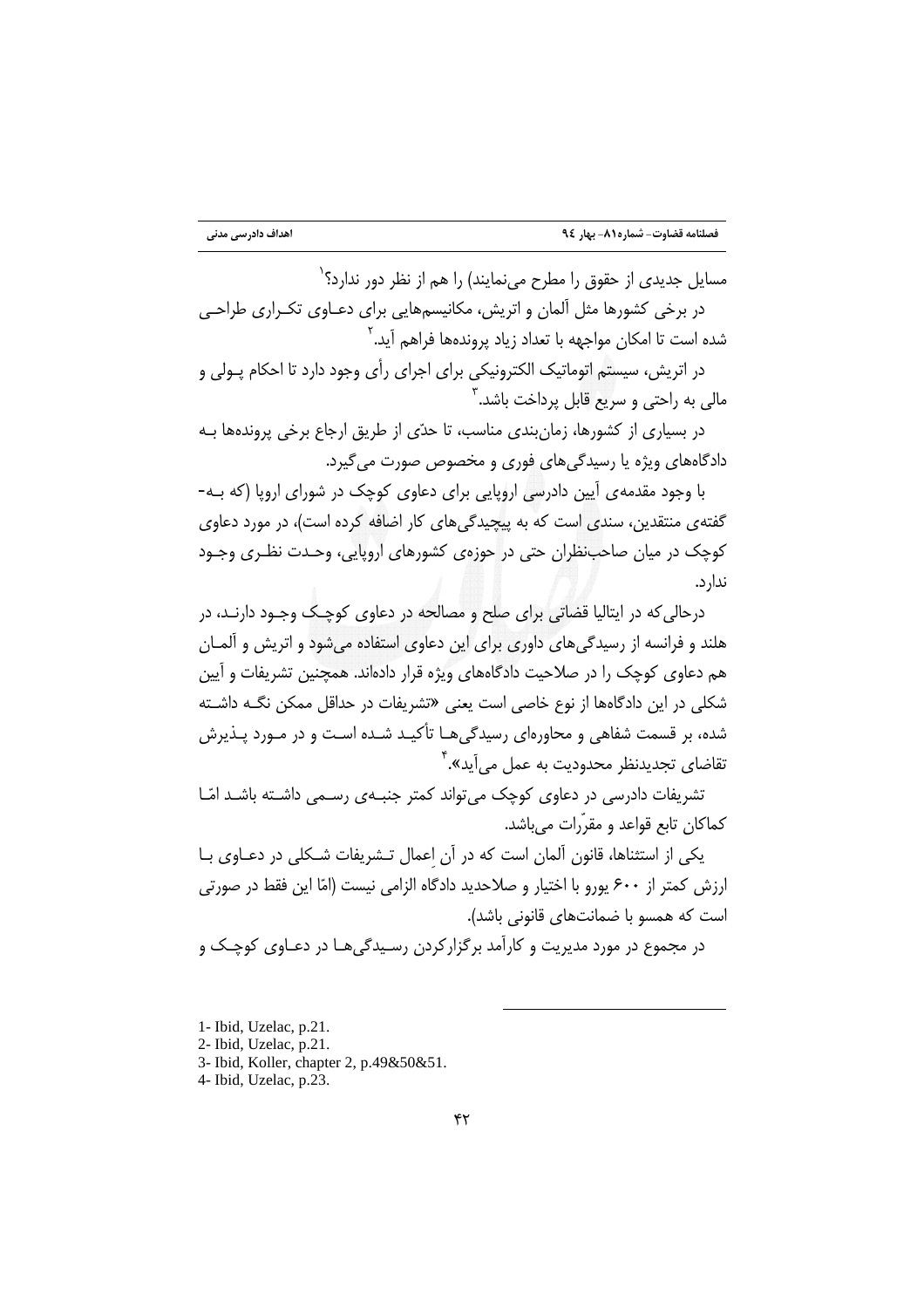مسایل جدیدی از حقوق را مطرح می‌نمایند) را هم از نظر دور ندارد؟[1]

در برخی کشورها مثل آلمان و اتریش، مکانیسم‌هایی برای دعاوی تکراری طراحی شده است تا امکان مواجهه با تعداد زیاد پرونده‌ها فراهم آید.[2]

در اتریش، سیستم اتوماتیک الکترونیکی برای اجرای رأی وجود دارد تا احکام پولی و مالی به راحتی و سریع قابل پرداخت باشد.[3]

در بسیاری از کشورها، زمان‌بندی مناسب، تا حدّی از طریق ارجاع برخی پرونده‌ها به دادگاه‌های ویژه یا رسیدگی‌های فوری و مخصوص صورت می‌گیرد.

با وجود مقدمه‌ی آیین دادرسی اروپایی برای دعاوی کوچک در شورای اروپا (که به‌گفته‌ی منتقدین، سندی است که به پیچیدگی‌های کار اضافه کرده است)، در مورد دعاوی کوچک در میان صاحب‌نظران حتی در حوزه‌ی کشورهای اروپایی، وحدت نظری وجود ندارد.

درحالی‌که در ایتالیا قضاتی برای صلح و مصالحه در دعاوی کوچک وجود دارند، در هلند و فرانسه از رسیدگی‌های داوری برای این دعاوی استفاده می‌شود و اتریش و آلمان هم دعاوی کوچک را در صلاحیت دادگاه‌های ویژه قرار داده‌اند. همچنین تشریفات و آیین شکلی در این دادگاه‌ها از نوع خاصی است یعنی «تشریفات در حداقل ممکن نگه داشته شده، بر قسمت شفاهی و محاوره‌ای رسیدگی‌ها تأکید شده است و در مورد پذیرش تقاضای تجدیدنظر محدودیت به عمل می‌آید».[4]

تشریفات دادرسی در دعاوی کوچک می‌تواند کمتر جنبه‌ی رسمی داشته باشد امّا کماکان تابع قواعد و مقرّرات می‌باشد.

یکی از استثناها، قانون آلمان است که در آن اِعمال تشریفات شکلی در دعاوی با ارزش کمتر از ۶۰۰ یورو با اختیار و صلاحدید دادگاه الزامی نیست (امّا این فقط در صورتی است که همسو با ضمانت‌های قانونی باشد).

در مجموع در مورد مدیریت و کارآمد برگزارکردن رسیدگی‌ها در دعاوی کوچک و

---

1- Ibid, Uzelac, p.21.

2- Ibid, Uzelac, p.21.

3- Ibid, Koller, chapter 2, p.49&50&51.

4- Ibid, Uzelac, p.23.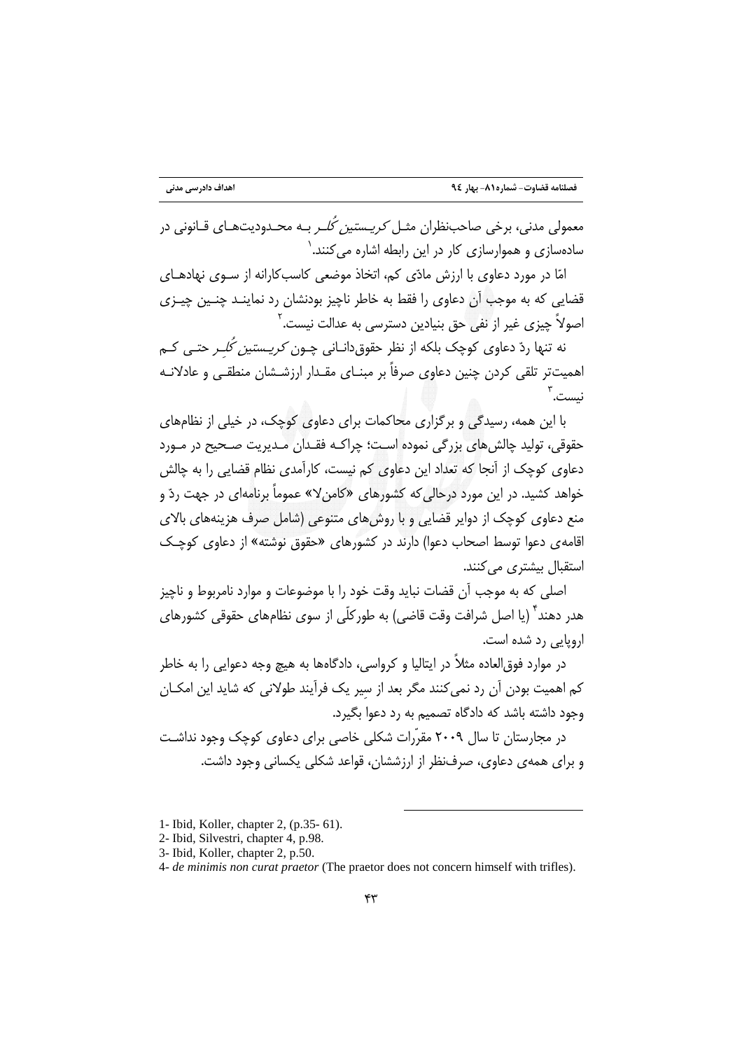معمولی مدنی، برخی صاحب‌نظران مثـل *کریـستین کُلـر* بـه محـدودیت‌هـای قـانونی در ساده‌سازی و هموارسازی کار در این رابطه اشاره می‌کنند.[1]

امّا در مورد دعاوی با ارزش مادّی کم، اتخاذ موضعی کاسب‌کارانه از سـوی نهادهـای قضایی که به موجب آن دعاوی را فقط به خاطر ناچیز بودنشان رد نماینـد چنـین چیـزی اصولاً چیزی غیر از نفی حق بنیادین دسترسی به عدالت نیست.[2]

نه تنها ردّ دعاوی کوچک بلکه از نظر حقوق‌دانـانی چـون *کریـستین کُلـر* حتـی کـم اهمیت‌تر تلقی کردن چنین دعاوی صرفاً بر مبنـای مقـدار ارزشـشان منطقـی و عادلانـه نیست.[3]

با این همه، رسیدگی و برگزاری محاکمات برای دعاوی کوچک، در خیلی از نظام‌های حقوقی، تولید چالش‌های بزرگی نموده اسـت؛ چراکـه فقـدان مـدیریت صـحیح در مـورد دعاوی کوچک از آنجا که تعداد این دعاوی کم نیست، کارآمدی نظام قضایی را به چالش خواهد کشید. در این مورد درحالی‌که کشورهای «کامن‌لا» عموماً برنامه‌ای در جهت ردّ و منع دعاوی کوچک از دوایر قضایی و با روش‌های متنوعی (شامل صرف هزینه‌های بالای اقامه‌ی دعوا توسط اصحاب دعوا) دارند در کشورهای «حقوق نوشته» از دعاوی کوچـک استقبال بیشتری می‌کنند.

اصلی که به موجب آن قضات نباید وقت خود را با موضوعات و موارد نامربوط و ناچیز هدر دهند[4] (یا اصل شرافت وقت قاضی) به طورکلّی از سوی نظام‌های حقوقی کشورهای اروپایی رد شده است.

در موارد فوق‌العاده مثلاً در ایتالیا و کرواسی، دادگاه‌ها به هیچ وجه دعوایی را به خاطر کم اهمیت بودن آن رد نمی‌کنند مگر بعد از سیر یک فرآیند طولانی که شاید این امکـان وجود داشته باشد که دادگاه تصمیم به رد دعوا بگیرد.

در مجارستان تا سال ۲۰۰۹ مقرّرات شکلی خاصی برای دعاوی کوچک وجود نداشـت و برای همه‌ی دعاوی، صرف‌نظر از ارزششان، قواعد شکلی یکسانی وجود داشت.

---

1- Ibid, Koller, chapter 2, (p.35- 61).

2- Ibid, Silvestri, chapter 4, p.98.

3- Ibid, Koller, chapter 2, p.50.

4- *de minimis non curat praetor* (The praetor does not concern himself with trifles).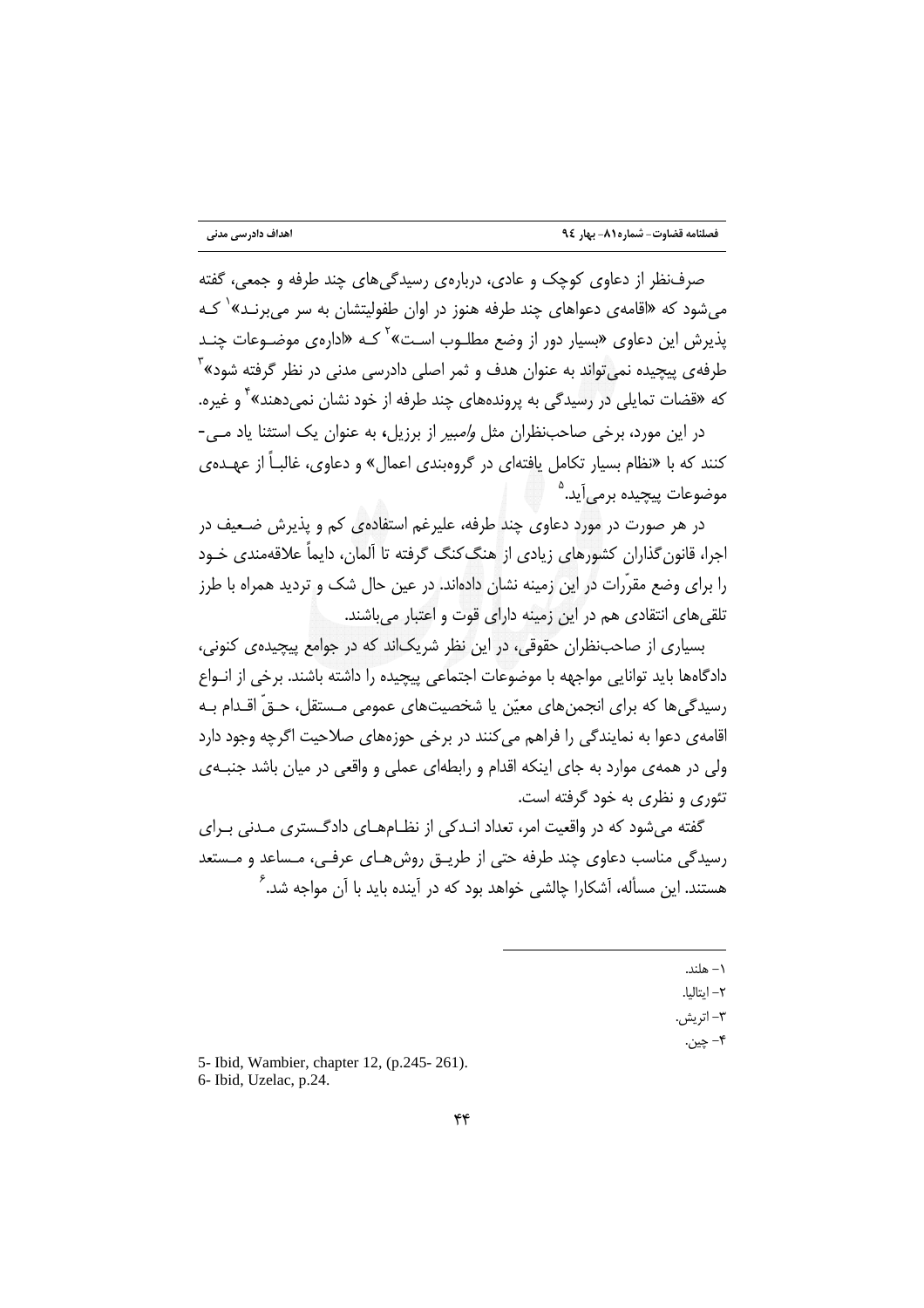صرف‌نظر از دعاوی کوچک و عادی، درباره‌ی رسیدگی‌های چند طرفه و جمعی، گفته می‌شود که «اقامه‌ی دعواهای چند طرفه هنوز در اوان طفولیتشان به سر می‌برند»[1] که پذیرش این دعاوی «بسیار دور از وضع مطلوب است»[2] که «اداره‌ی موضوعات چند طرفه‌ی پیچیده نمی‌تواند به عنوان هدف و ثمر اصلی دادرسی مدنی در نظر گرفته شود»[3] که «قضات تمایلی در رسیدگی به پرونده‌های چند طرفه از خود نشان نمی‌دهند»[4] و غیره.

در این مورد، برخی صاحب‌نظران مثل *وامبیر* از برزیل، به عنوان یک استثنا یاد می‌کنند که با «نظام بسیار تکامل یافته‌ای در گروه‌بندی اعمال» و دعاوی، غالباً از عهده‌ی موضوعات پیچیده برمی‌آید.[5]

در هر صورت در مورد دعاوی چند طرفه، علیرغم استفاده‌ی کم و پذیرش ضعیف در اجرا، قانون‌گذاران کشورهای زیادی از هنگ‌کنگ گرفته تا آلمان، دایماً علاقه‌مندی خود را برای وضع مقرّرات در این زمینه نشان داده‌اند. در عین حال شک و تردید همراه با طرز تلقی‌های انتقادی هم در این زمینه دارای قوت و اعتبار می‌باشند.

بسیاری از صاحب‌نظران حقوقی، در این نظر شریک‌اند که در جوامع پیچیده‌ی کنونی، دادگاه‌ها باید توانایی مواجهه با موضوعات اجتماعی پیچیده را داشته باشند. برخی از انواع رسیدگی‌ها که برای انجمن‌های معیّن یا شخصیت‌های عمومی مستقل، حقّ اقدام به اقامه‌ی دعوا به نمایندگی را فراهم می‌کنند در برخی حوزه‌های صلاحیت اگرچه وجود دارد ولی در همه‌ی موارد به جای اینکه اقدام و رابطه‌ای عملی و واقعی در میان باشد جنبه‌ی تئوری و نظری به خود گرفته است.

گفته می‌شود که در واقعیت امر، تعداد اندکی از نظام‌های دادگستری مدنی برای رسیدگی مناسب دعاوی چند طرفه حتی از طریق روش‌های عرفی، مساعد و مستعد هستند. این مسأله، آشکارا چالشی خواهد بود که در آینده باید با آن مواجه شد.[6]

---

۱- هلند.

۲- ایتالیا.

۳- اتریش.

۴- چین.

5- Ibid, Wambier, chapter 12, (p.245- 261).

6- Ibid, Uzelac, p.24.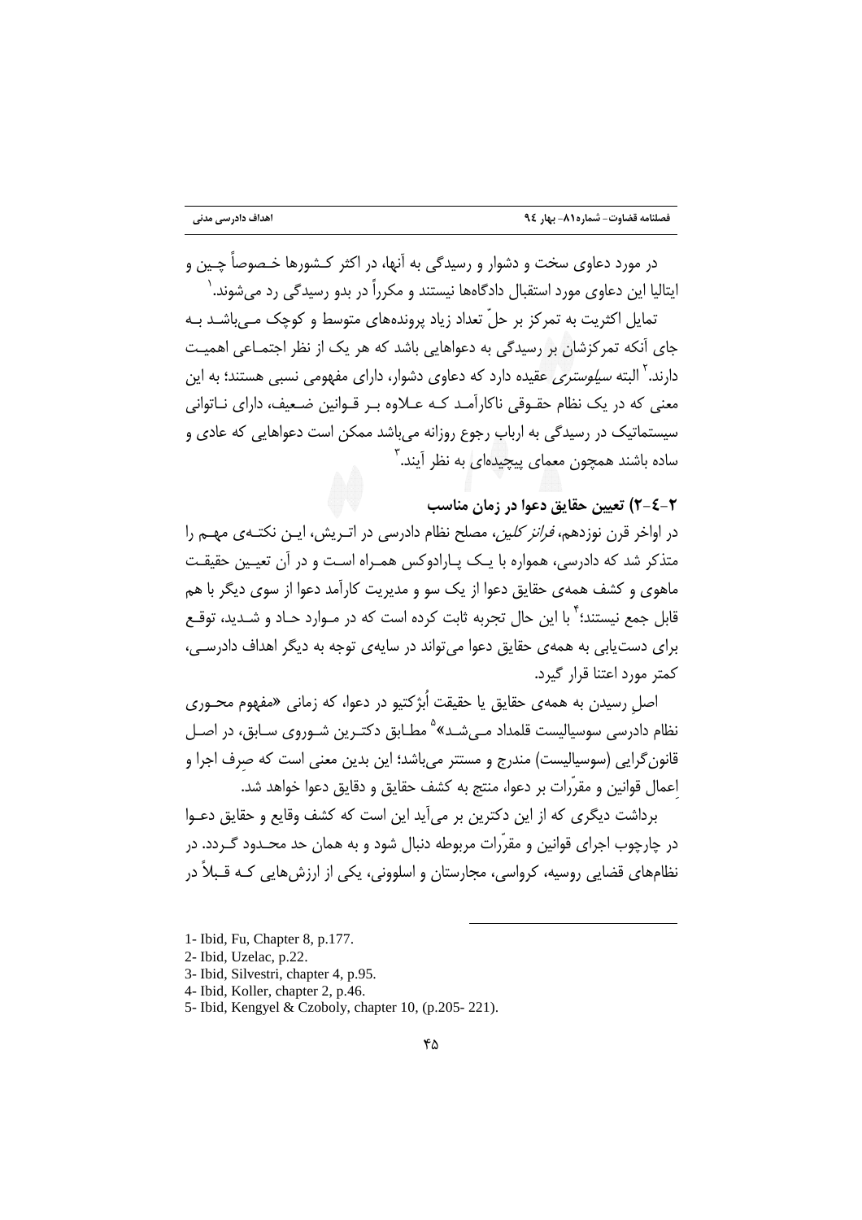در مورد دعاوی سخت و دشوار و رسیدگی به آنها، در اکثر کشورها خصوصاً چین و ایتالیا این دعاوی مورد استقبال دادگاه‌ها نیستند و مکرراً در بدو رسیدگی رد می‌شوند.[1]

تمایل اکثریت به تمرکز بر حلّ تعداد زیاد پرونده‌های متوسط و کوچک می‌باشد به جای آنکه تمرکزشان بر رسیدگی به دعواهایی باشد که هر یک از نظر اجتماعی اهمیت دارند.[2] البته *سیلوستری* عقیده دارد که دعاوی دشوار، دارای مفهومی نسبی هستند؛ به این معنی که در یک نظام حقوقی ناکارآمد که علاوه بر قوانین ضعیف، دارای ناتوانی سیستماتیک در رسیدگی به ارباب رجوع روزانه می‌باشد ممکن است دعواهایی که عادی و ساده باشند همچون معمای پیچیده‌ای به نظر آیند.[3]

### ۲-٤-۲) تعیین حقایق دعوا در زمان مناسب

در اواخر قرن نوزدهم، *فرانز کلین*، مصلح نظام دادرسی در اتریش، این نکته‌ی مهم را متذکر شد که دادرسی، همواره با یک پارادوکس همراه است و در آن تعیین حقیقت ماهوی و کشف همه‌ی حقایق دعوا از یک سو و مدیریت کارآمد دعوا از سوی دیگر با هم قابل جمع نیستند؛[4] با این حال تجربه ثابت کرده است که در موارد حاد و شدید، توقع برای دست‌یابی به همه‌ی حقایق دعوا می‌تواند در سایه‌ی توجه به دیگر اهداف دادرسی، کمتر مورد اعتنا قرار گیرد.

اصلِ رسیدن به همه‌ی حقایق یا حقیقت اُبژکتیو در دعوا، که زمانی «مفهوم محوری نظام دادرسی سوسیالیست قلمداد می‌شد»[5] مطابق دکترین شوروی سابق، در اصل قانون‌گرایی (سوسیالیست) مندرج و مستتر می‌باشد؛ این بدین معنی است که صِرف اجرا و اِعمال قوانین و مقرّرات بر دعوا، منتج به کشف حقایق و دقایق دعوا خواهد شد.

برداشت دیگری که از این دکترین بر می‌آید این است که کشف وقایع و حقایق دعوا در چارچوب اجرای قوانین و مقرّرات مربوطه دنبال شود و به همان حد محدود گردد. در نظام‌های قضایی روسیه، کرواسی، مجارستان و اسلوونی، یکی از ارزش‌هایی که قبلاً در

---

1- Ibid, Fu, Chapter 8, p.177.

2- Ibid, Uzelac, p.22.

3- Ibid, Silvestri, chapter 4, p.95.

4- Ibid, Koller, chapter 2, p.46.

5- Ibid, Kengyel & Czoboly, chapter 10, (p.205- 221).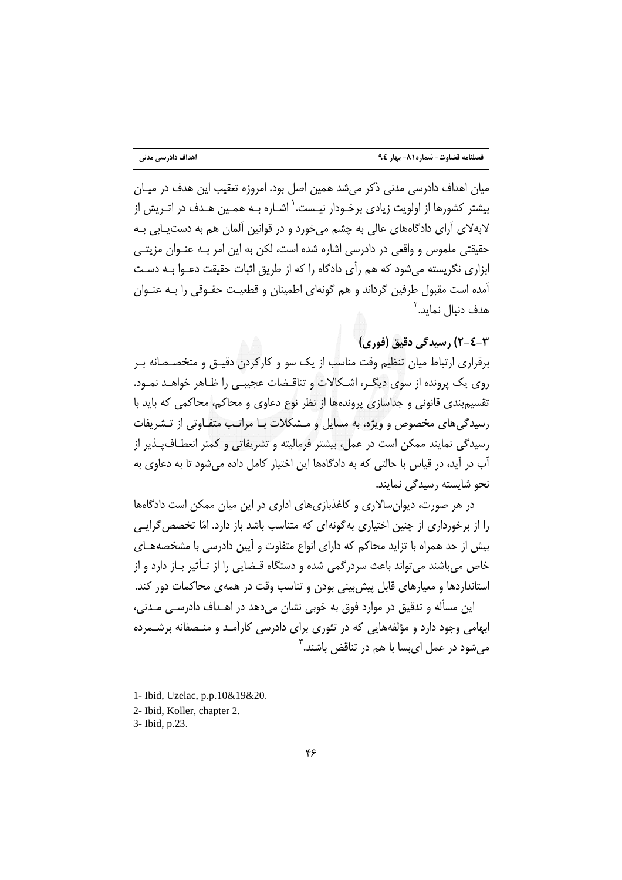میان اهداف دادرسی مدنی ذکر می‌شد همین اصل بود. امروزه تعقیب این هدف در میان بیشتر کشورها از اولویت زیادی برخوردار نیست.[1] اشاره به همین هدف در اتریش از لابه‌لای آرای دادگاه‌های عالی به چشم می‌خورد و در قوانین آلمان هم به دست‌یابی به حقیقتی ملموس و واقعی در دادرسی اشاره شده است، لکن به این امر به عنوان مزیتی ابزاری نگریسته می‌شود که هم رأی دادگاه را که از طریق اثبات حقیقت دعوا به دست آمده است مقبول طرفین گرداند و هم گونه‌ای اطمینان و قطعیت حقوقی را به عنوان هدف دنبال نماید.[2]

### ۳-٤-۲) رسیدگی دقیق (فوری)

برقراری ارتباط میان تنظیم وقت مناسب از یک سو و کارکردن دقیق و متخصصانه بر روی یک پرونده از سوی دیگر، اشکالات و تناقضات عجیبی را ظاهر خواهد نمود. تقسیم‌بندی قانونی و جداسازی پرونده‌ها از نظر نوع دعاوی و محاکم، محاکمی که باید با رسیدگی‌های مخصوص و ویژه، به مسایل و مشکلات با مراتب متفاوتی از تشریفات رسیدگی نمایند ممکن است در عمل، بیشتر فرمالیته و تشریفاتی و کمتر انعطاف‌پذیر از آب در آید، در قیاس با حالتی که به دادگاه‌ها این اختیار کامل داده می‌شود تا به دعاوی به نحو شایسته رسیدگی نمایند.

در هر صورت، دیوان‌سالاری و کاغذبازی‌های اداری در این میان ممکن است دادگاه‌ها را از برخورداری از چنین اختیاری به‌گونه‌ای که متناسب باشد باز دارد. امّا تخصص‌گرایی بیش از حد همراه با تزاید محاکم که دارای انواع متفاوت و آیین دادرسی با مشخصه‌های خاص می‌باشند می‌تواند باعث سردرگمی شده و دستگاه قضایی را از تأثیر باز دارد و از استانداردها و معیارهای قابل پیش‌بینی بودن و تناسب وقت در همه‌ی محاکمات دور کند.

این مسأله و تدقیق در موارد فوق به خوبی نشان می‌دهد در اهداف دادرسی مدنی، ابهامی وجود دارد و مؤلفه‌هایی که در تئوری برای دادرسی کارآمد و منصفانه برشمرده می‌شود در عمل ای‌بسا با هم در تناقض باشند.[3]

---

1- Ibid, Uzelac, p.p.10&19&20.

2- Ibid, Koller, chapter 2.

3- Ibid, p.23.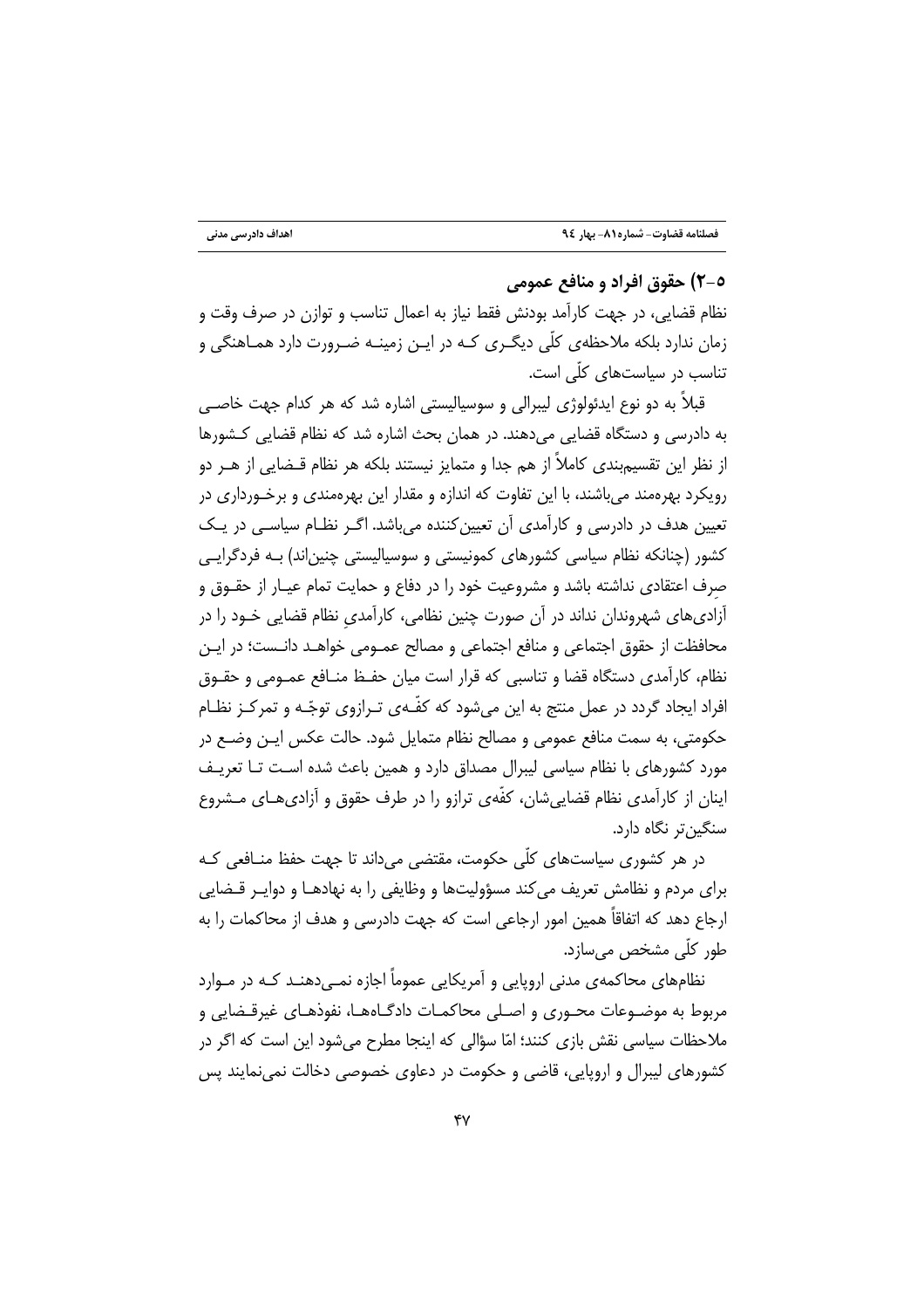## ۵-۲) حقوق افراد و منافع عمومی

نظام قضایی، در جهت کارآمد بودنش فقط نیاز به اعمال تناسب و توازن در صرف وقت و زمان ندارد بلکه ملاحظه‌ی کلّی دیگری که در این زمینه ضرورت دارد هماهنگی و تناسب در سیاست‌های کلّی است.

قبلاً به دو نوع ایدئولوژی لیبرالی و سوسیالیستی اشاره شد که هر کدام جهت خاصی به دادرسی و دستگاه قضایی می‌دهند. در همان بحث اشاره شد که نظام قضایی کشورها از نظر این تقسیم‌بندی کاملاً از هم جدا و متمایز نیستند بلکه هر نظام قضایی از هر دو رویکرد بهره‌مند می‌باشند، با این تفاوت که اندازه و مقدار این بهره‌مندی و برخورداری در تعیین هدف در دادرسی و کارآمدی آن تعیین‌کننده می‌باشد. اگر نظام سیاسی در یک کشور (چنانکه نظام سیاسی کشورهای کمونیستی و سوسیالیستی چنین‌اند) به فردگرایی صِرف اعتقادی نداشته باشد و مشروعیت خود را در دفاع و حمایت تمام عیار از حقوق و آزادی‌های شهروندان نداند در آن صورت چنین نظامی، کارآمدیِ نظام قضایی خود را در محافظت از حقوق اجتماعی و منافع اجتماعی و مصالح عمومی خواهد دانست؛ در این نظام، کارآمدی دستگاه قضا و تناسبی که قرار است میان حفظ منافع عمومی و حقوق افراد ایجاد گردد در عمل منتج به این می‌شود که کفّه‌ی ترازوی توجّه و تمرکز نظام حکومتی، به سمت منافع عمومی و مصالح نظام متمایل شود. حالت عکس این وضع در مورد کشورهای با نظام سیاسی لیبرال مصداق دارد و همین باعث شده است تا تعریف اینان از کارآمدی نظام قضایی‌شان، کفّه‌ی ترازو را در طرف حقوق و آزادی‌های مشروع سنگین‌تر نگاه دارد.

در هر کشوری سیاست‌های کلّی حکومت، مقتضی می‌داند تا جهت حفظ منافعی که برای مردم و نظامش تعریف می‌کند مسؤولیت‌ها و وظایفی را به نهادها و دوایر قضایی ارجاع دهد که اتفاقاً همین امور ارجاعی است که جهت دادرسی و هدف از محاکمات را به طور کلّی مشخص می‌سازد.

نظام‌های محاکمه‌ی مدنی اروپایی و آمریکایی عموماً اجازه نمی‌دهند که در موارد مربوط به موضوعات محوری و اصلی محاکمات دادگاه‌ها، نفوذهای غیرقضایی و ملاحظات سیاسی نقش بازی کنند؛ امّا سؤالی که اینجا مطرح می‌شود این است که اگر در کشورهای لیبرال و اروپایی، قاضی و حکومت در دعاوی خصوصی دخالت نمی‌نمایند پس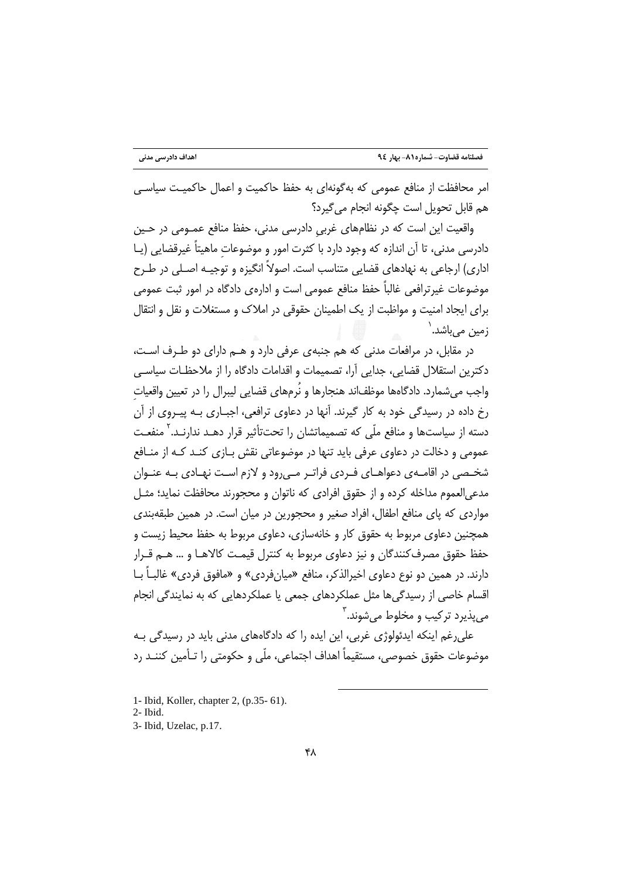امر محافظت از منافع عمومی که به‌گونه‌ای به حفظ حاکمیت و اعمال حاکمیت سیاسی هم قابل تحویل است چگونه انجام می‌گیرد؟

واقعیت این است که در نظام‌های غربیِ دادرسی مدنی، حفظ منافع عمومی در حین دادرسی مدنی، تا آن اندازه که وجود دارد با کثرت امور و موضوعاتِ ماهیتاً غیرقضایی (یا اداری) ارجاعی به نهادهای قضایی متناسب است. اصولاً انگیزه و توجیه اصلی در طرح موضوعات غیرترافعی غالباً حفظ منافع عمومی است و اداره‌ی دادگاه در امور ثبت عمومی برای ایجاد امنیت و مواظبت از یک اطمینان حقوقی در املاک و مستغلات و نقل و انتقال زمین می‌باشد.[1]

در مقابل، در مرافعات مدنی که هم جنبه‌ی عرفی دارد و هم دارای دو طرف است، دکترین استقلال قضایی، جدایی آرا، تصمیمات و اقدامات دادگاه را از ملاحظات سیاسی واجب می‌شمارد. دادگاه‌ها موظف‌اند هنجارها و نُرم‌های قضایی لیبرال را در تعیین واقعیاتِ رخ داده در رسیدگی خود به کار گیرند. آنها در دعاوی ترافعی، اجباری به پیروی از آن دسته از سیاست‌ها و منافع ملّی که تصمیماتشان را تحت‌تأثیر قرار دهد ندارند.[2] منفعت عمومی و دخالت در دعاوی عرفی باید تنها در موضوعاتی نقش بازی کند که از منافع شخصی در اقامه‌ی دعواهای فردی فراتر می‌رود و لازم است نهادی به عنوان مدعی‌العموم مداخله کرده و از حقوق افرادی که ناتوان و محجورند محافظت نماید؛ مثل مواردی که پای منافع اطفال، افراد صغیر و محجورین در میان است. در همین طبقه‌بندی همچنین دعاوی مربوط به حقوق کار و خانه‌سازی، دعاوی مربوط به حفظ محیط زیست و حفظ حقوق مصرف‌کنندگان و نیز دعاوی مربوط به کنترل قیمت کالاها و ... هم قرار دارند. در همین دو نوع دعاوی اخیرالذکر، منافع «میان‌فردی» و «مافوق فردی» غالباً با اقسام خاصی از رسیدگی‌ها مثل عملکردهای جمعی یا عملکردهایی که به نمایندگی انجام می‌پذیرد ترکیب و مخلوط می‌شوند.[3]

علی‌رغم اینکه ایدئولوژی غربی، این ایده را که دادگاه‌های مدنی باید در رسیدگی به موضوعات حقوق خصوصی، مستقیماً اهداف اجتماعی، ملّی و حکومتی را تأمین کنند رد

---

1- Ibid, Koller, chapter 2, (p.35- 61).
2- Ibid.
3- Ibid, Uzelac, p.17.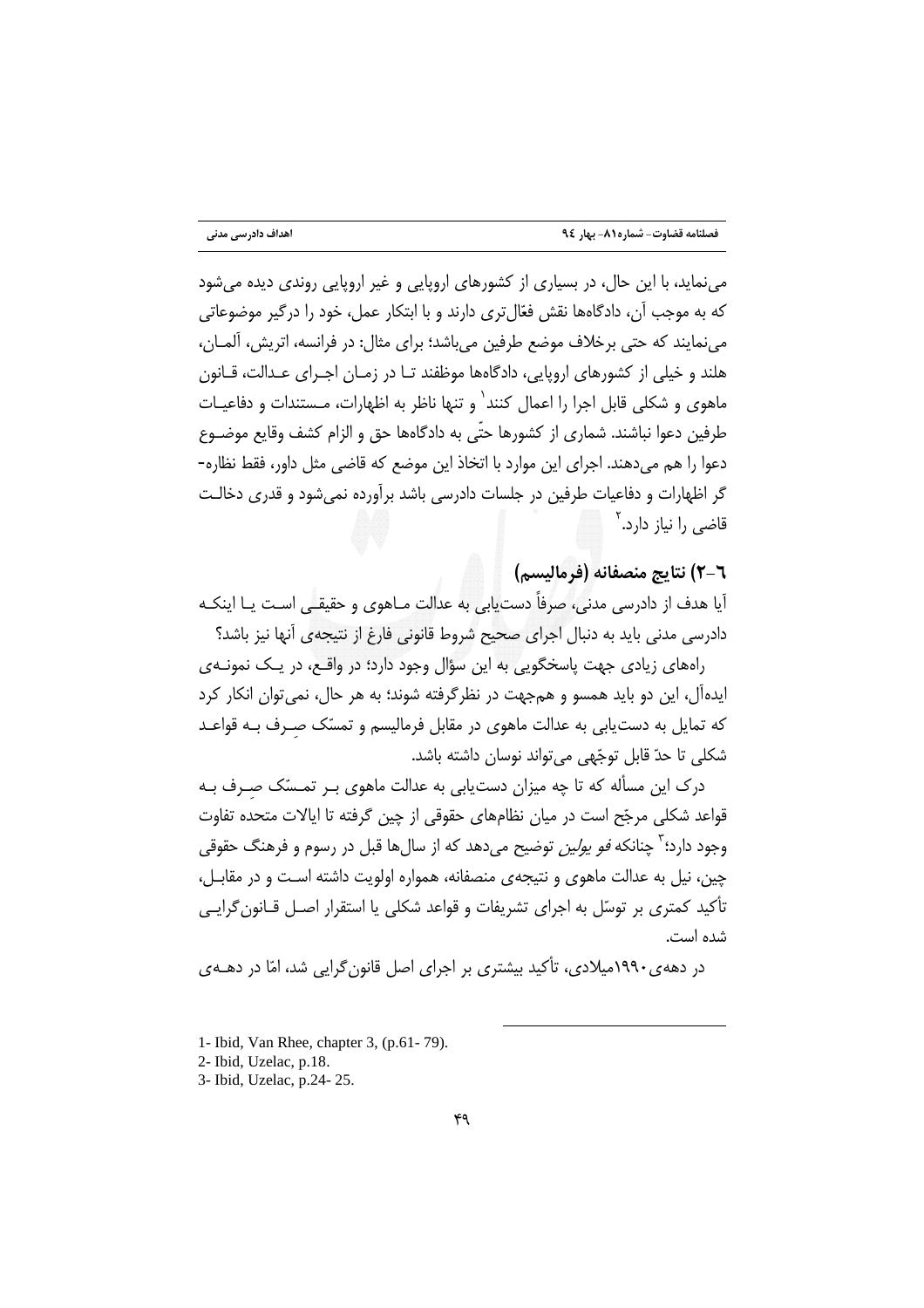می‌نماید، با این حال، در بسیاری از کشورهای اروپایی و غیر اروپایی روندی دیده می‌شود که به موجب آن، دادگاه‌ها نقش فعّال‌تری دارند و با ابتکار عمل، خود را درگیر موضوعاتی می‌نمایند که حتی برخلاف موضع طرفین می‌باشد؛ برای مثال: در فرانسه، اتریش، آلمان، هلند و خیلی از کشورهای اروپایی، دادگاه‌ها موظفند تا در زمان اجرای عدالت، قانون ماهوی و شکلی قابل اجرا را اعمال کنند[1] و تنها ناظر به اظهارات، مستندات و دفاعیات طرفین دعوا نباشند. شماری از کشورها حتّی به دادگاه‌ها حق و الزام کشف وقایع موضوع دعوا را هم می‌دهند. اجرای این موارد با اتخاذ این موضع که قاضی مثل داور، فقط نظاره‌گر اظهارات و دفاعیات طرفین در جلسات دادرسی باشد برآورده نمی‌شود و قدری دخالت قاضی را نیاز دارد.[2]

## ٦-٢) نتایج منصفانه (فرمالیسم)

آیا هدف از دادرسی مدنی، صرفاً دست‌یابی به عدالت ماهوی و حقیقی است یا اینکه دادرسی مدنی باید به دنبال اجرای صحیح شروط قانونی فارغ از نتیجه‌ی آنها نیز باشد؟

راه‌های زیادی جهت پاسخگویی به این سؤال وجود دارد؛ در واقع، در یک نمونه‌ی ایده‌آل، این دو باید همسو و هم‌جهت در نظرگرفته شوند؛ به هر حال، نمی‌توان انکار کرد که تمایل به دست‌یابی به عدالت ماهوی در مقابل فرمالیسم و تمسّک صِرف به قواعد شکلی تا حدّ قابل توجّهی می‌تواند نوسان داشته باشد.

درک این مسأله که تا چه میزان دست‌یابی به عدالت ماهوی بر تمسّک صِرف به قواعد شکلی مرجّح است در میان نظام‌های حقوقی از چین گرفته تا ایالات متحده تفاوت وجود دارد؛[3] چنانکه *فو یولین* توضیح می‌دهد که از سال‌ها قبل در رسوم و فرهنگ حقوقی چین، نیل به عدالت ماهوی و نتیجه‌ی منصفانه، همواره اولویت داشته است و در مقابل، تأکید کمتری بر توسّل به اجرای تشریفات و قواعد شکلی یا استقرار اصل قانون‌گرایی شده است.

در دهه‌ی ۱۹۹۰میلادی، تأکید بیشتری بر اجرای اصل قانون‌گرایی شد، امّا در دهه‌ی

---

1- Ibid, Van Rhee, chapter 3, (p.61- 79).

2- Ibid, Uzelac, p.18.

3- Ibid, Uzelac, p.24- 25.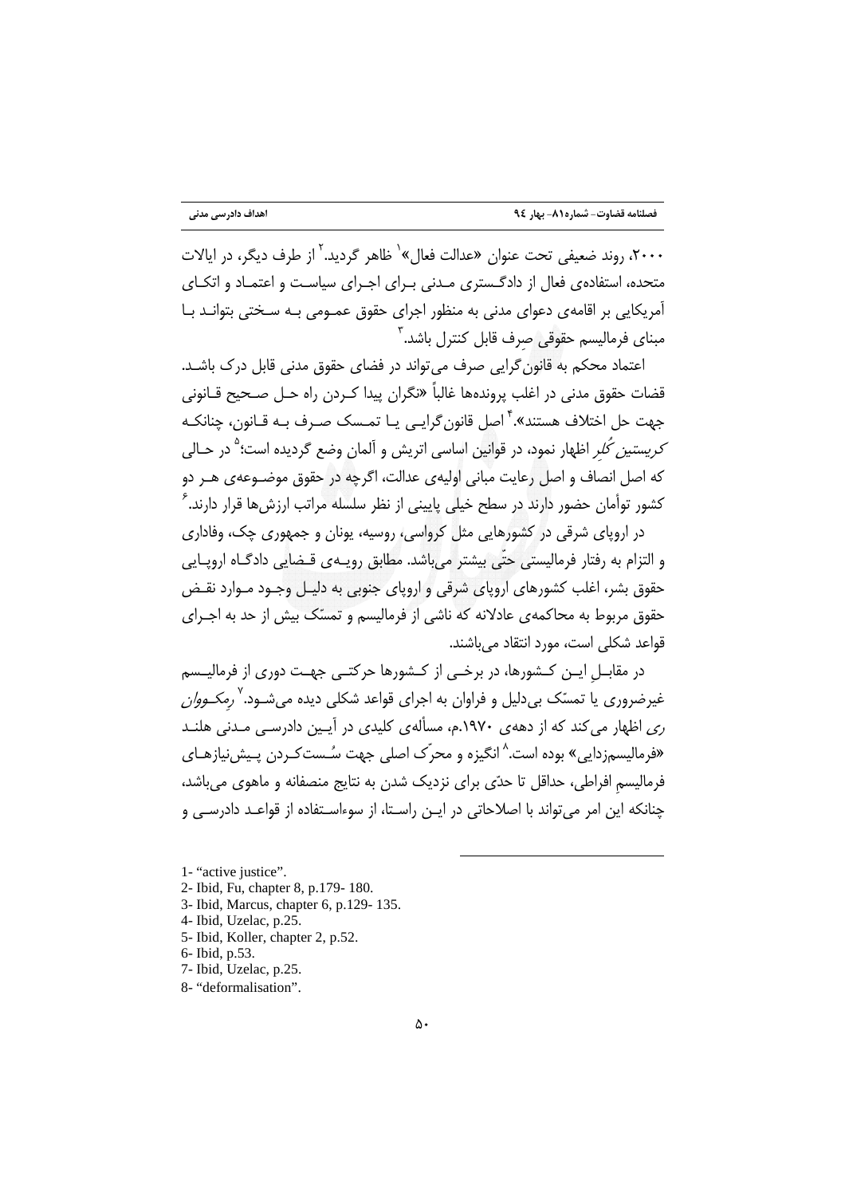۲۰۰۰، روند ضعیفی تحت عنوان «عدالت فعال»[1] ظاهر گردید.[2] از طرف دیگر، در ایالات متحده، استفاده‌ی فعال از دادگستری مدنی برای اجرای سیاست و اعتماد و اتکای آمریکایی بر اقامه‌ی دعوای مدنی به منظور اجرای حقوق عمومی به سختی بتواند با مبنای فرمالیسم حقوقی صِرف قابل کنترل باشد.[3]

اعتماد محکم به قانون‌گرایی صرف می‌تواند در فضای حقوق مدنی قابل درک باشد. قضات حقوق مدنی در اغلب پرونده‌ها غالباً «نگران پیدا کردن راه حل صحیح قانونی جهت حل اختلاف هستند».[4] اصل قانون‌گرایی یا تمسک صرف به قانون، چنانکه *کریستین کُلر* اظهار نمود، در قوانین اساسی اتریش و آلمان وضع گردیده است؛[5] در حالی که اصل انصاف و اصل رعایت مبانی اولیه‌ی عدالت، اگرچه در حقوق موضوعه‌ی هر دو کشور توأمان حضور دارند در سطح خیلی پایینی از نظر سلسله مراتب ارزش‌ها قرار دارند.[6]

در اروپای شرقی در کشورهایی مثل کرواسی، روسیه، یونان و جمهوری چک، وفاداری و التزام به رفتار فرمالیستی حتّی بیشتر می‌باشد. مطابق رویه‌ی قضایی دادگاه اروپایی حقوق بشر، اغلب کشورهای اروپای شرقی و اروپای جنوبی به دلیل وجود موارد نقض حقوق مربوط به محاکمه‌ی عادلانه که ناشی از فرمالیسم و تمسّک بیش از حد به اجرای قواعد شکلی است، مورد انتقاد می‌باشند.

در مقابلِ این کشورها، در برخی از کشورها حرکتی جهت دوری از فرمالیسم غیرضروری یا تمسّک بی‌دلیل و فراوان به اجرای قواعد شکلی دیده می‌شود.[7] *رِمکووان ری* اظهار می‌کند که از دهه‌ی ۱۹۷۰.م، مسأله‌ی کلیدی در آیین دادرسی مدنی هلند «فرمالیسم‌زدایی» بوده است.[8] انگیزه و محرّک اصلی جهت سُست‌کردن پیش‌نیازهای فرمالیسمِ افراطی، حداقل تا حدّی برای نزدیک شدن به نتایج منصفانه و ماهوی می‌باشد، چنانکه این امر می‌تواند با اصلاحاتی در این راستا، از سوءاستفاده از قواعد دادرسی و

---

1- “active justice”.
2- Ibid, Fu, chapter 8, p.179- 180.
3- Ibid, Marcus, chapter 6, p.129- 135.
4- Ibid, Uzelac, p.25.
5- Ibid, Koller, chapter 2, p.52.
6- Ibid, p.53.
7- Ibid, Uzelac, p.25.
8- “deformalisation”.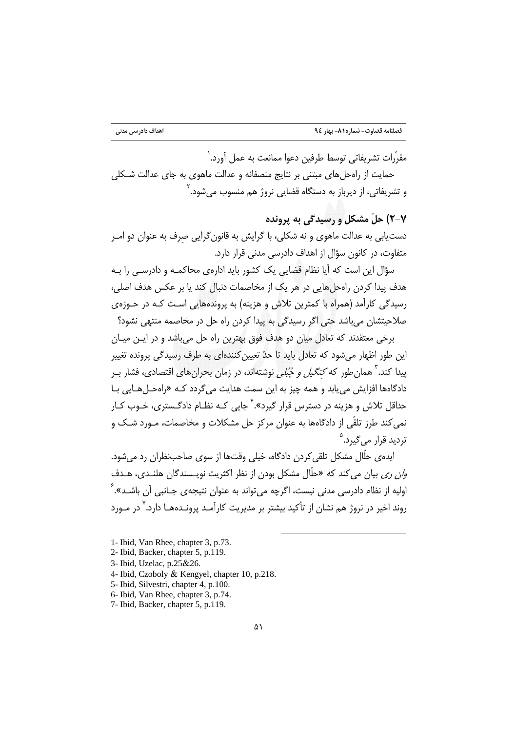مقرّرات تشریفاتی توسط طرفین دعوا ممانعت به عمل آورد.[1]

حمایت از راه‌حل‌های مبتنی بر نتایج منصفانه و عدالت ماهوی به جای عدالت شکلی و تشریفاتی، از دیرباز به دستگاه قضایی نروژ هم منسوب می‌شود.[2]

## ۷-۲) حلّ مشکل و رسیدگی به پرونده

دست‌یابی به عدالت ماهوی و نه شکلی، با گرایش به قانون‌گرایی صِرف به عنوان دو امر متفاوت، در کانون سؤال از اهداف دادرسی مدنی قرار دارد.

سؤال این است که آیا نظام قضایی یک کشور باید اداره‌ی محاکمه و دادرسی را به هدف پیدا کردن راه‌حل‌هایی در هر یک از مخاصمات دنبال کند یا بر عکس هدف اصلی، رسیدگی کارآمد (همراه با کمترین تلاش و هزینه) به پرونده‌هایی است که در حوزه‌ی صلاحیتشان می‌باشد حتی اگر رسیدگی به پیدا کردن راه حل در مخاصمه منتهی نشود؟

برخی معتقدند که تعادل میان دو هدف فوق بهترین راه حل می‌باشد و در این میان این طور اظهار می‌شود که تعادل باید تا حدّ تعیین‌کننده‌ای به طرف رسیدگی پرونده تغییر پیدا کند.[3] همان‌طور که *کنگیل و چُبُلی* نوشته‌اند، در زمان بحران‌های اقتصادی، فشار بر دادگاه‌ها افزایش می‌یابد و همه چیز به این سمت هدایت می‌گردد که «راه‌حل‌هایی با حداقل تلاش و هزینه در دسترس قرار گیرد».[4] جایی که نظام دادگستری، خوب کار نمی‌کند طرز تلقّی از دادگاه‌ها به عنوان مرکز حل مشکلات و مخاصمات، مورد شک و تردید قرار می‌گیرد.[5]

ایده‌ی حلّال مشکل تلقی‌کردن دادگاه، خیلی وقت‌ها از سوی صاحب‌نظران رد می‌شود. *وان ری* بیان می‌کند که «حلّال مشکل بودن از نظر اکثریت نویسندگان هلندی، هدف اولیه از نظام دادرسی مدنی نیست، اگرچه می‌تواند به عنوان نتیجه‌ی جانبی آن باشد».[6] روند اخیر در نروژ هم نشان از تأکید بیشتر بر مدیریت کارآمد پرونده‌ها دارد.[7] در مورد

---

1- Ibid, Van Rhee, chapter 3, p.73.
2- Ibid, Backer, chapter 5, p.119.
3- Ibid, Uzelac, p.25&26.
4- Ibid, Czoboly & Kengyel, chapter 10, p.218.
5- Ibid, Silvestri, chapter 4, p.100.
6- Ibid, Van Rhee, chapter 3, p.74.
7- Ibid, Backer, chapter 5, p.119.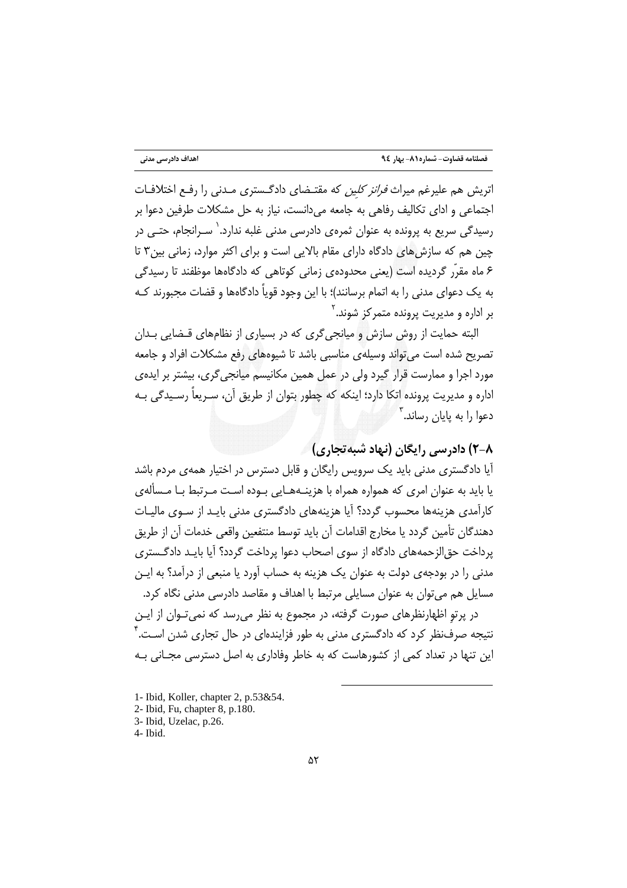اتریش هم علیرغم میراث *فرانز کلین* که مقتـضای دادگـستری مـدنی را رفـع اختلافـات اجتماعی و ادای تکالیف رفاهی به جامعه می‌دانست، نیاز به حل مشکلات طرفین دعوا بر رسیدگی سریع به پرونده به عنوان ثمره‌ی دادرسی مدنی غلبه ندارد.[1] سـرانجام، حتـی در چین هم که سازش‌های دادگاه دارای مقام بالایی است و برای اکثر موارد، زمانی بین۳ تا ۶ ماه مقرّر گردیده است (یعنی محدوده‌ی زمانی کوتاهی که دادگاه‌ها موظفند تا رسیدگی به یک دعوای مدنی را به اتمام برسانند)؛ با این وجود قویاً دادگاه‌ها و قضات مجبورند کـه بر اداره و مدیریت پرونده متمرکز شوند.[2]

البته حمایت از روش سازش و میانجی‌گری که در بسیاری از نظام‌های قـضایی بـدان تصریح شده است می‌تواند وسیله‌ی مناسبی باشد تا شیوه‌های رفع مشکلات افراد و جامعه مورد اجرا و ممارست قرار گیرد ولی در عمل همین مکانیسم میانجی‌گری، بیشتر بر ایده‌ی اداره و مدیریت پرونده اتکا دارد؛ اینکه که چطور بتوان از طریق آن، سـریعاً رسـیدگی بـه دعوا را به پایان رساند.[3]

### ۸-۲) دادرسی رایگان (نهاد شبه‌تجاری)

آیا دادگستری مدنی باید یک سرویس رایگان و قابل دسترس در اختیار همه‌ی مردم باشد یا باید به عنوان امری که همواره همراه با هزینـه‌هـایی بـوده اسـت مـرتبط بـا مـسأله‌ی کارآمدی هزینه‌ها محسوب گردد؟ آیا هزینه‌های دادگستری مدنی بایـد از سـوی مالیـات دهندگان تأمین گردد یا مخارج اقدامات آن باید توسط منتفعین واقعی خدمات آن از طریق پرداخت حق‌الزحمه‌های دادگاه از سوی اصحاب دعوا پرداخت گردد؟ آیا بایـد دادگـستری مدنی را در بودجه‌ی دولت به عنوان یک هزینه به حساب آورد یا منبعی از درآمد؟ به ایـن مسایل هم می‌توان به عنوان مسایلی مرتبط با اهداف و مقاصد دادرسی مدنی نگاه کرد.

در پرتوِ اظهارنظرهای صورت گرفته، در مجموع به نظر می‌رسد که نمی‌تـوان از ایـن نتیجه صرف‌نظر کرد که دادگستری مدنی به طور فزاینده‌ای در حال تجاری شدن اسـت.[4] این تنها در تعداد کمی از کشورهاست که به خاطر وفاداری به اصل دسترسی مجـانی بـه

---

1- Ibid, Koller, chapter 2, p.53&54.
2- Ibid, Fu, chapter 8, p.180.
3- Ibid, Uzelac, p.26.
4- Ibid.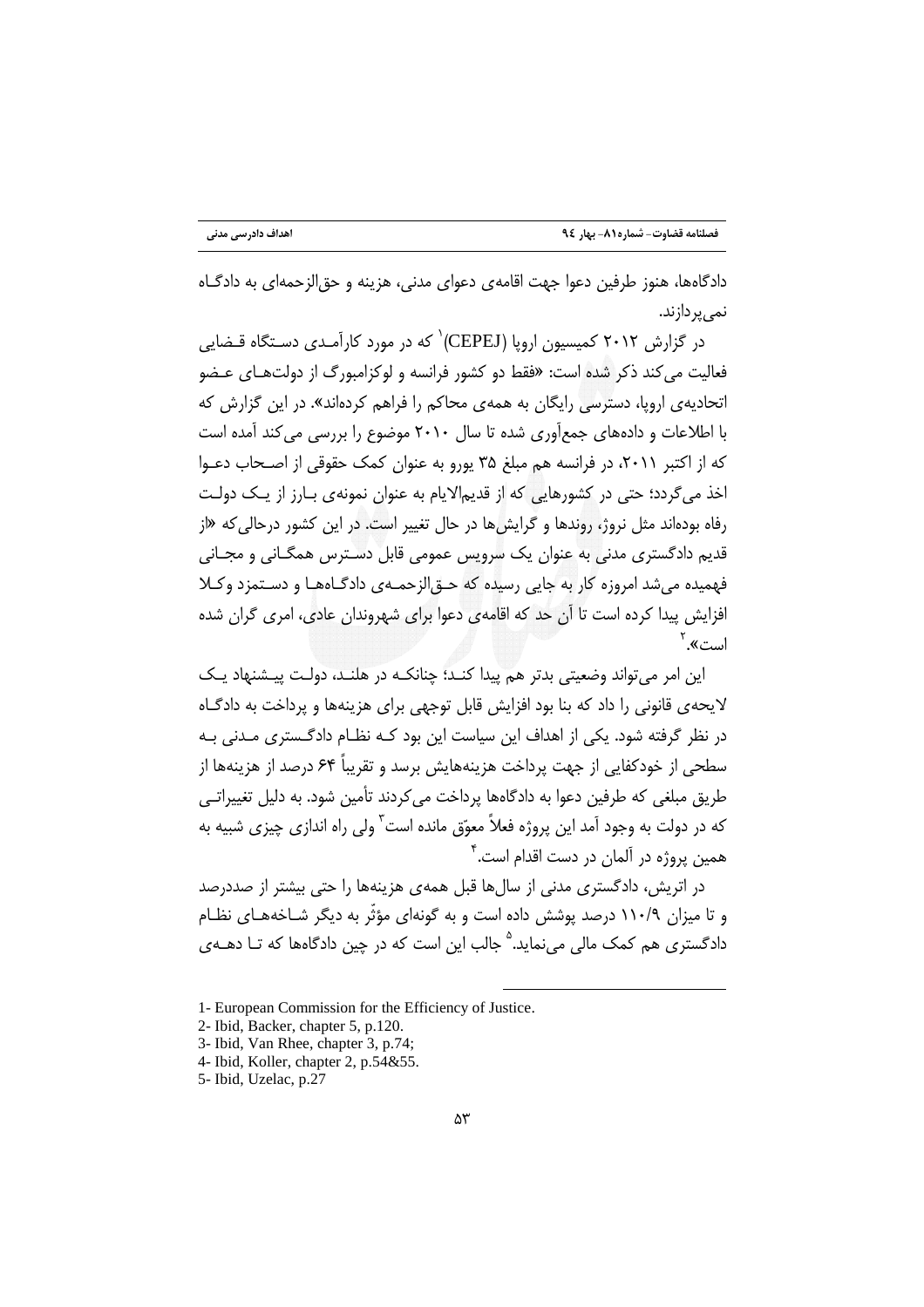دادگاه‌ها، هنوز طرفین دعوا جهت اقامه‌ی دعوای مدنی، هزینه و حق‌الزحمه‌ای به دادگـاه نمی‌پردازند.

در گزارش ۲۰۱۲ کمیسیون اروپا (CEPEJ)[1] که در مورد کارآمـدی دسـتگاه قـضایی فعالیت می‌کند ذکر شده است: «فقط دو کشور فرانسه و لوکزامبورگ از دولت‌هـای عـضو اتحادیه‌ی اروپا، دسترسی رایگان به همه‌ی محاکم را فراهم کرده‌اند». در این گزارش که با اطلاعات و داده‌های جمع‌آوری شده تا سال ۲۰۱۰ موضوع را بررسی می‌کند آمده است که از اکتبر ۲۰۱۱، در فرانسه هم مبلغ ۳۵ یورو به عنوان کمک حقوقی از اصـحاب دعـوا اخذ می‌گردد؛ حتی در کشورهایی که از قدیم‌الایام به عنوان نمونه‌ی بـارز از یـک دولـت رفاه بوده‌اند مثل نروژ، روندها و گرایش‌ها در حال تغییر است. در این کشور درحالی‌که «از قدیم دادگستری مدنی به عنوان یک سرویس عمومی قابل دسـترس همگـانی و مجـانی فهمیده می‌شد امروزه کار به جایی رسیده که حـق‌الزحمـه‌ی دادگـاه‌هـا و دسـتمزد وکـلا افزایش پیدا کرده است تا آن حد که اقامه‌ی دعوا برای شهروندان عادی، امری گران شده است».[2]

این امر می‌تواند وضعیتی بدتر هم پیدا کنـد؛ چنانکـه در هلنـد، دولـت پیـشنهاد یـک لایحه‌ی قانونی را داد که بنا بود افزایش قابل توجهی برای هزینه‌ها و پرداخت به دادگـاه در نظر گرفته شود. یکی از اهداف این سیاست این بود کـه نظـام دادگـستری مـدنی بـه سطحی از خودکفایی از جهت پرداخت هزینه‌هایش برسد و تقریباً ۶۴ درصد از هزینه‌ها از طریق مبلغی که طرفین دعوا به دادگاه‌ها پرداخت می‌کردند تأمین شود. به دلیل تغییراتـی که در دولت به وجود آمد این پروژه فعلاً معوّق مانده است[3] ولی راه اندازی چیزی شبیه به همین پروژه در آلمان در دست اقدام است.[4]

در اتریش، دادگستری مدنی از سال‌ها قبل همه‌ی هزینه‌ها را حتی بیشتر از صددرصد و تا میزان ۱۱۰/۹ درصد پوشش داده است و به گونه‌ای مؤثّر به دیگر شـاخه‌هـای نظـام دادگستری هم کمک مالی می‌نماید.[5] جالب این است که در چین دادگاه‌ها که تـا دهـه‌ی

---

1- European Commission for the Efficiency of Justice.

2- Ibid, Backer, chapter 5, p.120.

3- Ibid, Van Rhee, chapter 3, p.74;

4- Ibid, Koller, chapter 2, p.54&55.

5- Ibid, Uzelac, p.27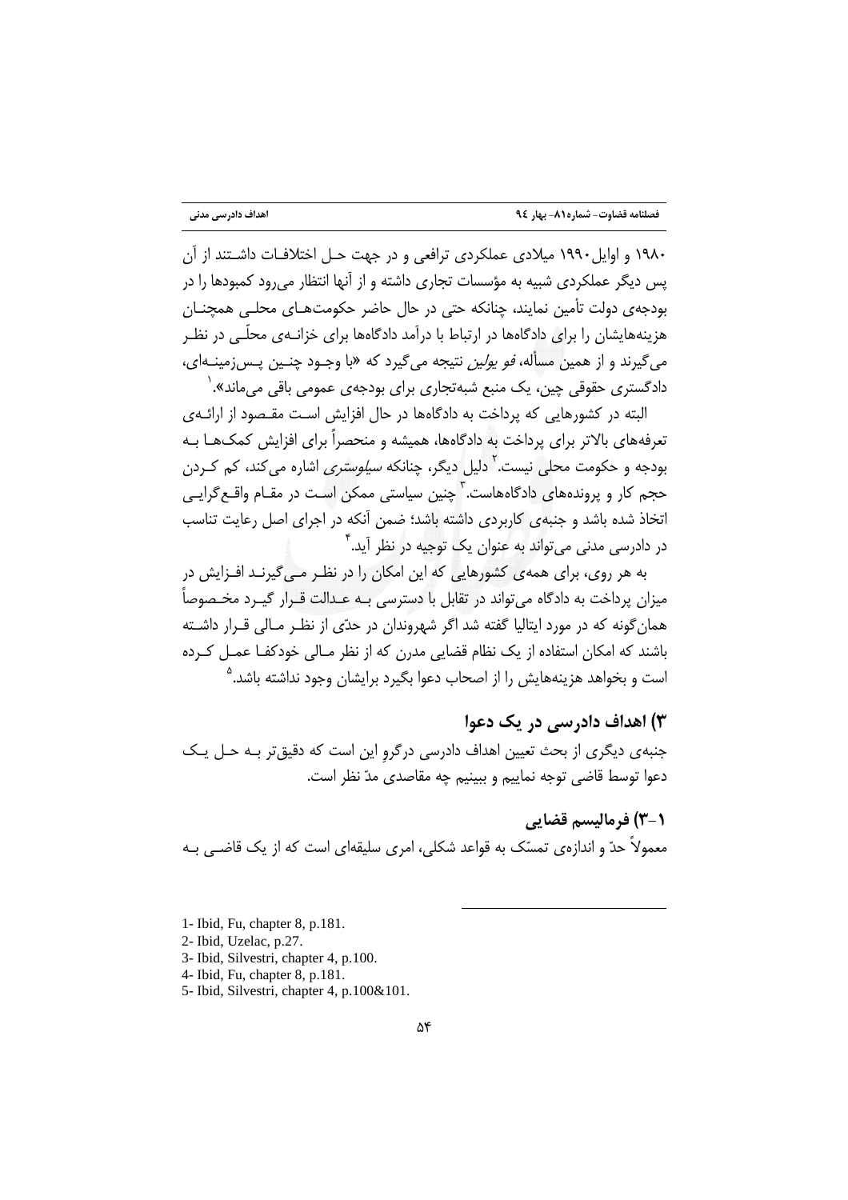۱۹۸۰ و اوایل ۱۹۹۰ میلادی عملکردی ترافعی و در جهت حل اختلافات داشتند از آن پس دیگر عملکردی شبیه به مؤسسات تجاری داشته و از آنها انتظار می‌رود کمبودها را در بودجه‌ی دولت تأمین نمایند، چنانکه حتی در حال حاضر حکومت‌های محلی همچنان هزینه‌هایشان را برای دادگاه‌ها در ارتباط با درآمد دادگاه‌ها برای خزانه‌ی محلّی در نظر می‌گیرند و از همین مسأله، *فو یولین* نتیجه می‌گیرد که «با وجود چنین پس‌زمینه‌ای، دادگستری حقوقی چین، یک منبع شبه‌تجاری برای بودجه‌ی عمومی باقی می‌ماند».[1]

البته در کشورهایی که پرداخت به دادگاه‌ها در حال افزایش است مقصود از ارائه‌ی تعرفه‌های بالاتر برای پرداخت به دادگاه‌ها، همیشه و منحصراً برای افزایش کمک‌ها به بودجه و حکومت محلی نیست.[2] دلیل دیگر، چنانکه *سیلوستری* اشاره می‌کند، کم کردن حجم کار و پرونده‌های دادگاه‌هاست.[3] چنین سیاستی ممکن است در مقام واقع‌گرایی اتخاذ شده باشد و جنبه‌ی کاربردی داشته باشد؛ ضمن آنکه در اجرای اصل رعایت تناسب در دادرسی مدنی می‌تواند به عنوان یک توجیه در نظر آید.[4]

به هر روی، برای همه‌ی کشورهایی که این امکان را در نظر می‌گیرند افزایش در میزان پرداخت به دادگاه می‌تواند در تقابل با دسترسی به عدالت قرار گیرد مخصوصاً همان‌گونه که در مورد ایتالیا گفته شد اگر شهروندان در حدّی از نظر مالی قرار داشته باشند که امکان استفاده از یک نظام قضایی مدرن که از نظر مالی خودکفا عمل کرده است و بخواهد هزینه‌هایش را از اصحاب دعوا بگیرد برایشان وجود نداشته باشد.[5]

## ۳) اهداف دادرسی در یک دعوا

جنبه‌ی دیگری از بحث تعیین اهداف دادرسی درگروِ این است که دقیق‌تر به حل یک دعوا توسط قاضی توجه نماییم و ببینیم چه مقاصدی مدّ نظر است.

### ۳-۱) فرمالیسم قضایی

معمولاً حدّ و اندازه‌ی تمسّک به قواعد شکلی، امری سلیقه‌ای است که از یک قاضی به

---

1- Ibid, Fu, chapter 8, p.181.

2- Ibid, Uzelac, p.27.

3- Ibid, Silvestri, chapter 4, p.100.

4- Ibid, Fu, chapter 8, p.181.

5- Ibid, Silvestri, chapter 4, p.100&101.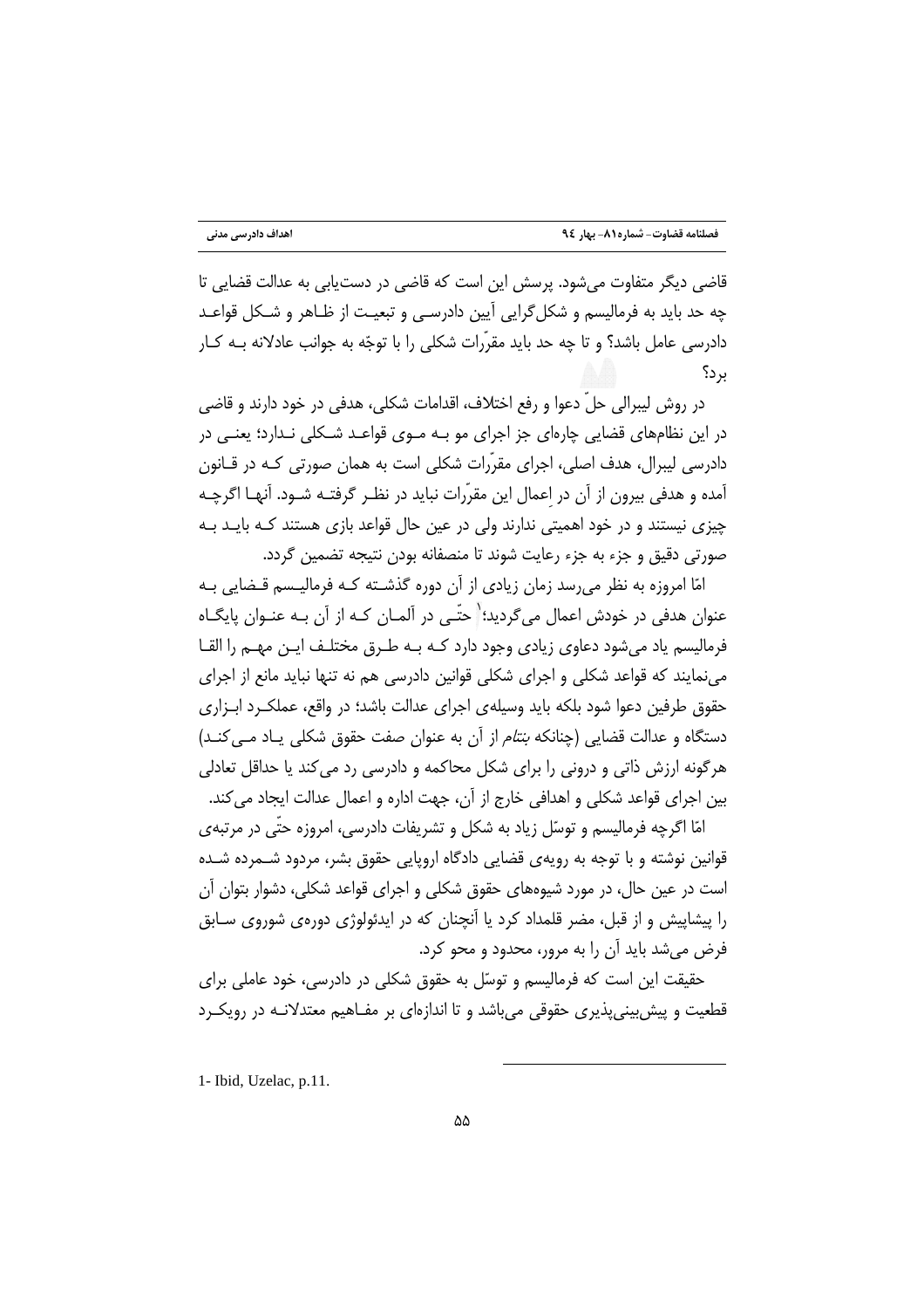قاضی دیگر متفاوت می‌شود. پرسش این است که قاضی در دست‌یابی به عدالت قضایی تا چه حد باید به فرمالیسم و شکل‌گرایی آیین دادرسی و تبعیت از ظاهر و شکل قواعد دادرسی عامل باشد؟ و تا چه حد باید مقرّرات شکلی را با توجّه به جوانب عادلانه به کار برد؟

در روش لیبرالی حلّ دعوا و رفع اختلاف، اقدامات شکلی، هدفی در خود دارند و قاضی در این نظام‌های قضایی چاره‌ای جز اجرای مو به موی قواعد شکلی ندارد؛ یعنی در دادرسی لیبرال، هدف اصلی، اجرای مقرّرات شکلی است به همان صورتی که در قانون آمده و هدفی بیرون از آن در اِعمال این مقرّرات نباید در نظر گرفته شود. آنها اگرچه چیزی نیستند و در خود اهمیتی ندارند ولی در عین حال قواعد بازی هستند که باید به صورتی دقیق و جزء به جزء رعایت شوند تا منصفانه بودن نتیجه تضمین گردد.

امّا امروزه به نظر می‌رسد زمان زیادی از آن دوره گذشته که فرمالیسم قضایی به عنوان هدفی در خودش اعمال می‌گردید؛[1] حتّی در آلمان که از آن به عنوان پایگاه فرمالیسم یاد می‌شود دعاوی زیادی وجود دارد که به طرق مختلف این مهم را القا می‌نمایند که قواعد شکلی و اجرای شکلی قوانین دادرسی هم نه تنها نباید مانع از اجرای حقوق طرفین دعوا شود بلکه باید وسیله‌ی اجرای عدالت باشد؛ در واقع، عملکرد ابزاری دستگاه و عدالت قضایی (چنانکه *بنتام* از آن به عنوان صفت حقوق شکلی یاد می‌کند) هرگونه ارزش ذاتی و درونی را برای شکل محاکمه و دادرسی رد می‌کند یا حداقل تعادلی بین اجرای قواعد شکلی و اهدافی خارج از آن، جهت اداره و اعمال عدالت ایجاد می‌کند.

امّا اگرچه فرمالیسم و توسّل زیاد به شکل و تشریفات دادرسی، امروزه حتّی در مرتبه‌ی قوانین نوشته و با توجه به رویه‌ی قضایی دادگاه اروپایی حقوق بشر، مردود شمرده شده است در عین حال، در مورد شیوه‌های حقوق شکلی و اجرای قواعد شکلی، دشوار بتوان آن را پیشاپیش و از قبل، مضر قلمداد کرد یا آنچنان که در ایدئولوژی دوره‌ی شوروی سابق فرض می‌شد باید آن را به مرور، محدود و محو کرد.

حقیقت این است که فرمالیسم و توسّل به حقوق شکلی در دادرسی، خود عاملی برای قطعیت و پیش‌بینی‌پذیری حقوقی می‌باشد و تا اندازه‌ای بر مفاهیم معتدلانه در رویکرد

---

1- Ibid, Uzelac, p.11.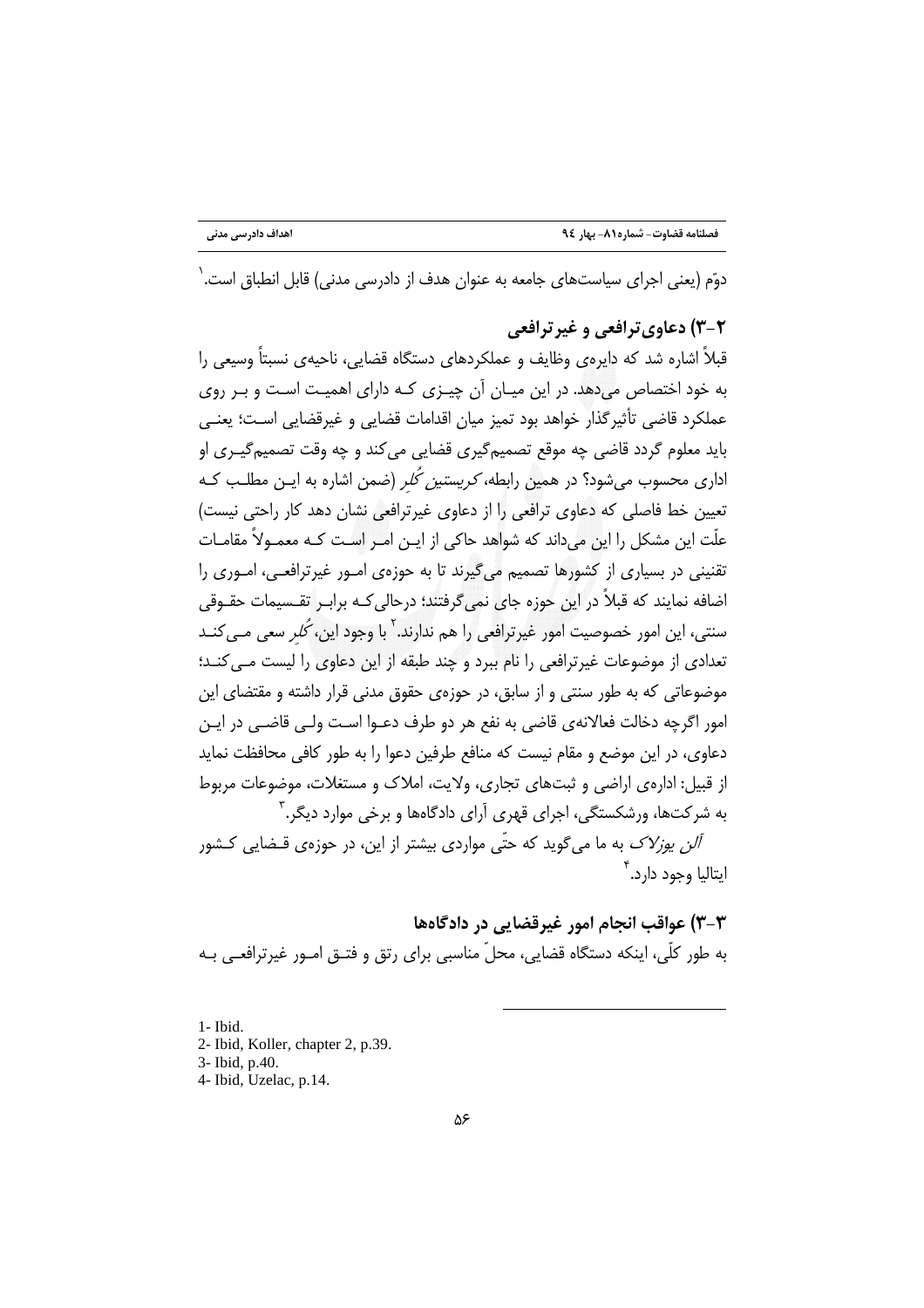دوّم (یعنی اجرای سیاست‌های جامعه به عنوان هدف از دادرسی مدنی) قابل انطباق است.[1]

### ۲-۳) دعاوی ترافعی و غیرترافعی

قبلاً اشاره شد که دایره‌ی وظایف و عملکردهای دستگاه قضایی، ناحیه‌ی نسبتاً وسیعی را به خود اختصاص می‌دهد. در این میان آن چیزی که دارای اهمیت است و بر روی عملکرد قاضی تأثیرگذار خواهد بود تمیز میان اقدامات قضایی و غیرقضایی است؛ یعنی باید معلوم گردد قاضی چه موقع تصمیم‌گیری قضایی می‌کند و چه وقت تصمیم‌گیری او اداری محسوب می‌شود؟ در همین رابطه، *کریستین کُلر* (ضمن اشاره به این مطلب که تعیین خط فاصلی که دعاوی ترافعی را از دعاوی غیرترافعی نشان دهد کار راحتی نیست) علّت این مشکل را این می‌داند که شواهد حاکی از این امر است که معمولاً مقامات تقنینی در بسیاری از کشورها تصمیم می‌گیرند تا به حوزه‌ی امور غیرترافعی، اموری را اضافه نمایند که قبلاً در این حوزه جای نمی‌گرفتند؛ درحالی‌که برابر تقسیمات حقوقی سنتی، این امور خصوصیت امور غیرترافعی را هم ندارند.[2] با وجود این، *کُلر* سعی می‌کند تعدادی از موضوعات غیرترافعی را نام ببرد و چند طبقه از این دعاوی را لیست می‌کند؛ موضوعاتی که به طور سنتی و از سابق، در حوزه‌ی حقوق مدنی قرار داشته و مقتضای این امور اگرچه دخالت فعالانه‌ی قاضی به نفع هر دو طرف دعوا است ولی قاضی در این دعاوی، در این موضع و مقام نیست که منافع طرفین دعوا را به طور کافی محافظت نماید از قبیل: اداره‌ی اراضی و ثبت‌های تجاری، ولایت، املاک و مستغلات، موضوعات مربوط به شرکت‌ها، ورشکستگی، اجرای قهری آرای دادگاه‌ها و برخی موارد دیگر.[3]

*آلن یوزلاک* به ما می‌گوید که حتّی مواردی بیشتر از این، در حوزه‌ی قضایی کشور ایتالیا وجود دارد.[4]

### ۳-۳) عواقب انجام امور غیرقضایی در دادگاه‌ها

به طور کلّی، اینکه دستگاه قضایی، محلّ مناسبی برای رتق و فتق امور غیرترافعی به

---

1- Ibid.
2- Ibid, Koller, chapter 2, p.39.
3- Ibid, p.40.
4- Ibid, Uzelac, p.14.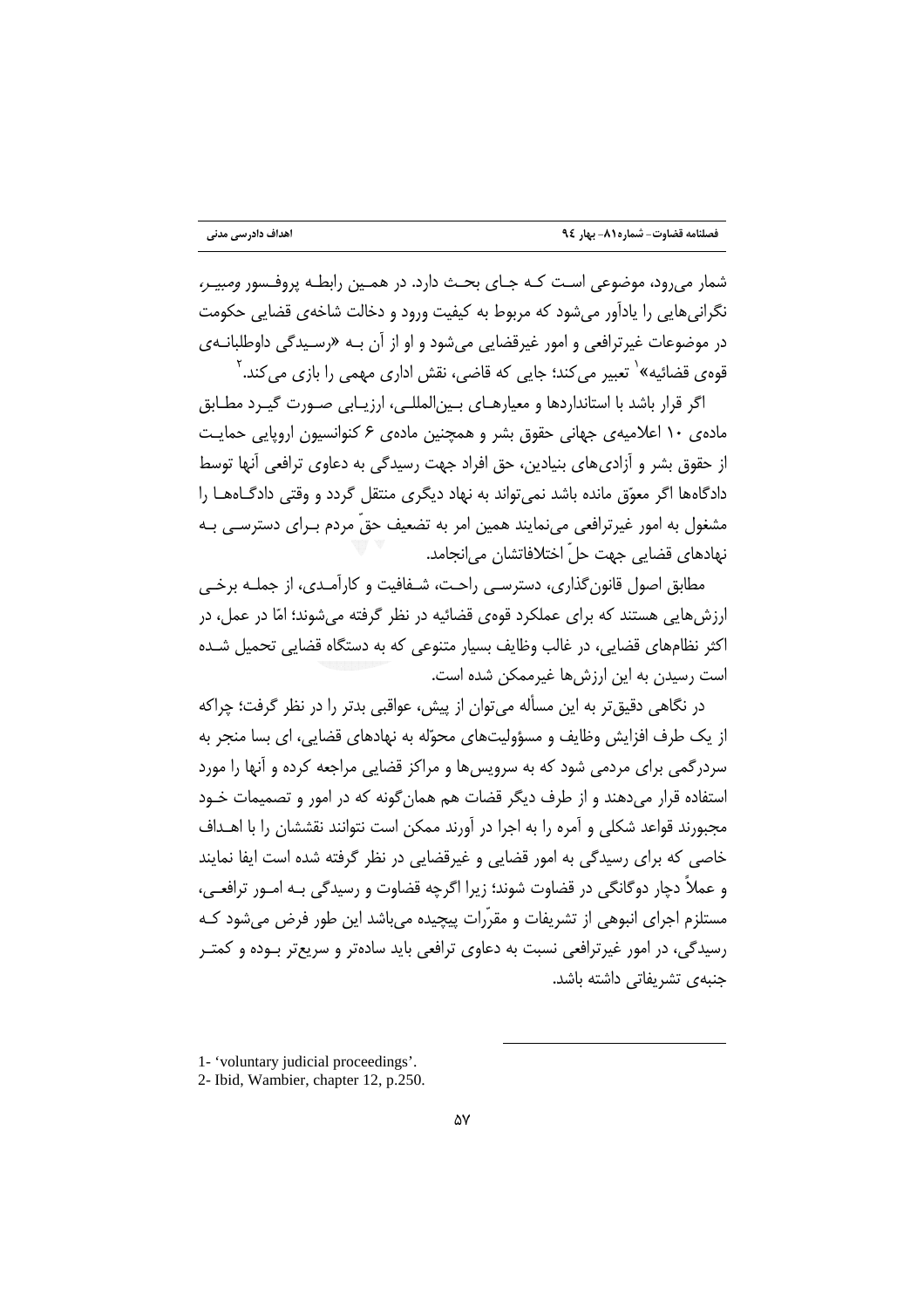شمار می‌رود، موضوعی است که جای بحث دارد. در همین رابطه پروفسور *ومبیر*، نگرانی‌هایی را یادآور می‌شود که مربوط به کیفیت ورود و دخالت شاخه‌ی قضایی حکومت در موضوعات غیرترافعی و امور غیرقضایی می‌شود و او از آن به «رسیدگی داوطلبانه‌ی قوه‌ی قضائیه»[1] تعبیر می‌کند؛ جایی که قاضی، نقش اداری مهمی را بازی می‌کند.[2]

اگر قرار باشد با استانداردها و معیارهای بین‌المللی، ارزیابی صورت گیرد مطابق ماده‌ی ۱۰ اعلامیه‌ی جهانی حقوق بشر و همچنین ماده‌ی ۶ کنوانسیون اروپایی حمایت از حقوق بشر و آزادی‌های بنیادین، حق افراد جهت رسیدگی به دعاوی ترافعی آنها توسط دادگاه‌ها اگر معوّق مانده باشد نمی‌تواند به نهاد دیگری منتقل گردد و وقتی دادگاه‌ها را مشغول به امور غیرترافعی می‌نمایند همین امر به تضعیف حقّ مردم برای دسترسی به نهادهای قضایی جهت حلّ اختلافاتشان می‌انجامد.

مطابق اصول قانون‌گذاری، دسترسی راحت، شفافیت و کارآمدی، از جمله برخی ارزش‌هایی هستند که برای عملکرد قوه‌ی قضائیه در نظر گرفته می‌شوند؛ امّا در عمل، در اکثر نظام‌های قضایی، در غالب وظایف بسیار متنوعی که به دستگاه قضایی تحمیل شده است رسیدن به این ارزش‌ها غیرممکن شده است.

در نگاهی دقیق‌تر به این مسأله می‌توان از پیش، عواقبی بدتر را در نظر گرفت؛ چراکه از یک طرف افزایش وظایف و مسؤولیت‌های محوّله به نهادهای قضایی، ای بسا منجر به سردرگمی برای مردمی شود که به سرویس‌ها و مراکز قضایی مراجعه کرده و آنها را مورد استفاده قرار می‌دهند و از طرف دیگر قضات هم همان‌گونه که در امور و تصمیمات خود مجبورند قواعد شکلی و آمره را به اجرا در آورند ممکن است نتوانند نقششان را با اهداف خاصی که برای رسیدگی به امور قضایی و غیرقضایی در نظر گرفته شده است ایفا نمایند و عملاً دچار دوگانگی در قضاوت شوند؛ زیرا اگرچه قضاوت و رسیدگی به امور ترافعی، مستلزم اجرای انبوهی از تشریفات و مقرّرات پیچیده می‌باشد این طور فرض می‌شود که رسیدگی، در امور غیرترافعی نسبت به دعاوی ترافعی باید ساده‌تر و سریع‌تر بوده و کمتر جنبه‌ی تشریفاتی داشته باشد.

---

1- 'voluntary judicial proceedings'.

2- Ibid, Wambier, chapter 12, p.250.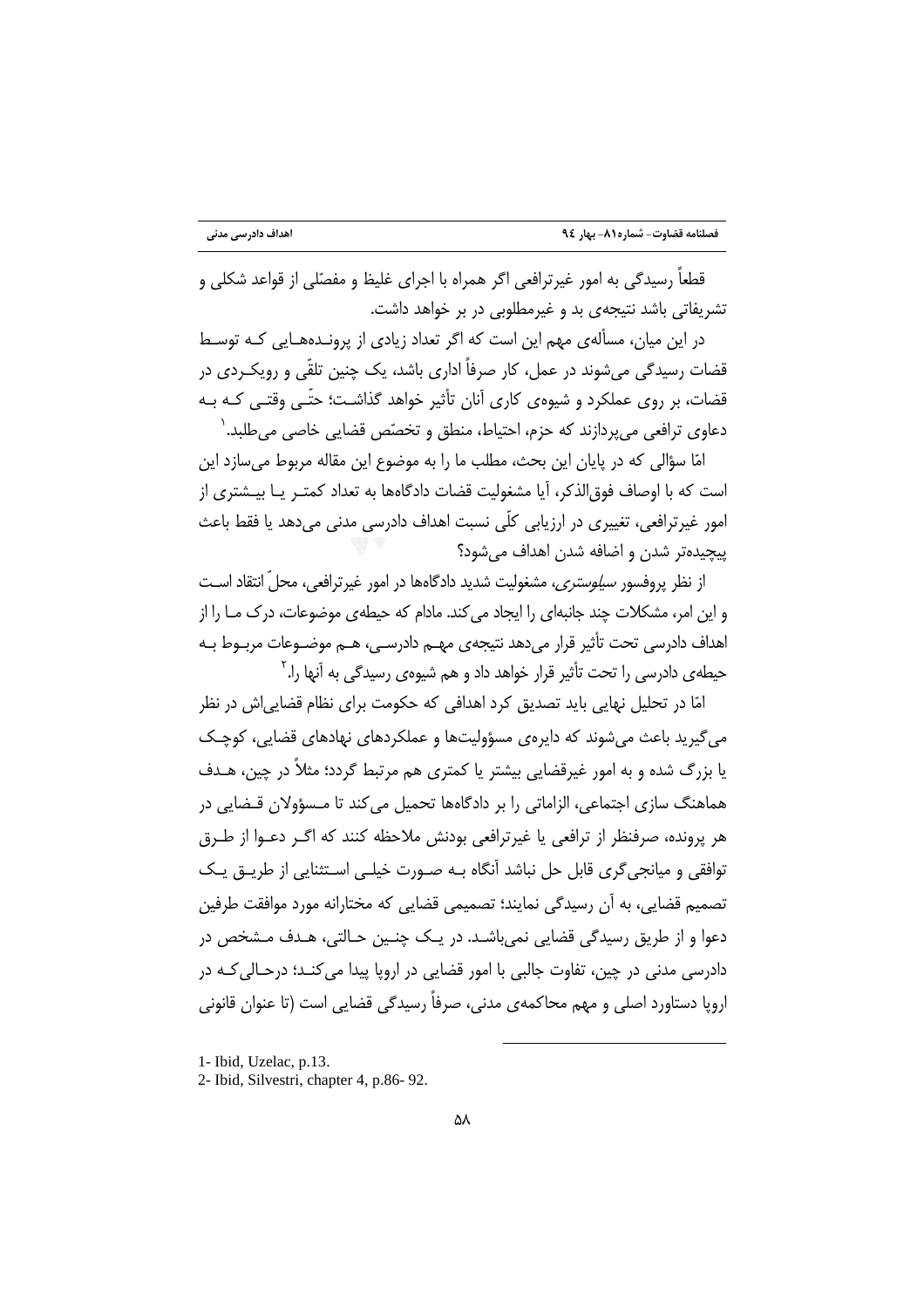قطعاً رسیدگی به امور غیرترافعی اگر همراه با اجرای غلیظ و مفصّلی از قواعد شکلی و تشریفاتی باشد نتیجه‌ی بد و غیرمطلوبی در بر خواهد داشت.

در این میان، مسأله‌ی مهم این است که اگر تعداد زیادی از پرونده‌هایی که توسط قضات رسیدگی می‌شوند در عمل، کار صرفاً اداری باشد، یک چنین تلقّی و رویکردی در قضات، بر روی عملکرد و شیوه‌ی کاری آنان تأثیر خواهد گذاشت؛ حتّی وقتی که به دعاوی ترافعی می‌پردازند که حزم، احتیاط، منطق و تخصّص قضایی خاصی می‌طلبد.[1]

امّا سؤالی که در پایان این بحث، مطلب ما را به موضوع این مقاله مربوط می‌سازد این است که با اوصاف فوق‌الذکر، آیا مشغولیت قضات دادگاه‌ها به تعداد کمتر یا بیشتری از امور غیرترافعی، تغییری در ارزیابی کلّی نسبت اهداف دادرسی مدنی می‌دهد یا فقط باعث پیچیده‌تر شدن و اضافه شدن اهداف می‌شود؟

از نظر پروفسور *سیلوستری*، مشغولیت شدید دادگاه‌ها در امور غیرترافعی، محلّ انتقاد است و این امر، مشکلات چند جانبه‌ای را ایجاد می‌کند. مادام که حیطه‌ی موضوعات، درک ما را از اهداف دادرسی تحت تأثیر قرار می‌دهد نتیجه‌ی مهم دادرسی، هم موضوعات مربوط به حیطه‌ی دادرسی را تحت تأثیر قرار خواهد داد و هم شیوه‌ی رسیدگی به آنها را.[2]

امّا در تحلیل نهایی باید تصدیق کرد اهدافی که حکومت برای نظام قضایی‌اش در نظر می‌گیرید باعث می‌شوند که دایره‌ی مسؤولیت‌ها و عملکردهای نهادهای قضایی، کوچک یا بزرگ شده و به امور غیرقضایی بیشتر یا کمتری هم مرتبط گردد؛ مثلاً در چین، هدف هماهنگ سازی اجتماعی، الزاماتی را بر دادگاه‌ها تحمیل می‌کند تا مسؤولان قضایی در هر پرونده، صرفنظر از ترافعی یا غیرترافعی بودنش ملاحظه کنند که اگر دعوا از طرق توافقی و میانجی‌گری قابل حل نباشد آنگاه به صورت خیلی استثنایی از طریق یک تصمیم قضایی، به آن رسیدگی نمایند؛ تصمیمی قضایی که مختارانه مورد موافقت طرفین دعوا و از طریق رسیدگی قضایی نمی‌باشد. در یک چنین حالتی، هدف مشخص در دادرسی مدنی در چین، تفاوت جالبی با امور قضایی در اروپا پیدا می‌کند؛ درحالی‌که در اروپا دستاورد اصلی و مهم محاکمه‌ی مدنی، صرفاً رسیدگی قضایی است (تا عنوان قانونی

---

1- Ibid, Uzelac, p.13.

2- Ibid, Silvestri, chapter 4, p.86- 92.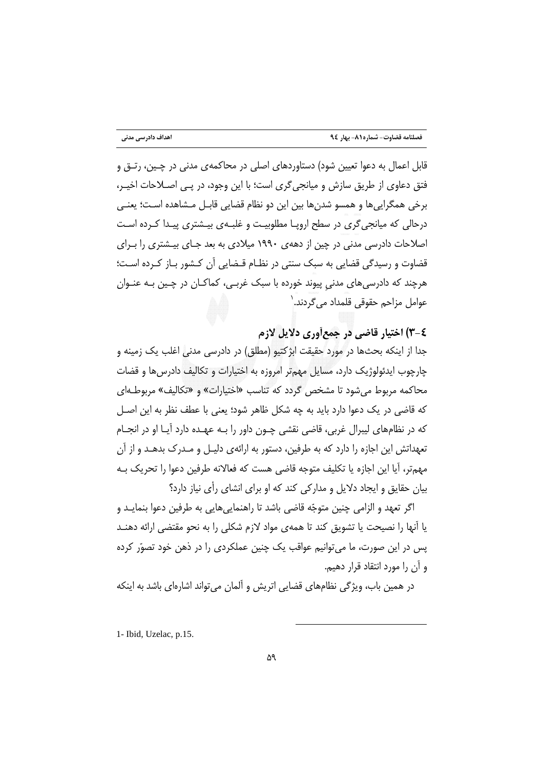قابل اعمال به دعوا تعیین شود) دستاوردهای اصلی در محاکمه‌ی مدنی در چین، رتق و فتق دعاوی از طریق سازش و میانجی‌گری است؛ با این وجود، در پی اصلاحات اخیر، برخی همگرایی‌ها و همسو شدن‌ها بین این دو نظام قضایی قابل مشاهده است؛ یعنی درحالی که میانجی‌گری در سطح اروپا مطلوبیت و غلبه‌ی بیشتری پیدا کرده است اصلاحات دادرسی مدنی در چین از دهه‌ی ۱۹۹۰ میلادی به بعد جای بیشتری را برای قضاوت و رسیدگی قضایی به سبک سنتی در نظام قضایی آن کشور باز کرده است؛ هرچند که دادرسی‌های مدنیِ پیوند خورده با سبک غربی، کماکان در چین به عنوان عوامل مزاحم حقوقی قلمداد می‌گردند.[1]

## ٤-۳) اختیار قاضی در جمع‌آوری دلایل لازم

جدا از اینکه بحث‌ها در مورد حقیقت ابژکتیو (مطلق) در دادرسی مدنی اغلب یک زمینه و چارچوب ایدئولوژیک دارد، مسایل مهم‌تر امروزه به اختیارات و تکالیف دادرس‌ها و قضات محاکمه مربوط می‌شود تا مشخص گردد که تناسب «اختیارات» و «تکالیف» مربوطه‌ای که قاضی در یک دعوا دارد باید به چه شکل ظاهر شود؛ یعنی با عطف نظر به این اصل که در نظام‌های لیبرال غربی، قاضی نقشی چون داور را به عهده دارد آیا او در انجام تعهداتش این اجازه را دارد که به طرفین، دستور به ارائه‌ی دلیل و مدرک بدهد و از آن مهم‌تر، آیا این اجازه یا تکلیف متوجه قاضی هست که فعالانه طرفین دعوا را تحریک به بیان حقایق و ایجاد دلایل و مدارکی کند که او برای انشای رأی نیاز دارد؟

اگر تعهد و الزامی چنین متوجّه قاضی باشد تا راهنمایی‌هایی به طرفین دعوا بنماید و یا آنها را نصیحت یا تشویق کند تا همه‌ی مواد لازم شکلی را به نحو مقتضی ارائه دهند پس در این صورت، ما می‌توانیم عواقب یک چنین عملکردی را در ذهن خود تصوّر کرده و آن را مورد انتقاد قرار دهیم.

در همین باب، ویژگی نظام‌های قضایی اتریش و آلمان می‌تواند اشاره‌ای باشد به اینکه

---

1- Ibid, Uzelac, p.15.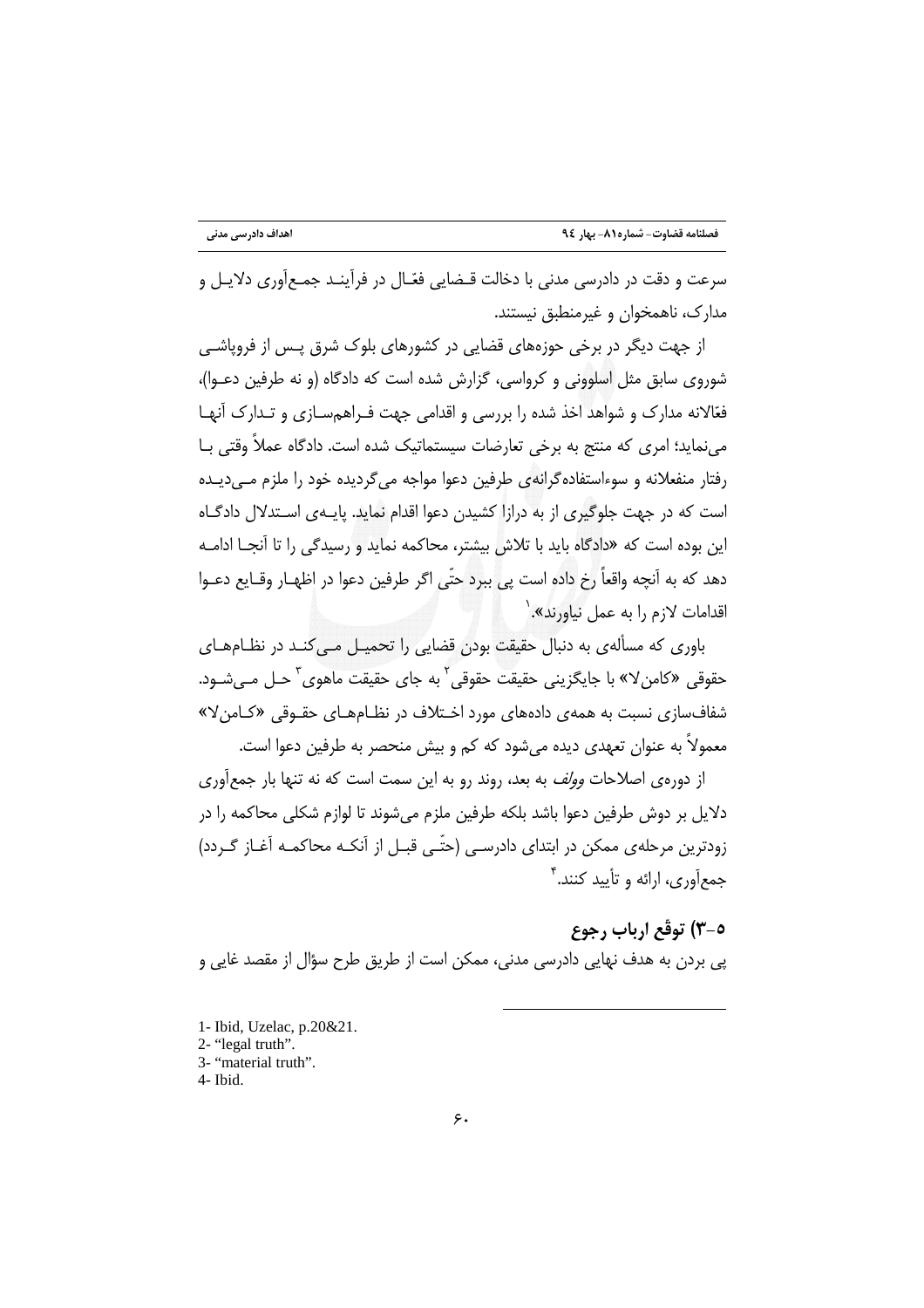سرعت و دقت در دادرسی مدنی با دخالت قـضایی فعّـال در فرآینـد جمـع‌آوری دلایـل و مدارک، ناهمخوان و غیرمنطبق نیستند.

از جهت دیگر در برخی حوزه‌های قضایی در کشورهای بلوک شرق پـس از فروپاشـی شوروی سابق مثل اسلوونی و کرواسی، گزارش شده است که دادگاه (و نه طرفین دعـوا)، فعّالانه مدارک و شواهد اخذ شده را بررسی و اقدامی جهت فـراهم‌سـازی و تـدارک آنهـا می‌نماید؛ امری که منتج به برخی تعارضات سیستماتیک شده است. دادگاه عملاً وقتی بـا رفتار منفعلانه و سوءاستفاده‌گرانه‌ی طرفین دعوا مواجه می‌گردیده خود را ملزم مـی‌دیـده است که در جهت جلوگیری از به درازا کشیدن دعوا اقدام نماید. پایـه‌ی اسـتدلال دادگـاه این بوده است که «دادگاه باید با تلاش بیشتر، محاکمه نماید و رسیدگی را تا آنجـا ادامـه دهد که به آنچه واقعاً رخ داده است پی ببرد حتّی اگر طرفین دعوا در اظهـار وقـایع دعـوا اقدامات لازم را به عمل نیاورند».[1]

باوری که مسأله‌ی به دنبال حقیقت بودن قضایی را تحمیـل مـی‌کنـد در نظـام‌هـای حقوقی «کامن‌لا» با جایگزینی حقیقت حقوقی[2] به جای حقیقت ماهوی[3] حـل مـی‌شـود. شفاف‌سازی نسبت به همه‌ی داده‌های مورد اخـتلاف در نظـام‌هـای حقـوقی «کـامن‌لا» معمولاً به عنوان تعهدی دیده می‌شود که کم و بیش منحصر به طرفین دعوا است.

از دوره‌ی اصلاحات *وولف* به بعد، روند رو به این سمت است که نه تنها بار جمع‌آوری دلایل بر دوش طرفین دعوا باشد بلکه طرفین ملزم می‌شوند تا لوازم شکلی محاکمه را در زودترین مرحله‌ی ممکن در ابتدای دادرسـی (حتّـی قبـل از آنکـه محاکمـه آغـاز گـردد) جمع‌آوری، ارائه و تأیید کنند.[4]

### ۵-۳) توقّع ارباب رجوع

پی بردن به هدف نهایی دادرسی مدنی، ممکن است از طریق طرح سؤال از مقصد غایی و

---

1- Ibid, Uzelac, p.20&21.
2- “legal truth”.
3- “material truth”.
4- Ibid.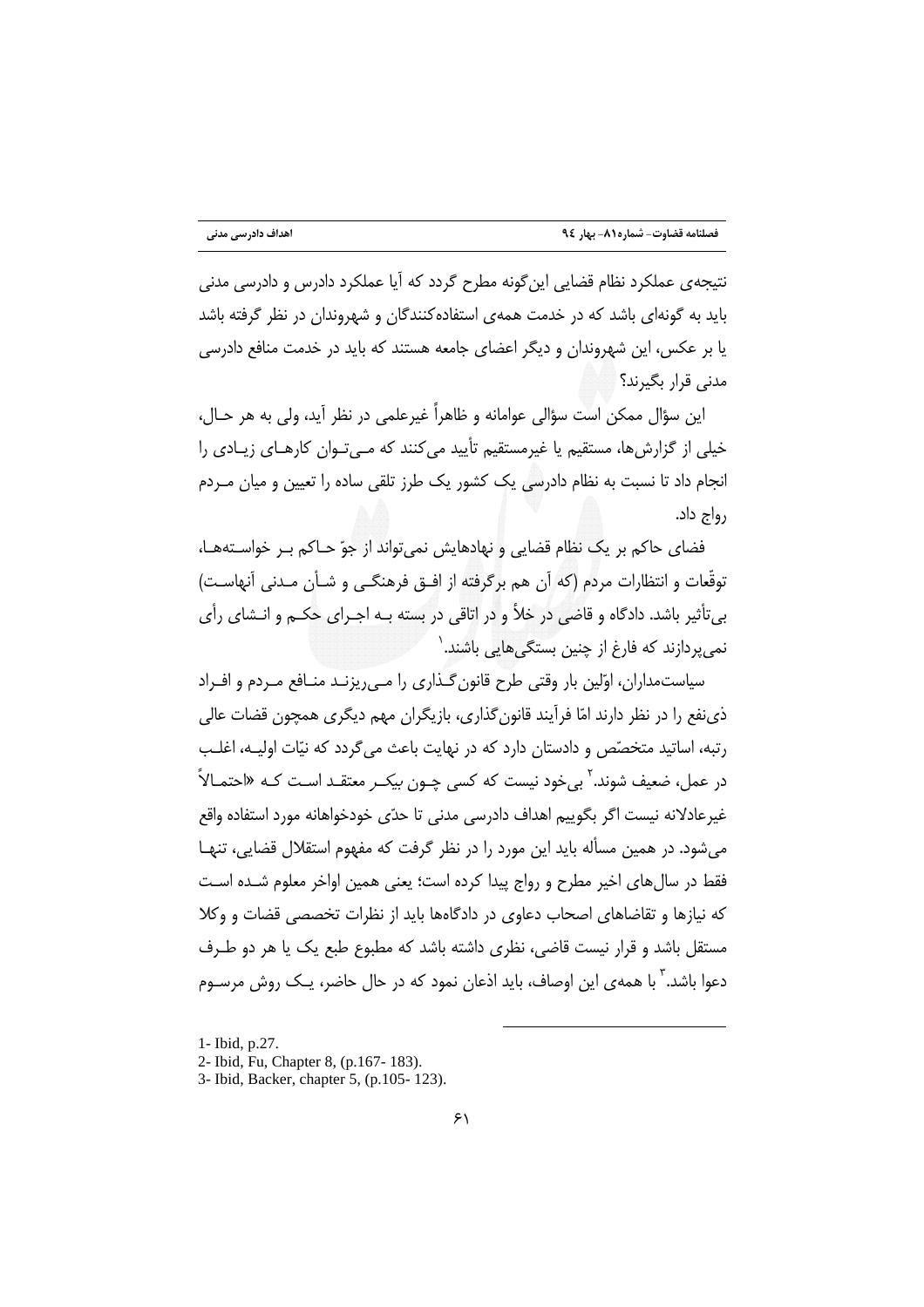نتیجه‌ی عملکرد نظام قضایی این‌گونه مطرح گردد که آیا عملکرد دادرس و دادرسی مدنی باید به گونه‌ای باشد که در خدمت همه‌ی استفاده‌کنندگان و شهروندان در نظر گرفته باشد یا بر عکس، این شهروندان و دیگر اعضای جامعه هستند که باید در خدمت منافع دادرسی مدنی قرار بگیرند؟

این سؤال ممکن است سؤالی عوامانه و ظاهراً غیرعلمی در نظر آید، ولی به هر حـال، خیلی از گزارش‌ها، مستقیم یا غیرمستقیم تأیید می‌کنند که مـی‌تـوان کارهـای زیـادی را انجام داد تا نسبت به نظام دادرسی یک کشور یک طرز تلقی ساده را تعیین و میان مـردم رواج داد.

فضای حاکم بر یک نظام قضایی و نهادهایش نمی‌تواند از جوّ حـاکم بـر خواسـته‌هـا، توقّعات و انتظارات مردم (که آن هم برگرفته از افـق فرهنگـی و شـأن مـدنی آنهاسـت) بی‌تأثیر باشد. دادگاه و قاضی در خلأ و در اتاقی در بسته بـه اجـرای حکـم و انـشای رأی نمی‌پردازند که فارغ از چنین بستگی‌هایی باشند.[1]

سیاست‌مداران، اوّلین بار وقتی طرح قانون‌گـذاری را مـی‌ریزنـد منـافع مـردم و افـراد ذی‌نفع را در نظر دارند امّا فرآیند قانون‌گذاری، بازیگران مهم دیگری همچون قضات عالی رتبه، اساتید متخصّص و دادستان دارد که در نهایت باعث می‌گردد که نیّات اولیـه، اغلـب در عمل، ضعیف شوند.[2] بی‌خود نیست که کسی چـون بیکـر معتقـد اسـت کـه «احتمـالاً غیرعادلانه نیست اگر بگوییم اهداف دادرسی مدنی تا حدّی خودخواهانه مورد استفاده واقع می‌شود. در همین مسأله باید این مورد را در نظر گرفت که مفهوم استقلال قضایی، تنهـا فقط در سال‌های اخیر مطرح و رواج پیدا کرده است؛ یعنی همین اواخر معلوم شـده اسـت که نیازها و تقاضاهای اصحاب دعاوی در دادگاه‌ها باید از نظرات تخصصی قضات و وکلا مستقل باشد و قرار نیست قاضی، نظری داشته باشد که مطبوع طبع یک یا هر دو طـرف دعوا باشد.[3] با همه‌ی این اوصاف، باید اذعان نمود که در حال حاضر، یـک روش مرسـوم

---

1- Ibid, p.27.

2- Ibid, Fu, Chapter 8, (p.167- 183).

3- Ibid, Backer, chapter 5, (p.105- 123).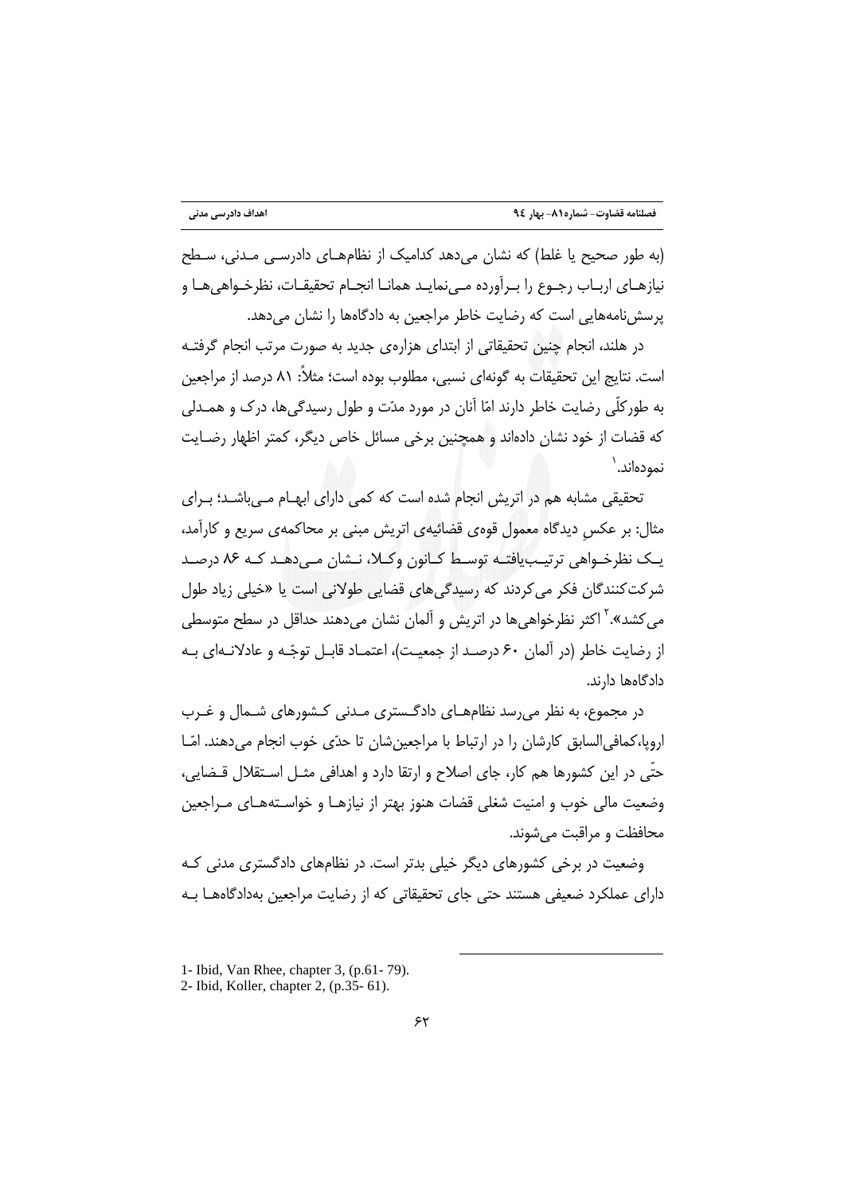(به طور صحیح یا غلط) که نشان می‌دهد کدامیک از نظام‌های دادرسی مدنی، سطح نیازهای ارباب رجوع را برآورده می‌نماید همانا انجام تحقیقات، نظرخواهی‌ها و پرسش‌نامه‌هایی است که رضایت خاطر مراجعین به دادگاه‌ها را نشان می‌دهد.

در هلند، انجام چنین تحقیقاتی از ابتدای هزاره‌ی جدید به صورت مرتب انجام گرفته است. نتایج این تحقیقات به گونه‌ای نسبی، مطلوب بوده است؛ مثلاً: ۸۱ درصد از مراجعین به طورکلّی رضایت خاطر دارند امّا آنان در مورد مدّت و طول رسیدگی‌ها، درک و همدلی که قضات از خود نشان داده‌اند و همچنین برخی مسائل خاص دیگر، کمتر اظهار رضایت نموده‌اند.[1]

تحقیقی مشابه هم در اتریش انجام شده است که کمی دارای ابهام می‌باشد؛ برای مثال: بر عکسِ دیدگاه معمول قوه‌ی قضائیه‌ی اتریش مبنی بر محاکمه‌ی سریع و کارآمد، یک نظرخواهی ترتیب‌یافته توسط کانون وکلا، نشان می‌دهد که ۸۶ درصد شرکت‌کنندگان فکر می‌کردند که رسیدگی‌های قضایی طولانی است یا «خیلی زیاد طول می‌کشد».[2] اکثر نظرخواهی‌ها در اتریش و آلمان نشان می‌دهند حداقل در سطح متوسطی از رضایت خاطر (در آلمان ۶۰ درصد از جمعیت)، اعتماد قابل توجّه و عادلانه‌ای به دادگاه‌ها دارند.

در مجموع، به نظر می‌رسد نظام‌های دادگستری مدنی کشورهای شمال و غرب اروپا، کمافی‌السابق کارشان را در ارتباط با مراجعین‌شان تا حدّی خوب انجام می‌دهند. امّا حتّی در این کشورها هم کار، جای اصلاح و ارتقا دارد و اهدافی مثل استقلال قضایی، وضعیت مالی خوب و امنیت شغلی قضات هنوز بهتر از نیازها و خواسته‌های مراجعین محافظت و مراقبت می‌شوند.

وضعیت در برخی کشورهای دیگر خیلی بدتر است. در نظام‌های دادگستری مدنی که دارای عملکرد ضعیفی هستند حتی جای تحقیقاتی که از رضایت مراجعین به‌دادگاه‌ها به

---

1- Ibid, Van Rhee, chapter 3, (p.61- 79).

2- Ibid, Koller, chapter 2, (p.35- 61).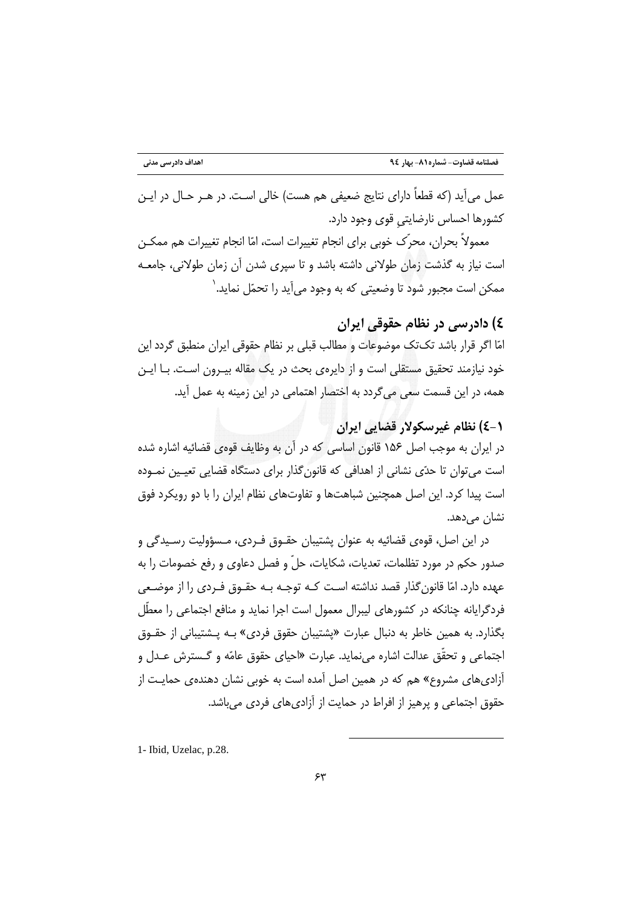عمل می‌آید (که قطعاً دارای نتایج ضعیفی هم هست) خالی است. در هر حال در این کشورها احساس نارضایتیِ قوی وجود دارد.

معمولاً بحران، محرّک خوبی برای انجام تغییرات است، امّا انجام تغییرات هم ممکن است نیاز به گذشت زمان طولانی داشته باشد و تا سپری شدن آن زمان طولانی، جامعه ممکن است مجبور شود تا وضعیتی که به وجود می‌آید را تحمّل نماید.[1]

## ٤) دادرسی در نظام حقوقی ایران

امّا اگر قرار باشد تک‌تک موضوعات و مطالب قبلی بر نظام حقوقی ایران منطبق گردد این خود نیازمند تحقیق مستقلی است و از دایره‌ی بحث در یک مقاله بیرون است. با این همه، در این قسمت سعی می‌گردد به اختصار اهتمامی در این زمینه به عمل آید.

### ٤-١) نظام غیرسکولار قضایی ایران

در ایران به موجب اصل ۱۵۶ قانون اساسی که در آن به وظایف قوه‌ی قضائیه اشاره شده است می‌توان تا حدّی نشانی از اهدافی که قانون‌گذار برای دستگاه قضایی تعیین نموده است پیدا کرد. این اصل همچنین شباهت‌ها و تفاوت‌های نظام ایران را با دو رویکرد فوق نشان می‌دهد.

در این اصل، قوه‌ی قضائیه به عنوان پشتیبان حقوق فردی، مسؤولیت رسیدگی و صدور حکم در مورد تظلمات، تعدیات، شکایات، حلّ و فصل دعاوی و رفع خصومات را به عهده دارد. امّا قانون‌گذار قصد نداشته است که توجه به حقوق فردی را از موضعی فردگرایانه چنانکه در کشورهای لیبرال معمول است اجرا نماید و منافع اجتماعی را معطّل بگذارد. به همین خاطر به دنبال عبارت «پشتیبان حقوق فردی» به پشتیبانی از حقوق اجتماعی و تحقّق عدالت اشاره می‌نماید. عبارت «احیای حقوق عامّه و گسترش عدل و آزادی‌های مشروع» هم که در همین اصل آمده است به خوبی نشان دهنده‌ی حمایت از حقوق اجتماعی و پرهیز از افراط در حمایت از آزادی‌های فردی می‌باشد.

---

1- Ibid, Uzelac, p.28.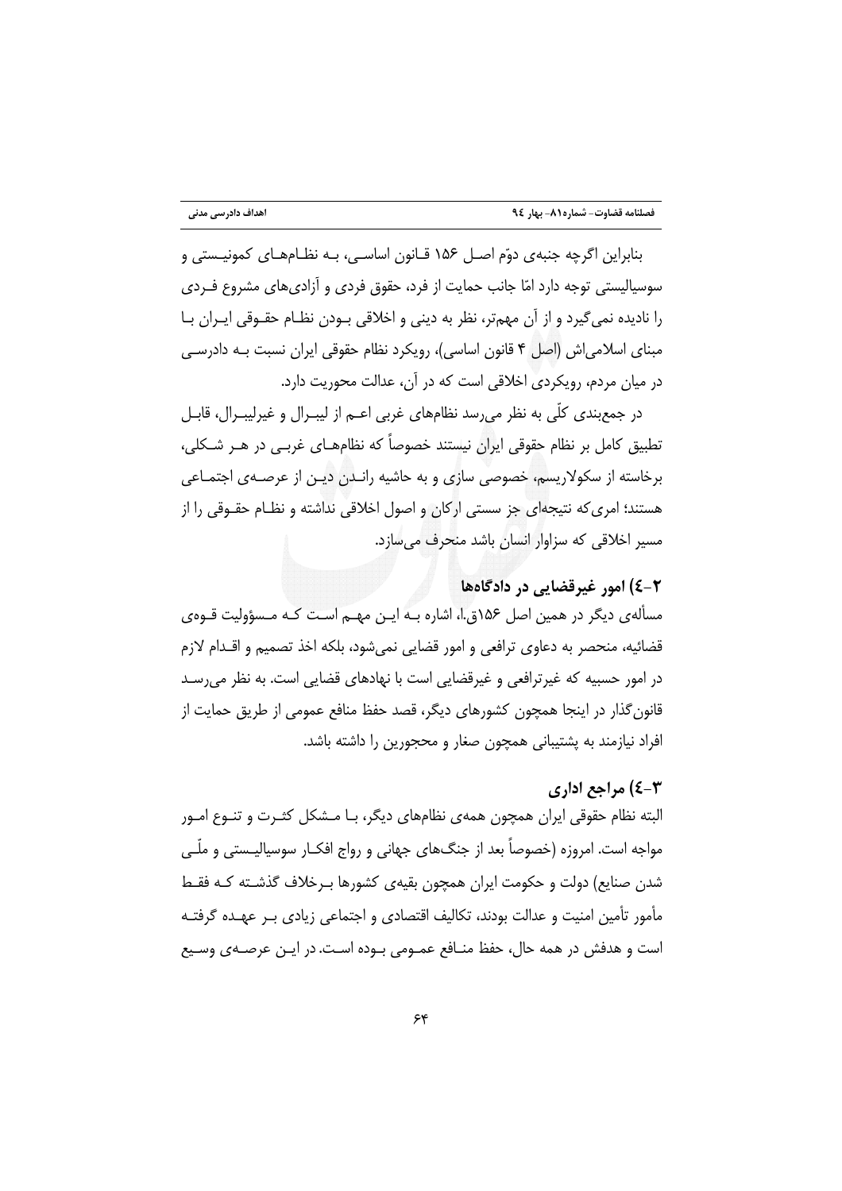بنابراین اگرچه جنبه‌ی دوّم اصـل ۱۵۶ قـانون اساسـی، بـه نظـام‌هـای کمونیـستی و سوسیالیستی توجه دارد امّا جانب حمایت از فرد، حقوق فردی و آزادی‌های مشروع فـردی را نادیده نمی‌گیرد و از آن مهم‌تر، نظر به دینی و اخلاقی بـودن نظـام حقـوقی ایـران بـا مبنای اسلامی‌اش (اصل ۴ قانون اساسی)، رویکرد نظام حقوقی ایران نسبت بـه دادرسـی در میان مردم، رویکردی اخلاقی است که در آن، عدالت محوریت دارد.

در جمع‌بندی کلّی به نظر می‌رسد نظام‌های غربی اعـم از لیبـرال و غیرلیبـرال، قابـل تطبیق کامل بر نظام حقوقی ایران نیستند خصوصاً که نظام‌هـای غربـی در هـر شـکلی، برخاسته از سکولاریسم، خصوصی سازی و به حاشیه رانـدن دیـن از عرصـه‌ی اجتمـاعی هستند؛ امری‌که نتیجه‌ای جز سستی ارکان و اصول اخلاقی نداشته و نظـام حقـوقی را از مسیر اخلاقی که سزاوار انسان باشد منحرف می‌سازد.

### ۲-٤) امور غیرقضایی در دادگاه‌ها

مسأله‌ی دیگر در همین اصل ۱۵۶ق.ا، اشاره بـه ایـن مهـم اسـت کـه مـسؤولیت قـوه‌ی قضائیه، منحصر به دعاوی ترافعی و امور قضایی نمی‌شود، بلکه اخذ تصمیم و اقـدام لازم در امور حسبیه که غیرترافعی و غیرقضایی است با نهادهای قضایی است. به نظر می‌رسـد قانون‌گذار در اینجا همچون کشورهای دیگر، قصد حفظ منافع عمومی از طریق حمایت از افراد نیازمند به پشتیبانی همچون صغار و محجورین را داشته باشد.

### ۳-٤) مراجع اداری

البته نظام حقوقی ایران همچون همه‌ی نظام‌های دیگر، بـا مـشکل کثـرت و تنـوع امـور مواجه است. امروزه (خصوصاً بعد از جنگ‌های جهانی و رواج افکـار سوسیالیـستی و ملّـی شدن صنایع) دولت و حکومت ایران همچون بقیه‌ی کشورها بـرخلاف گذشـته کـه فقـط مأمور تأمین امنیت و عدالت بودند، تکالیف اقتصادی و اجتماعی زیادی بـر عهـده گرفتـه است و هدفش در همه حال، حفظ منـافع عمـومی بـوده اسـت. در ایـن عرصـه‌ی وسـیع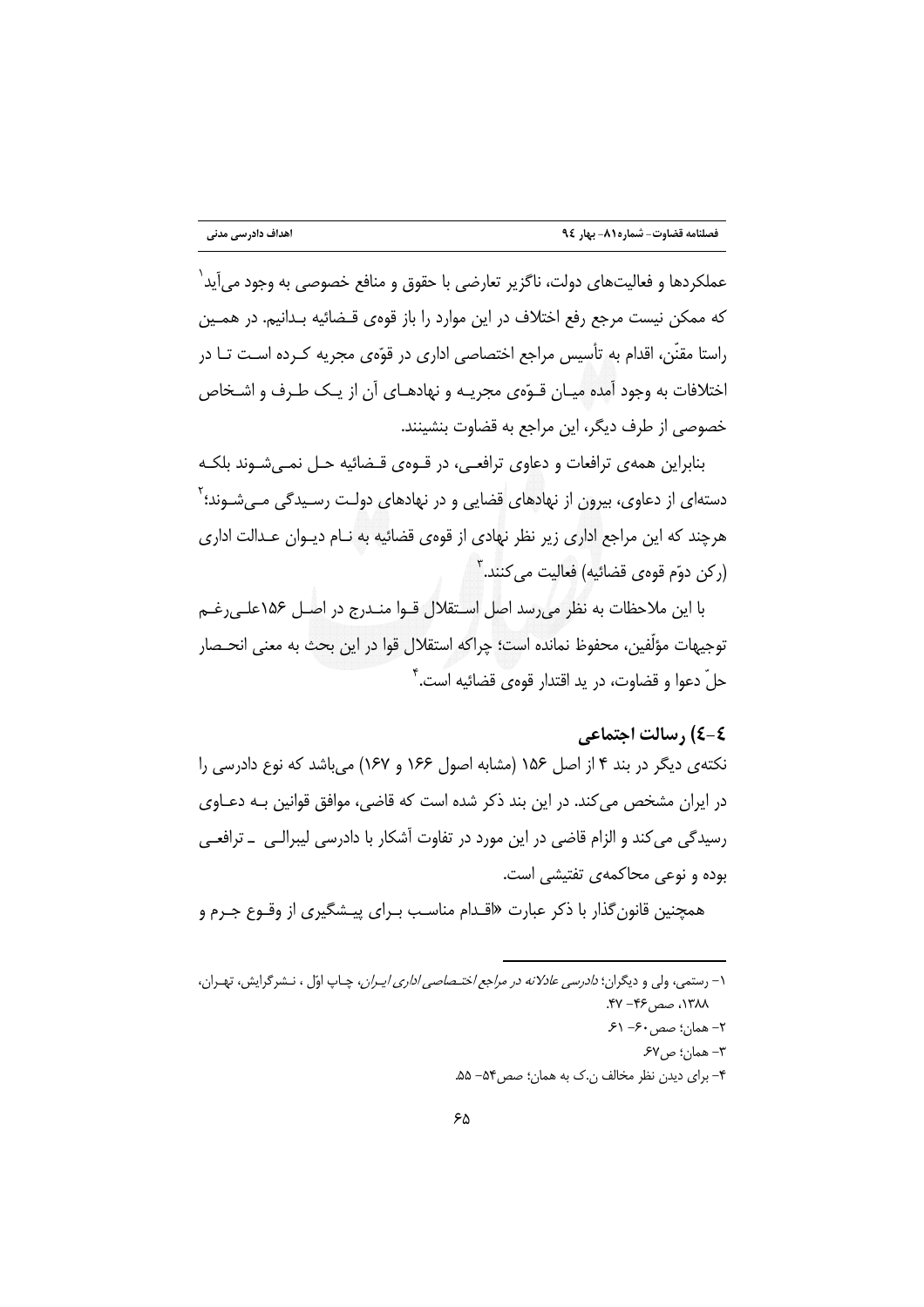عملکردها و فعالیت‌های دولت، ناگزیر تعارضی با حقوق و منافع خصوصی به وجود می‌آید[1] که ممکن نیست مرجع رفع اختلاف در این موارد را باز قوه‌ی قضائیه بدانیم. در همین راستا مقنّن، اقدام به تأسیس مراجع اختصاصی اداری در قوّه‌ی مجریه کرده است تا در اختلافات به وجود آمده میان قوّه‌ی مجریه و نهادهای آن از یک طرف و اشخاص خصوصی از طرف دیگر، این مراجع به قضاوت بنشینند.

بنابراین همه‌ی ترافعات و دعاوی ترافعی، در قوه‌ی قضائیه حل نمی‌شوند بلکه دسته‌ای از دعاوی، بیرون از نهادهای قضایی و در نهادهای دولت رسیدگی می‌شوند؛[2] هرچند که این مراجع اداری زیر نظر نهادی از قوه‌ی قضائیه به نام دیوان عدالت اداری (رکن دوّم قوه‌ی قضائیه) فعالیت می‌کنند.[3]

با این ملاحظات به نظر می‌رسد اصل استقلال قوا مندرج در اصل ۱۵۶علی‌رغم توجیهات مؤلّفین، محفوظ نمانده است؛ چراکه استقلال قوا در این بحث به معنی انحصار حلّ دعوا و قضاوت، در ید اقتدار قوه‌ی قضائیه است.[4]

### ۴-۴) رسالت اجتماعی

نکته‌ی دیگر در بند ۴ از اصل ۱۵۶ (مشابه اصول ۱۶۶ و ۱۶۷) می‌باشد که نوع دادرسی را در ایران مشخص می‌کند. در این بند ذکر شده است که قاضی، موافق قوانین به دعاوی رسیدگی می‌کند و الزام قاضی در این مورد در تفاوت آشکار با دادرسی لیبرالی ـ ترافعی بوده و نوعی محاکمه‌ی تفتیشی است.

همچنین قانون‌گذار با ذکر عبارت «اقدام مناسب برای پیشگیری از وقوع جرم و

---

۱- رستمی، ولی و دیگران؛ *دادرسی عادلانه در مراجع اختصاصی اداری ایران*، چاپ اوّل ، نشرگرایش، تهران، ۱۳۸۸، صص۴۶- ۴۷.

۲- همان؛ صص۶۰- ۶۱.

۳- همان؛ ص۶۷.

۴- برای دیدن نظر مخالف ن.ک به همان؛ صص۵۴- ۵۵.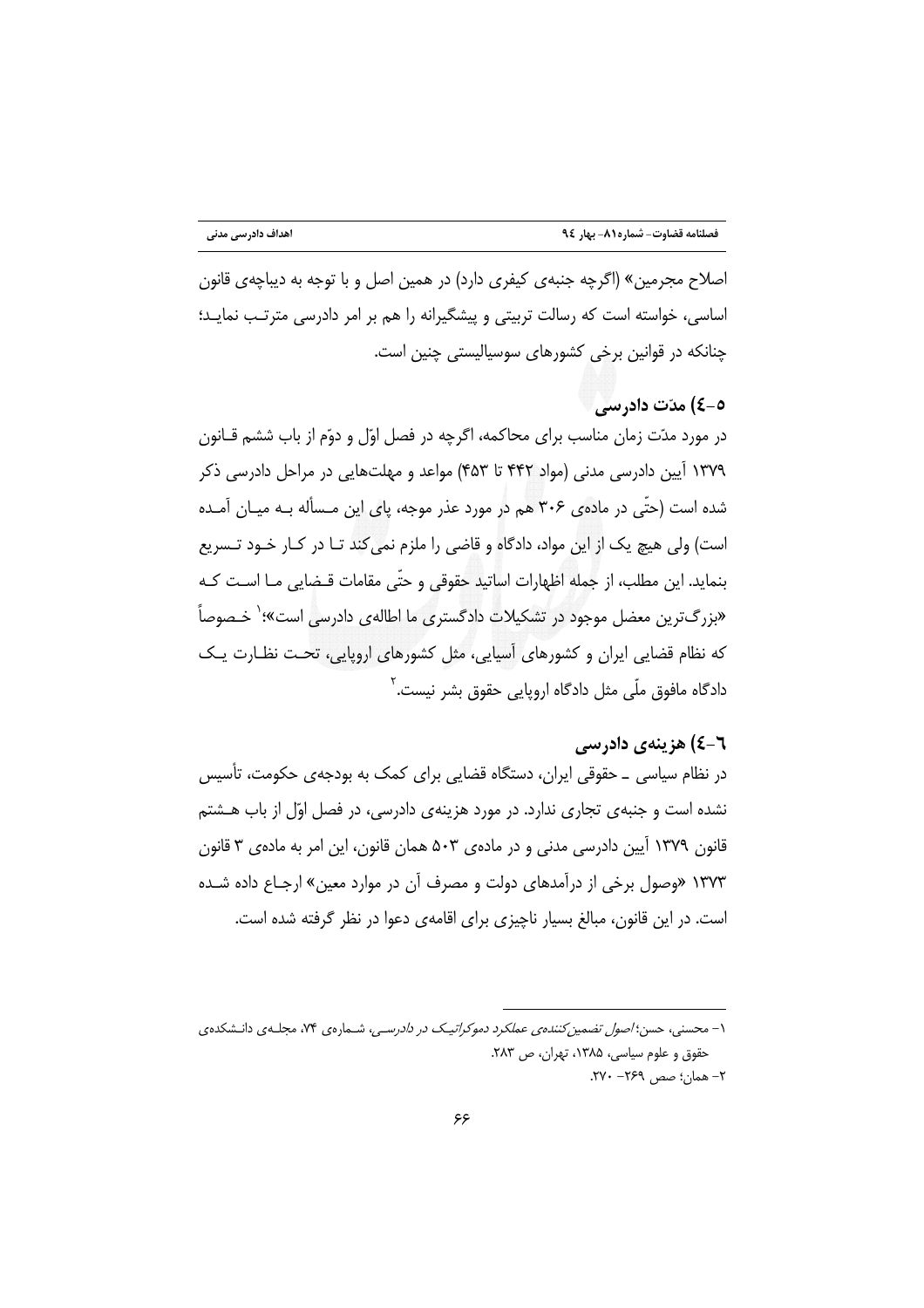اصلاح مجرمین» (اگرچه جنبه‌ی کیفری دارد) در همین اصل و با توجه به دیباچه‌ی قانون اساسی، خواسته است که رسالت تربیتی و پیشگیرانه را هم بر امر دادرسی مترتب نماید؛ چنانکه در قوانین برخی کشورهای سوسیالیستی چنین است.

### ٤-٥) مدّت دادرسی

در مورد مدّت زمان مناسب برای محاکمه، اگرچه در فصل اوّل و دوّم از باب ششم قانون ۱۳۷۹ آیین دادرسی مدنی (مواد ۴۴۲ تا ۴۵۳) مواعد و مهلت‌هایی در مراحل دادرسی ذکر شده است (حتّی در ماده‌ی ۳۰۶ هم در مورد عذر موجه، پای این مسأله به میان آمده است) ولی هیچ یک از این مواد، دادگاه و قاضی را ملزم نمی‌کند تا در کار خود تسریع بنماید. این مطلب، از جمله اظهارات اساتید حقوقی و حتّی مقامات قضایی ما است که «بزرگ‌ترین معضل موجود در تشکیلات دادگستری ما اطاله‌ی دادرسی است»؛[1] خصوصاً که نظام قضایی ایران و کشورهای آسیایی، مثل کشورهای اروپایی، تحت نظارت یک دادگاه مافوق ملّی مثل دادگاه اروپایی حقوق بشر نیست.[2]

### ٤-٦) هزینه‌ی دادرسی

در نظام سیاسی ـ حقوقی ایران، دستگاه قضایی برای کمک به بودجه‌ی حکومت، تأسیس نشده است و جنبه‌ی تجاری ندارد. در مورد هزینه‌ی دادرسی، در فصل اوّل از باب هشتم قانون ۱۳۷۹ آیین دادرسی مدنی و در ماده‌ی ۵۰۳ همان قانون، این امر به ماده‌ی ۳ قانون ۱۳۷۳ «وصول برخی از درآمدهای دولت و مصرف آن در موارد معین» ارجاع داده شده است. در این قانون، مبالغ بسیار ناچیزی برای اقامه‌ی دعوا در نظر گرفته شده است.

---

۱- محسنی، حسن؛ *اصول تضمین‌کننده‌ی عملکرد دموکراتیک در دادرسی*، شماره‌ی ۷۴، مجله‌ی دانشکده‌ی حقوق و علوم سیاسی، ۱۳۸۵، تهران، ص ۲۸۳.

۲- همان؛ صص ۲۶۹- ۲۷۰.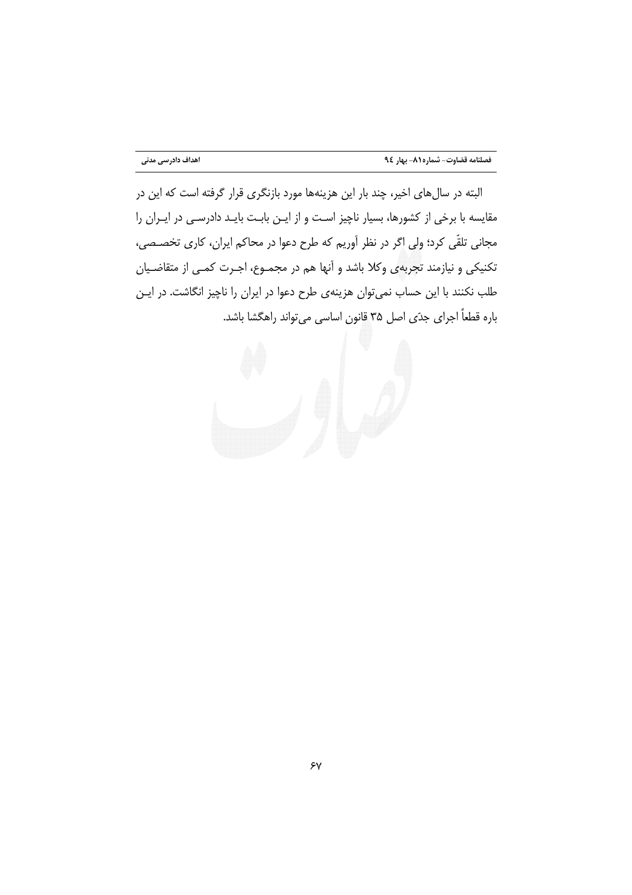البته در سال‌های اخیر، چند بار این هزینه‌ها مورد بازنگری قرار گرفته است که این در مقایسه با برخی از کشورها، بسیار ناچیز است و از این بابت باید دادرسی در ایران را مجانی تلقّی کرد؛ ولی اگر در نظر آوریم که طرح دعوا در محاکم ایران، کاری تخصصی، تکنیکی و نیازمند تجربه‌ی وکلا باشد و آنها هم در مجموع، اجرت کمی از متقاضیان طلب نکنند با این حساب نمی‌توان هزینه‌ی طرح دعوا در ایران را ناچیز انگاشت. در این باره قطعاً اجرای جدّی اصل ۳۵ قانون اساسی می‌تواند راهگشا باشد.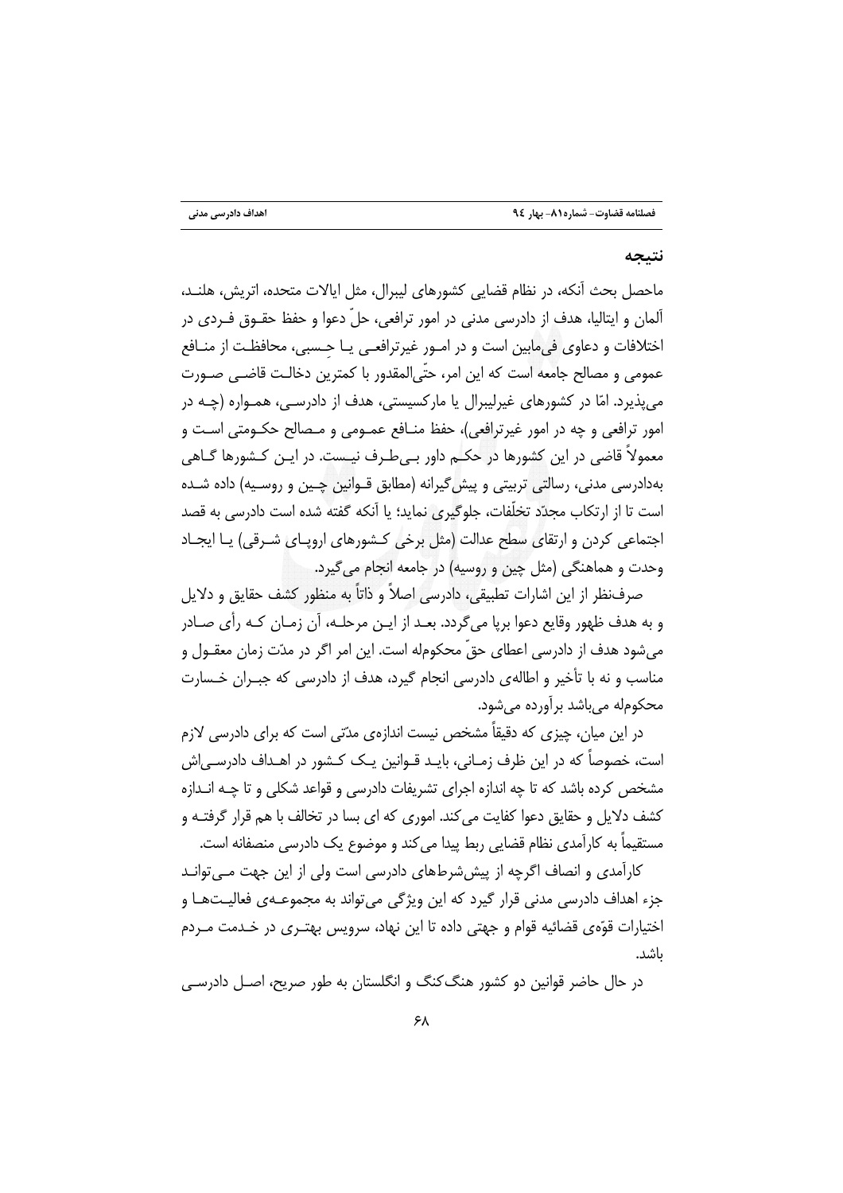## نتیجه

ماحصل بحث آنکه، در نظام قضایی کشورهای لیبرال، مثل ایالات متحده، اتریش، هلند، آلمان و ایتالیا، هدف از دادرسی مدنی در امور ترافعی، حلّ دعوا و حفظ حقوق فردی در اختلافات و دعاوی فی‌مابین است و در امور غیرترافعی یا حِسبی، محافظت از منافع عمومی و مصالح جامعه است که این امر، حتّی‌المقدور با کمترین دخالت قاضی صورت می‌پذیرد. امّا در کشورهای غیرلیبرال یا مارکسیستی، هدف از دادرسی، همواره (چه در امور ترافعی و چه در امور غیرترافعی)، حفظ منافع عمومی و مصالح حکومتی است و معمولاً قاضی در این کشورها در حکم داور بی‌طرف نیست. در این کشورها گاهی به‌دادرسی مدنی، رسالتی تربیتی و پیش‌گیرانه (مطابق قوانین چین و روسیه) داده شده است تا از ارتکاب مجدّد تخلّفات، جلوگیری نماید؛ یا آنکه گفته شده است دادرسی به قصد اجتماعی کردن و ارتقای سطح عدالت (مثل برخی کشورهای اروپای شرقی) یا ایجاد وحدت و هماهنگی (مثل چین و روسیه) در جامعه انجام می‌گیرد.

صرف‌نظر از این اشارات تطبیقی، دادرسی اصلاً و ذاتاً به منظور کشف حقایق و دلایل و به هدف ظهور وقایع دعوا برپا می‌گردد. بعد از این مرحله، آن زمان که رأی صادر می‌شود هدف از دادرسی اعطای حقّ محکوم‌له است. این امر اگر در مدّت زمان معقول و مناسب و نه با تأخیر و اطاله‌ی دادرسی انجام گیرد، هدف از دادرسی که جبران خسارت محکوم‌له می‌باشد برآورده می‌شود.

در این میان، چیزی که دقیقاً مشخص نیست اندازه‌ی مدّتی است که برای دادرسی لازم است، خصوصاً که در این ظرف زمانی، باید قوانین یک کشور در اهداف دادرسی‌اش مشخص کرده باشد که تا چه اندازه اجرای تشریفات دادرسی و قواعد شکلی و تا چه اندازه کشف دلایل و حقایق دعوا کفایت می‌کند. اموری که ای بسا در تخالف با هم قرار گرفته و مستقیماً به کارآمدی نظام قضایی ربط پیدا می‌کند و موضوع یک دادرسی منصفانه است.

کارآمدی و انصاف اگرچه از پیش‌شرط‌های دادرسی است ولی از این جهت می‌تواند جزء اهداف دادرسی مدنی قرار گیرد که این ویژگی می‌تواند به مجموعه‌ی فعالیت‌ها و اختیارات قوّه‌ی قضائیه قوام و جهتی داده تا این نهاد، سرویس بهتری در خدمت مردم باشد.

در حال حاضر قوانین دو کشور هنگ‌کنگ و انگلستان به طور صریح، اصل دادرسی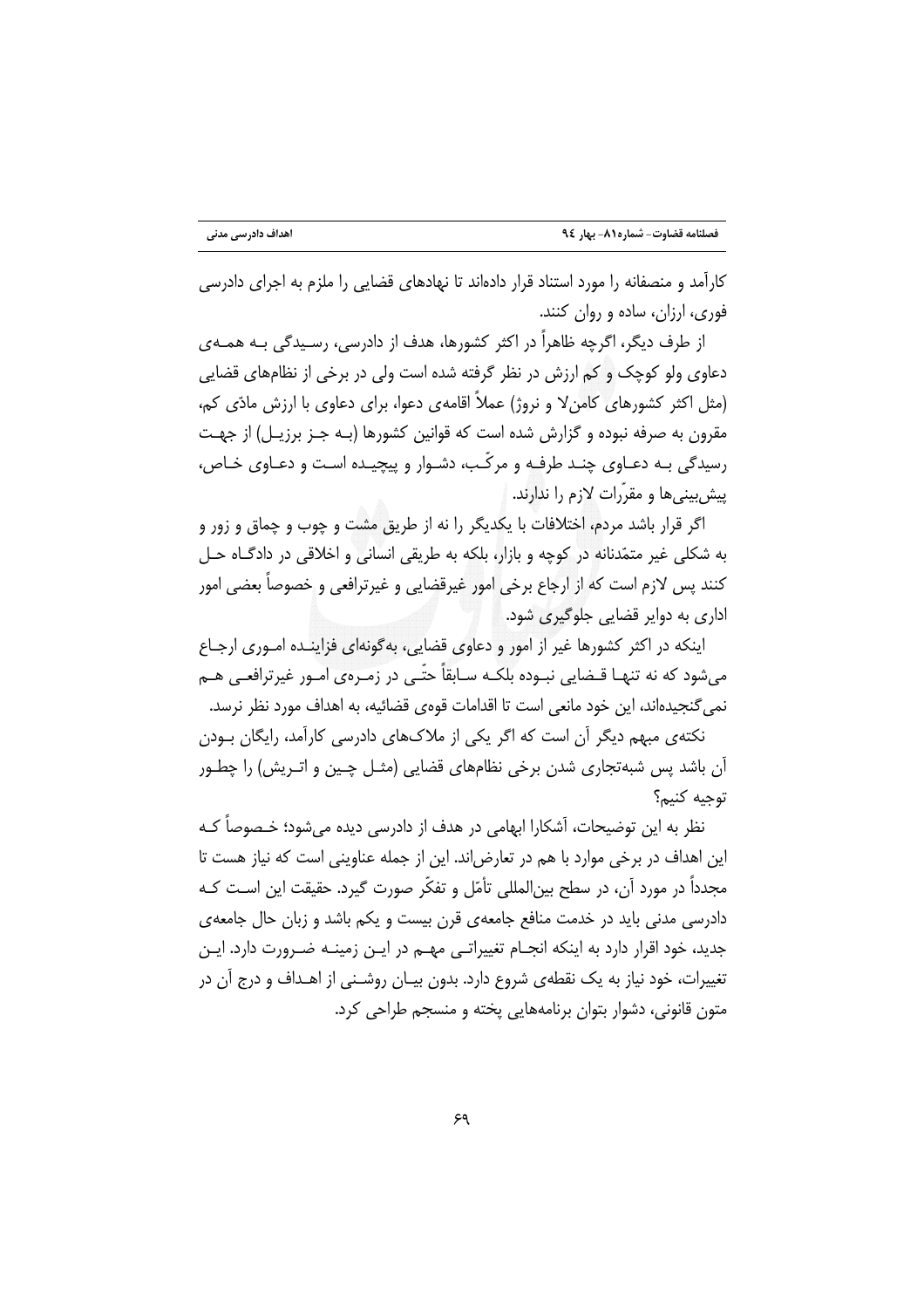کارآمد و منصفانه را مورد استناد قرار داده‌اند تا نهادهای قضایی را ملزم به اجرای دادرسی فوری، ارزان، ساده و روان کنند.

از طرف دیگر، اگرچه ظاهراً در اکثر کشورها، هدف از دادرسی، رسیدگی به همه‌ی دعاوی ولو کوچک و کم ارزش در نظر گرفته شده است ولی در برخی از نظام‌های قضایی (مثل اکثر کشورهای کامن‌لا و نروژ) عملاً اقامه‌ی دعوا، برای دعاوی با ارزش مادّی کم، مقرون به صرفه نبوده و گزارش شده است که قوانین کشورها (به جز برزیل) از جهت رسیدگی به دعاوی چند طرفه و مرکّب، دشوار و پیچیده است و دعاوی خاص، پیش‌بینی‌ها و مقرّرات لازم را ندارند.

اگر قرار باشد مردم، اختلافات با یکدیگر را نه از طریق مشت و چوب و چماق و زور و به شکلی غیر متمدّنانه در کوچه و بازار، بلکه به طریقی انسانی و اخلاقی در دادگاه حل کنند پس لازم است که از ارجاع برخی امور غیرقضایی و غیرترافعی و خصوصاً بعضی امور اداری به دوایر قضایی جلوگیری شود.

اینکه در اکثر کشورها غیر از امور و دعاوی قضایی، به‌گونه‌ای فزاینده اموری ارجاع می‌شود که نه تنها قضایی نبوده بلکه سابقاً حتّی در زمره‌ی امور غیرترافعی هم نمی‌گنجیده‌اند، این خود مانعی است تا اقدامات قوه‌ی قضائیه، به اهداف مورد نظر نرسد.

نکته‌ی مبهم دیگر آن است که اگر یکی از ملاک‌های دادرسی کارآمد، رایگان بودن آن باشد پس شبه‌تجاری شدن برخی نظام‌های قضایی (مثل چین و اتریش) را چطور توجیه کنیم؟

نظر به این توضیحات، آشکارا ابهامی در هدف از دادرسی دیده می‌شود؛ خصوصاً که این اهداف در برخی موارد با هم در تعارض‌اند. این از جمله عناوینی است که نیاز هست تا مجدداً در مورد آن، در سطح بین‌المللی تأمّل و تفکّر صورت گیرد. حقیقت این است که دادرسی مدنی باید در خدمت منافع جامعه‌ی قرن بیست و یکم باشد و زبان حال جامعه‌ی جدید، خود اقرار دارد به اینکه انجام تغییراتی مهم در این زمینه ضرورت دارد. این تغییرات، خود نیاز به یک نقطه‌ی شروع دارد. بدون بیان روشنی از اهداف و درج آن در متون قانونی، دشوار بتوان برنامه‌هایی پخته و منسجم طراحی کرد.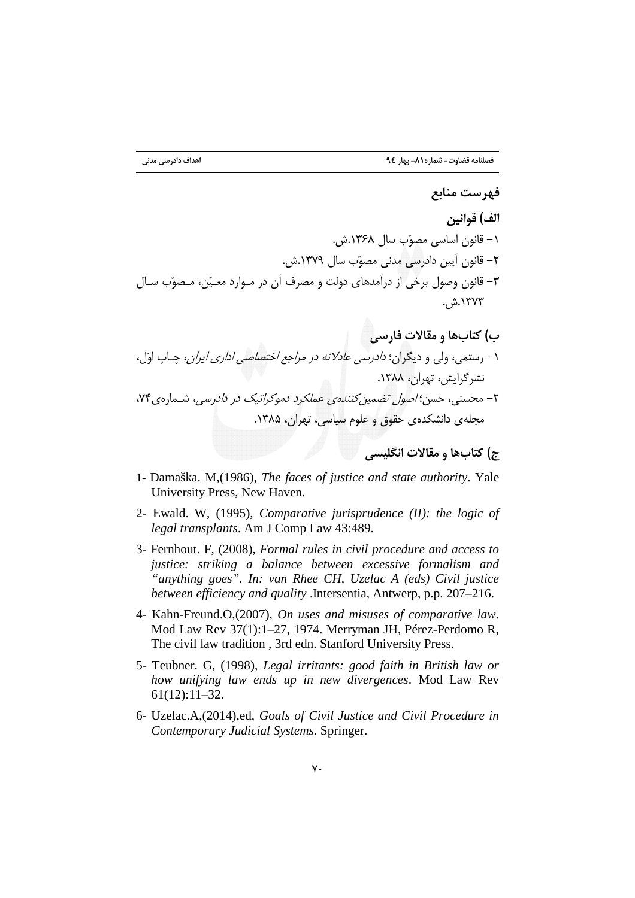## فهرست منابع

### الف) قوانین

۱- قانون اساسی مصوّب سال ۱۳۶۸.ش.

۲- قانون آیین دادرسی مدنی مصوّب سال ۱۳۷۹.ش.

۳- قانون وصول برخی از درآمدهای دولت و مصرف آن در موارد معیّن، مصوّب سال ۱۳۷۳.ش.

### ب) کتاب‌ها و مقالات فارسی

۱- رستمی، ولی و دیگران؛ *دادرسی عادلانه در مراجع اختصاصی اداری ایران*، چاپ اوّل، نشرگرایش، تهران، ۱۳۸۸.

۲- محسنی، حسن؛ *اصول تضمین‌کننده‌ی عملکرد دموکراتیک در دادرسی*، شماره‌ی ۷۴، مجله‌ی دانشکده‌ی حقوق و علوم سیاسی، تهران، ۱۳۸۵.

### ج) کتاب‌ها و مقالات انگلیسی

1- Damaška. M,(1986), *The faces of justice and state authority*. Yale University Press, New Haven.

2- Ewald. W, (1995), *Comparative jurisprudence (II): the logic of legal transplants*. Am J Comp Law 43:489.

3- Fernhout. F, (2008), *Formal rules in civil procedure and access to justice: striking a balance between excessive formalism and "anything goes". In: van Rhee CH, Uzelac A (eds) Civil justice between efficiency and quality* .Intersentia, Antwerp, p.p. 207–216.

4- Kahn-Freund.O,(2007), *On uses and misuses of comparative law*. Mod Law Rev 37(1):1–27, 1974. Merryman JH, Pérez-Perdomo R, The civil law tradition , 3rd edn. Stanford University Press.

5- Teubner. G, (1998), *Legal irritants: good faith in British law or how unifying law ends up in new divergences*. Mod Law Rev 61(12):11–32.

6- Uzelac.A,(2014),ed, *Goals of Civil Justice and Civil Procedure in Contemporary Judicial Systems*. Springer.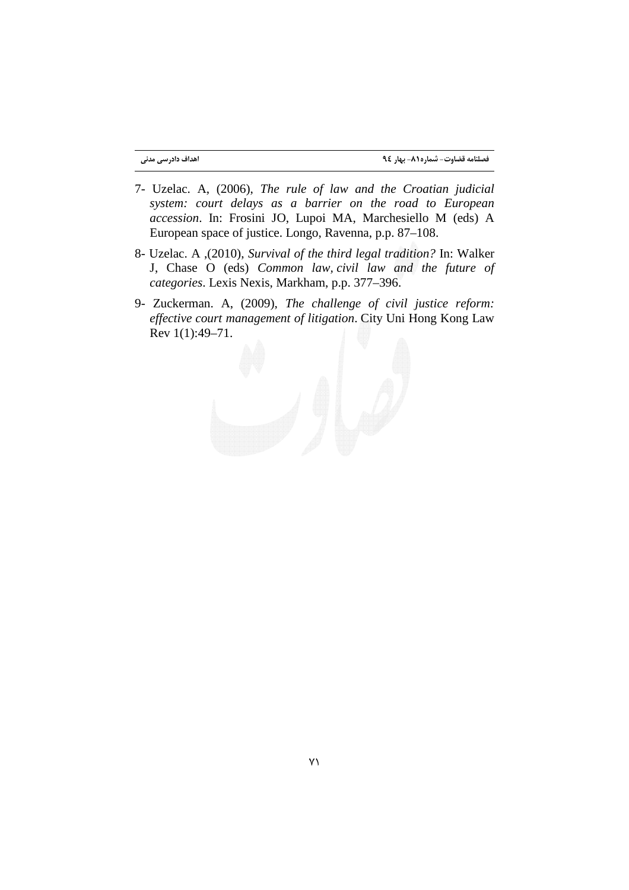7- Uzelac. A, (2006), *The rule of law and the Croatian judicial system: court delays as a barrier on the road to European accession*. In: Frosini JO, Lupoi MA, Marchesiello M (eds) A European space of justice. Longo, Ravenna, p.p. 87–108.

8- Uzelac. A ,(2010), *Survival of the third legal tradition?* In: Walker J, Chase O (eds) *Common law, civil law and the future of categories*. Lexis Nexis, Markham, p.p. 377–396.

9- Zuckerman. A, (2009), *The challenge of civil justice reform: effective court management of litigation*. City Uni Hong Kong Law Rev 1(1):49–71.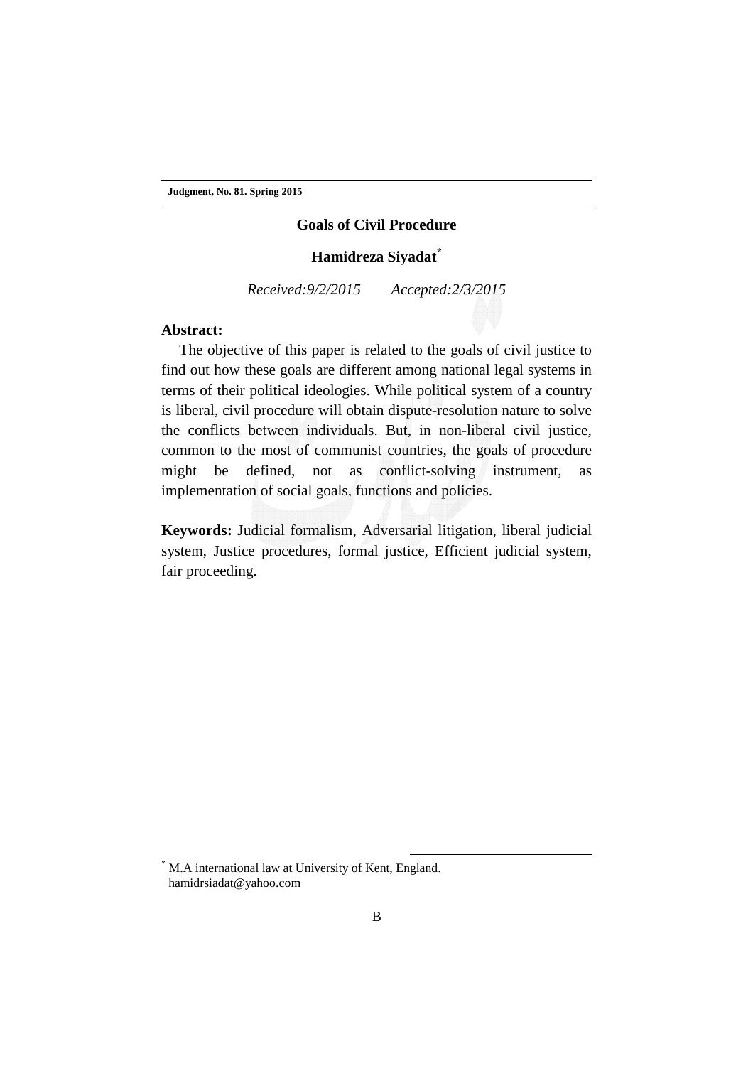## Goals of Civil Procedure

**Hamidreza Siyadat***

*Received:9/2/2015 Accepted:2/3/2015*

**Abstract:**

The objective of this paper is related to the goals of civil justice to find out how these goals are different among national legal systems in terms of their political ideologies. While political system of a country is liberal, civil procedure will obtain dispute-resolution nature to solve the conflicts between individuals. But, in non-liberal civil justice, common to the most of communist countries, the goals of procedure might be defined, not as conflict-solving instrument, as implementation of social goals, functions and policies.

**Keywords:** Judicial formalism, Adversarial litigation, liberal judicial system, Justice procedures, formal justice, Efficient judicial system, fair proceeding.

---

* M.A international law at University of Kent, England.
hamidrsiadat@yahoo.com